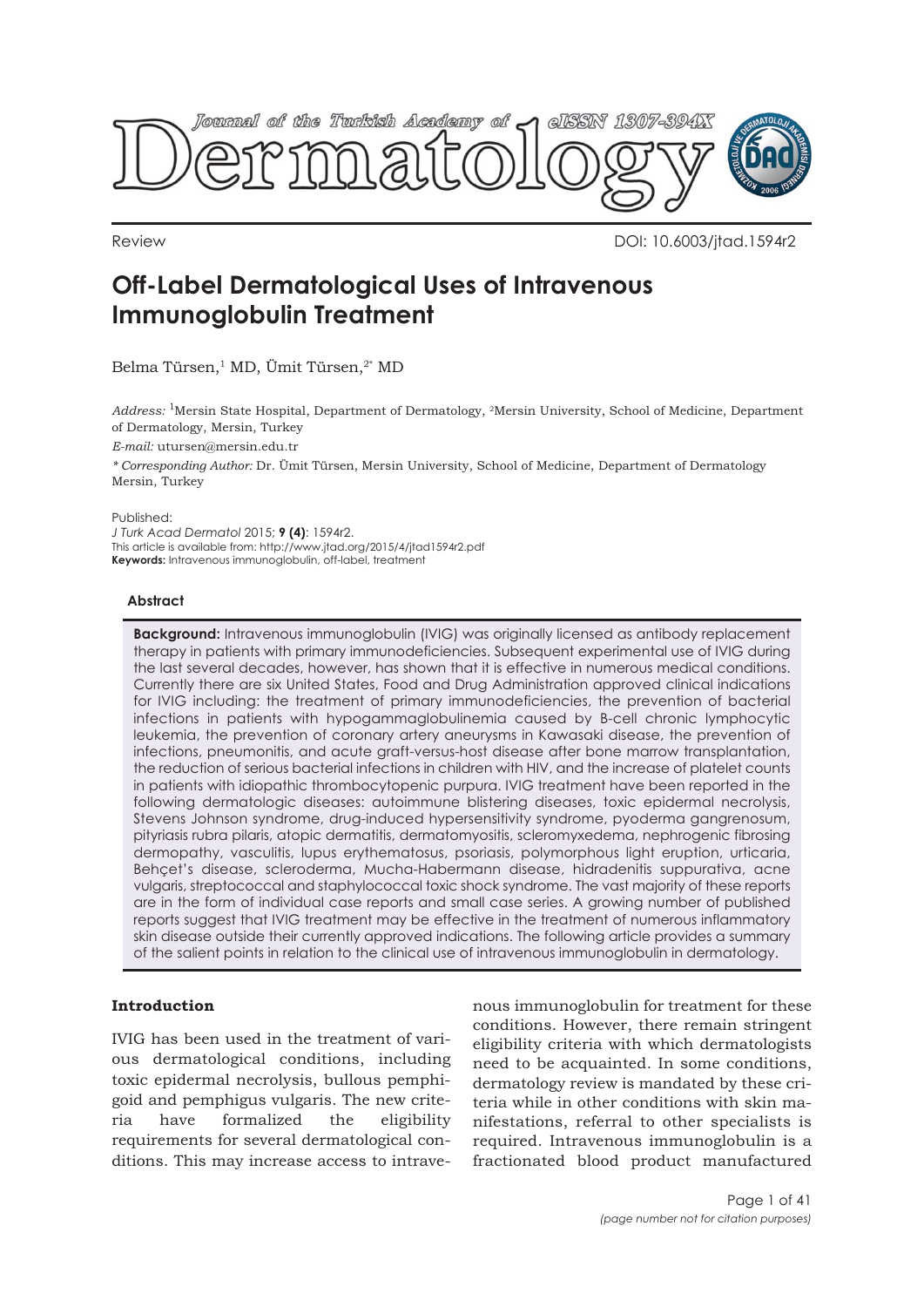Review

DOI: 10.6003/jtad.1594r2

# Off-Label Dermatological Uses of Intravenous Immunoglobulin Treatment

Belma Türsen,[1] MD, Ümit Türsen,[2*] MD

*Address:* [1]Mersin State Hospital, Department of Dermatology, [2]Mersin University, School of Medicine, Department of Dermatology, Mersin, Turkey

*E-mail:* utursen@mersin.edu.tr

*\* Corresponding Author:* Dr. Ümit Türsen, Mersin University, School of Medicine, Department of Dermatology Mersin, Turkey

Published:
*J Turk Acad Dermatol* 2015; **9 (4)**: 1594r2.
This article is available from: http://www.jtad.org/2015/4/jtad1594r2.pdf
**Keywords:** Intravenous immunoglobulin, off-label, treatment

### Abstract

**Background:** Intravenous immunoglobulin (IVIG) was originally licensed as antibody replacement therapy in patients with primary immunodeficiencies. Subsequent experimental use of IVIG during the last several decades, however, has shown that it is effective in numerous medical conditions. Currently there are six United States, Food and Drug Administration approved clinical indications for IVIG including: the treatment of primary immunodeficiencies, the prevention of bacterial infections in patients with hypogammaglobulinemia caused by B-cell chronic lymphocytic leukemia, the prevention of coronary artery aneurysms in Kawasaki disease, the prevention of infections, pneumonitis, and acute graft-versus-host disease after bone marrow transplantation, the reduction of serious bacterial infections in children with HIV, and the increase of platelet counts in patients with idiopathic thrombocytopenic purpura. IVIG treatment have been reported in the following dermatologic diseases: autoimmune blistering diseases, toxic epidermal necrolysis, Stevens Johnson syndrome, drug-induced hypersensitivity syndrome, pyoderma gangrenosum, pityriasis rubra pilaris, atopic dermatitis, dermatomyositis, scleromyxedema, nephrogenic fibrosing dermopathy, vasculitis, lupus erythematosus, psoriasis, polymorphous light eruption, urticaria, Behçet's disease, scleroderma, Mucha-Habermann disease, hidradenitis suppurativa, acne vulgaris, streptococcal and staphylococcal toxic shock syndrome. The vast majority of these reports are in the form of individual case reports and small case series. A growing number of published reports suggest that IVIG treatment may be effective in the treatment of numerous inflammatory skin disease outside their currently approved indications. The following article provides a summary of the salient points in relation to the clinical use of intravenous immunoglobulin in dermatology.

### Introduction

IVIG has been used in the treatment of various dermatological conditions, including toxic epidermal necrolysis, bullous pemphigoid and pemphigus vulgaris. The new criteria have formalized the eligibility requirements for several dermatological conditions. This may increase access to intravenous immunoglobulin for treatment for these conditions. However, there remain stringent eligibility criteria with which dermatologists need to be acquainted. In some conditions, dermatology review is mandated by these criteria while in other conditions with skin manifestations, referral to other specialists is required. Intravenous immunoglobulin is a fractionated blood product manufactured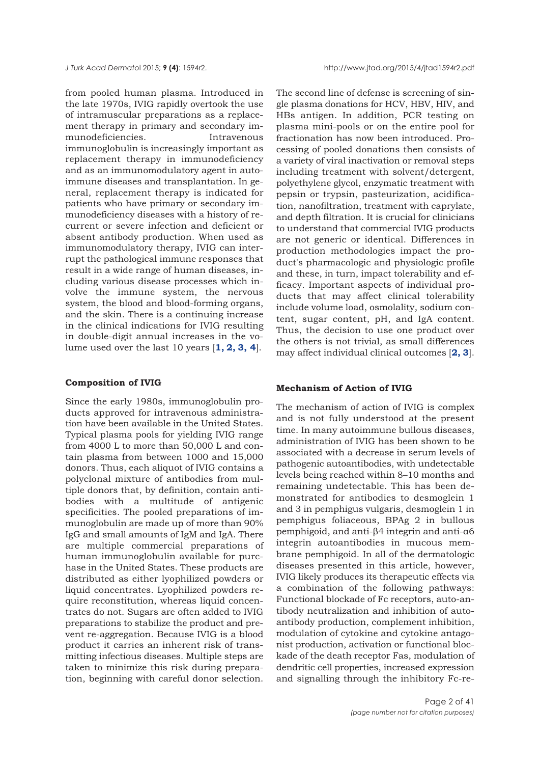from pooled human plasma. Introduced in the late 1970s, IVIG rapidly overtook the use of intramuscular preparations as a replacement therapy in primary and secondary immunodeficiencies. Intravenous immunoglobulin is increasingly important as replacement therapy in immunodeficiency and as an immunomodulatory agent in autoimmune diseases and transplantation. In general, replacement therapy is indicated for patients who have primary or secondary immunodeficiency diseases with a history of recurrent or severe infection and deficient or absent antibody production. When used as immunomodulatory therapy, IVIG can interrupt the pathological immune responses that result in a wide range of human diseases, including various disease processes which involve the immune system, the nervous system, the blood and blood-forming organs, and the skin. There is a continuing increase in the clinical indications for IVIG resulting in double-digit annual increases in the volume used over the last 10 years [**1, 2, 3, 4**].

### Composition of IVIG

Since the early 1980s, immunoglobulin products approved for intravenous administration have been available in the United States. Typical plasma pools for yielding IVIG range from 4000 L to more than 50,000 L and contain plasma from between 1000 and 15,000 donors. Thus, each aliquot of IVIG contains a polyclonal mixture of antibodies from multiple donors that, by definition, contain antibodies with a multitude of antigenic specificities. The pooled preparations of immunoglobulin are made up of more than 90% IgG and small amounts of IgM and IgA. There are multiple commercial preparations of human immunoglobulin available for purchase in the United States. These products are distributed as either lyophilized powders or liquid concentrates. Lyophilized powders require reconstitution, whereas liquid concentrates do not. Sugars are often added to IVIG preparations to stabilize the product and prevent re-aggregation. Because IVIG is a blood product it carries an inherent risk of transmitting infectious diseases. Multiple steps are taken to minimize this risk during preparation, beginning with careful donor selection. The second line of defense is screening of single plasma donations for HCV, HBV, HIV, and HBs antigen. In addition, PCR testing on plasma mini-pools or on the entire pool for fractionation has now been introduced. Processing of pooled donations then consists of a variety of viral inactivation or removal steps including treatment with solvent/detergent, polyethylene glycol, enzymatic treatment with pepsin or trypsin, pasteurization, acidification, nanofiltration, treatment with caprylate, and depth filtration. It is crucial for clinicians to understand that commercial IVIG products are not generic or identical. Differences in production methodologies impact the product's pharmacologic and physiologic profile and these, in turn, impact tolerability and efficacy. Important aspects of individual products that may affect clinical tolerability include volume load, osmolality, sodium content, sugar content, pH, and IgA content. Thus, the decision to use one product over the others is not trivial, as small differences may affect individual clinical outcomes [**2, 3**].

### Mechanism of Action of IVIG

The mechanism of action of IVIG is complex and is not fully understood at the present time. In many autoimmune bullous diseases, administration of IVIG has been shown to be associated with a decrease in serum levels of pathogenic autoantibodies, with undetectable levels being reached within 8–10 months and remaining undetectable. This has been demonstrated for antibodies to desmoglein 1 and 3 in pemphigus vulgaris, desmoglein 1 in pemphigus foliaceous, BPAg 2 in bullous pemphigoid, and anti-β4 integrin and anti-α6 integrin autoantibodies in mucous membrane pemphigoid. In all of the dermatologic diseases presented in this article, however, IVIG likely produces its therapeutic effects via a combination of the following pathways: Functional blockade of Fc receptors, auto-antibody neutralization and inhibition of autoantibody production, complement inhibition, modulation of cytokine and cytokine antagonist production, activation or functional blockade of the death receptor Fas, modulation of dendritic cell properties, increased expression and signalling through the inhibitory Fc-re-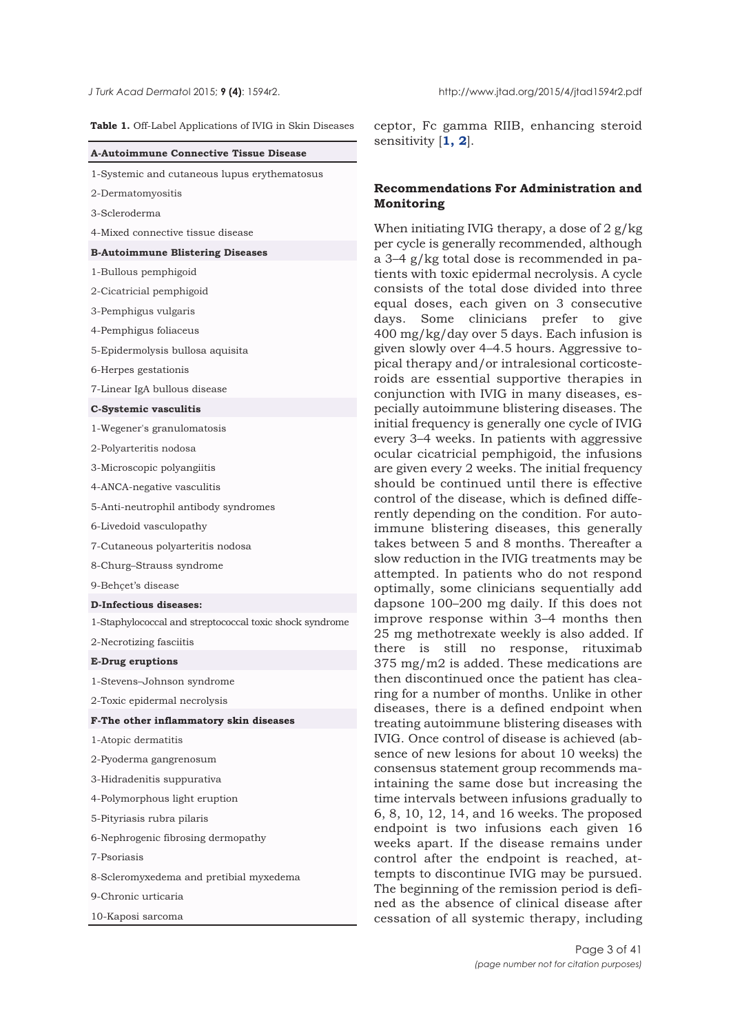**Table 1.** Off-Label Applications of IVIG in Skin Diseases

| **A-Autoimmune Connective Tissue Disease** |
|---|
| 1-Systemic and cutaneous lupus erythematosus |
| 2-Dermatomyositis |
| 3-Scleroderma |
| 4-Mixed connective tissue disease |
| **B-Autoimmune Blistering Diseases** |
| 1-Bullous pemphigoid |
| 2-Cicatricial pemphigoid |
| 3-Pemphigus vulgaris |
| 4-Pemphigus foliaceus |
| 5-Epidermolysis bullosa aquisita |
| 6-Herpes gestationis |
| 7-Linear IgA bullous disease |
| **C-Systemic vasculitis** |
| 1-Wegener's granulomatosis |
| 2-Polyarteritis nodosa |
| 3-Microscopic polyangiitis |
| 4-ANCA-negative vasculitis |
| 5-Anti-neutrophil antibody syndromes |
| 6-Livedoid vasculopathy |
| 7-Cutaneous polyarteritis nodosa |
| 8-Churg–Strauss syndrome |
| 9-Behçet's disease |
| **D-Infectious diseases:** |
| 1-Staphylococcal and streptococcal toxic shock syndrome |
| 2-Necrotizing fasciitis |
| **E-Drug eruptions** |
| 1-Stevens–Johnson syndrome |
| 2-Toxic epidermal necrolysis |
| **F-The other inflammatory skin diseases** |
| 1-Atopic dermatitis |
| 2-Pyoderma gangrenosum |
| 3-Hidradenitis suppurativa |
| 4-Polymorphous light eruption |
| 5-Pityriasis rubra pilaris |
| 6-Nephrogenic fibrosing dermopathy |
| 7-Psoriasis |
| 8-Scleromyxedema and pretibial myxedema |
| 9-Chronic urticaria |
| 10-Kaposi sarcoma |

ceptor, Fc gamma RIIB, enhancing steroid sensitivity [**1, 2**].

### Recommendations For Administration and Monitoring

When initiating IVIG therapy, a dose of 2 g/kg per cycle is generally recommended, although a 3–4 g/kg total dose is recommended in patients with toxic epidermal necrolysis. A cycle consists of the total dose divided into three equal doses, each given on 3 consecutive days. Some clinicians prefer to give 400 mg/kg/day over 5 days. Each infusion is given slowly over 4–4.5 hours. Aggressive topical therapy and/or intralesional corticosteroids are essential supportive therapies in conjunction with IVIG in many diseases, especially autoimmune blistering diseases. The initial frequency is generally one cycle of IVIG every 3–4 weeks. In patients with aggressive ocular cicatricial pemphigoid, the infusions are given every 2 weeks. The initial frequency should be continued until there is effective control of the disease, which is defined differently depending on the condition. For autoimmune blistering diseases, this generally takes between 5 and 8 months. Thereafter a slow reduction in the IVIG treatments may be attempted. In patients who do not respond optimally, some clinicians sequentially add dapsone 100–200 mg daily. If this does not improve response within 3–4 months then 25 mg methotrexate weekly is also added. If there is still no response, rituximab 375 mg/m2 is added. These medications are then discontinued once the patient has clearing for a number of months. Unlike in other diseases, there is a defined endpoint when treating autoimmune blistering diseases with IVIG. Once control of disease is achieved (absence of new lesions for about 10 weeks) the consensus statement group recommends maintaining the same dose but increasing the time intervals between infusions gradually to 6, 8, 10, 12, 14, and 16 weeks. The proposed endpoint is two infusions each given 16 weeks apart. If the disease remains under control after the endpoint is reached, attempts to discontinue IVIG may be pursued. The beginning of the remission period is defined as the absence of clinical disease after cessation of all systemic therapy, including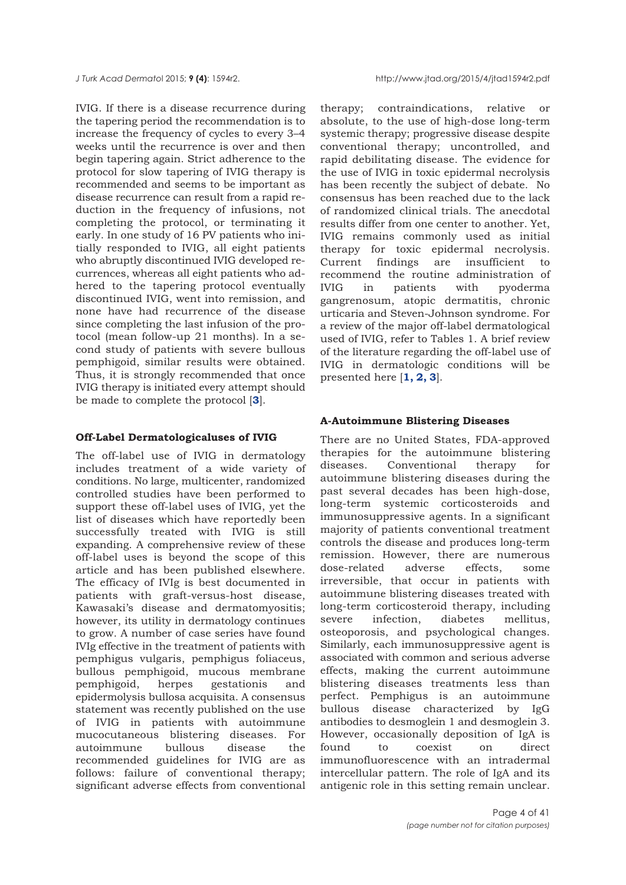IVIG. If there is a disease recurrence during the tapering period the recommendation is to increase the frequency of cycles to every 3–4 weeks until the recurrence is over and then begin tapering again. Strict adherence to the protocol for slow tapering of IVIG therapy is recommended and seems to be important as disease recurrence can result from a rapid reduction in the frequency of infusions, not completing the protocol, or terminating it early. In one study of 16 PV patients who initially responded to IVIG, all eight patients who abruptly discontinued IVIG developed recurrences, whereas all eight patients who adhered to the tapering protocol eventually discontinued IVIG, went into remission, and none have had recurrence of the disease since completing the last infusion of the protocol (mean follow-up 21 months). In a second study of patients with severe bullous pemphigoid, similar results were obtained. Thus, it is strongly recommended that once IVIG therapy is initiated every attempt should be made to complete the protocol [**3**].

### Off-Label Dermatologicaluses of IVIG

The off-label use of IVIG in dermatology includes treatment of a wide variety of conditions. No large, multicenter, randomized controlled studies have been performed to support these off-label uses of IVIG, yet the list of diseases which have reportedly been successfully treated with IVIG is still expanding. A comprehensive review of these off-label uses is beyond the scope of this article and has been published elsewhere. The efficacy of IVIg is best documented in patients with graft-versus-host disease, Kawasaki's disease and dermatomyositis; however, its utility in dermatology continues to grow. A number of case series have found IVIg effective in the treatment of patients with pemphigus vulgaris, pemphigus foliaceus, bullous pemphigoid, mucous membrane pemphigoid, herpes gestationis and epidermolysis bullosa acquisita. A consensus statement was recently published on the use of IVIG in patients with autoimmune mucocutaneous blistering diseases. For autoimmune bullous disease the recommended guidelines for IVIG are as follows: failure of conventional therapy; significant adverse effects from conventional therapy; contraindications, relative or absolute, to the use of high-dose long-term systemic therapy; progressive disease despite conventional therapy; uncontrolled, and rapid debilitating disease. The evidence for the use of IVIG in toxic epidermal necrolysis has been recently the subject of debate. No consensus has been reached due to the lack of randomized clinical trials. The anecdotal results differ from one center to another. Yet, IVIG remains commonly used as initial therapy for toxic epidermal necrolysis. Current findings are insufficient to recommend the routine administration of IVIG in patients with pyoderma gangrenosum, atopic dermatitis, chronic urticaria and Steven-Johnson syndrome. For a review of the major off-label dermatological used of IVIG, refer to Tables 1. A brief review of the literature regarding the off-label use of IVIG in dermatologic conditions will be presented here [**1, 2, 3**].

### A-Autoimmune Blistering Diseases

There are no United States, FDA-approved therapies for the autoimmune blistering diseases. Conventional therapy for autoimmune blistering diseases during the past several decades has been high-dose, long-term systemic corticosteroids and immunosuppressive agents. In a significant majority of patients conventional treatment controls the disease and produces long-term remission. However, there are numerous dose-related adverse effects, some irreversible, that occur in patients with autoimmune blistering diseases treated with long-term corticosteroid therapy, including severe infection, diabetes mellitus, osteoporosis, and psychological changes. Similarly, each immunosuppressive agent is associated with common and serious adverse effects, making the current autoimmune blistering diseases treatments less than perfect. Pemphigus is an autoimmune bullous disease characterized by IgG antibodies to desmoglein 1 and desmoglein 3. However, occasionally deposition of IgA is found to coexist on direct immunofluorescence with an intradermal intercellular pattern. The role of IgA and its antigenic role in this setting remain unclear.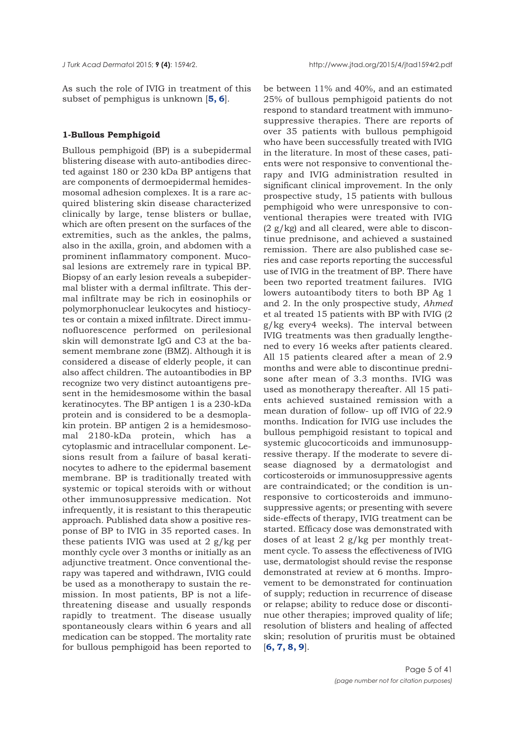As such the role of IVIG in treatment of this subset of pemphigus is unknown [**5, 6**].

### 1-Bullous Pemphigoid

Bullous pemphigoid (BP) is a subepidermal blistering disease with auto-antibodies directed against 180 or 230 kDa BP antigens that are components of dermoepidermal hemidesmosomal adhesion complexes. It is a rare acquired blistering skin disease characterized clinically by large, tense blisters or bullae, which are often present on the surfaces of the extremities, such as the ankles, the palms, also in the axilla, groin, and abdomen with a prominent inflammatory component. Mucosal lesions are extremely rare in typical BP. Biopsy of an early lesion reveals a subepidermal blister with a dermal infiltrate. This dermal infiltrate may be rich in eosinophils or polymorphonuclear leukocytes and histiocytes or contain a mixed infiltrate. Direct immunofluorescence performed on perilesional skin will demonstrate IgG and C3 at the basement membrane zone (BMZ). Although it is considered a disease of elderly people, it can also affect children. The autoantibodies in BP recognize two very distinct autoantigens present in the hemidesmosome within the basal keratinocytes. The BP antigen 1 is a 230-kDa protein and is considered to be a desmoplakin protein. BP antigen 2 is a hemidesmosomal 2180-kDa protein, which has a cytoplasmic and intracellular component. Lesions result from a failure of basal keratinocytes to adhere to the epidermal basement membrane. BP is traditionally treated with systemic or topical steroids with or without other immunosuppressive medication. Not infrequently, it is resistant to this therapeutic approach. Published data show a positive response of BP to IVIG in 35 reported cases. In these patients IVIG was used at 2 g/kg per monthly cycle over 3 months or initially as an adjunctive treatment. Once conventional therapy was tapered and withdrawn, IVIG could be used as a monotherapy to sustain the remission. In most patients, BP is not a life-threatening disease and usually responds rapidly to treatment. The disease usually spontaneously clears within 6 years and all medication can be stopped. The mortality rate for bullous pemphigoid has been reported to be between 11% and 40%, and an estimated 25% of bullous pemphigoid patients do not respond to standard treatment with immunosuppressive therapies. There are reports of over 35 patients with bullous pemphigoid who have been successfully treated with IVIG in the literature. In most of these cases, patients were not responsive to conventional therapy and IVIG administration resulted in significant clinical improvement. In the only prospective study, 15 patients with bullous pemphigoid who were unresponsive to conventional therapies were treated with IVIG (2 g/kg) and all cleared, were able to discontinue prednisone, and achieved a sustained remission. There are also published case series and case reports reporting the successful use of IVIG in the treatment of BP. There have been two reported treatment failures. IVIG lowers autoantibody titers to both BP Ag 1 and 2. In the only prospective study, *Ahmed* et al treated 15 patients with BP with IVIG (2 g/kg every4 weeks). The interval between IVIG treatments was then gradually lengthened to every 16 weeks after patients cleared. All 15 patients cleared after a mean of 2.9 months and were able to discontinue prednisone after mean of 3.3 months. IVIG was used as monotherapy thereafter. All 15 patients achieved sustained remission with a mean duration of follow- up off IVIG of 22.9 months. Indication for IVIG use includes the bullous pemphigoid resistant to topical and systemic glucocorticoids and immunosuppressive therapy. If the moderate to severe disease diagnosed by a dermatologist and corticosteroids or immunosuppressive agents are contraindicated; or the condition is unresponsive to corticosteroids and immunosuppressive agents; or presenting with severe side-effects of therapy, IVIG treatment can be started. Efficacy dose was demonstrated with doses of at least 2 g/kg per monthly treatment cycle. To assess the effectiveness of IVIG use, dermatologist should revise the response demonstrated at review at 6 months. Improvement to be demonstrated for continuation of supply; reduction in recurrence of disease or relapse; ability to reduce dose or discontinue other therapies; improved quality of life; resolution of blisters and healing of affected skin; resolution of pruritis must be obtained [**6, 7, 8, 9**].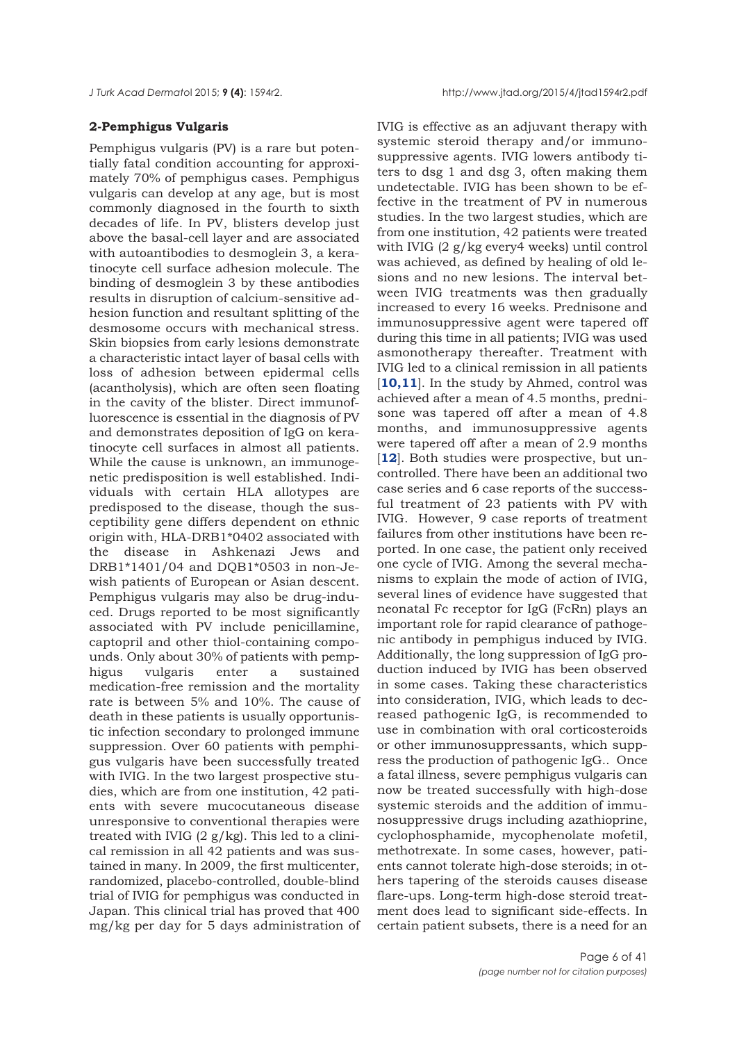**2-Pemphigus Vulgaris**

Pemphigus vulgaris (PV) is a rare but potentially fatal condition accounting for approximately 70% of pemphigus cases. Pemphigus vulgaris can develop at any age, but is most commonly diagnosed in the fourth to sixth decades of life. In PV, blisters develop just above the basal-cell layer and are associated with autoantibodies to desmoglein 3, a keratinocyte cell surface adhesion molecule. The binding of desmoglein 3 by these antibodies results in disruption of calcium-sensitive adhesion function and resultant splitting of the desmosome occurs with mechanical stress. Skin biopsies from early lesions demonstrate a characteristic intact layer of basal cells with loss of adhesion between epidermal cells (acantholysis), which are often seen floating in the cavity of the blister. Direct immunofluorescence is essential in the diagnosis of PV and demonstrates deposition of IgG on keratinocyte cell surfaces in almost all patients. While the cause is unknown, an immunogenetic predisposition is well established. Individuals with certain HLA allotypes are predisposed to the disease, though the susceptibility gene differs dependent on ethnic origin with, HLA-DRB1*0402 associated with the disease in Ashkenazi Jews and DRB1*1401/04 and DQB1*0503 in non-Jewish patients of European or Asian descent. Pemphigus vulgaris may also be drug-induced. Drugs reported to be most significantly associated with PV include penicillamine, captopril and other thiol-containing compounds. Only about 30% of patients with pemphigus vulgaris enter a sustained medication-free remission and the mortality rate is between 5% and 10%. The cause of death in these patients is usually opportunistic infection secondary to prolonged immune suppression. Over 60 patients with pemphigus vulgaris have been successfully treated with IVIG. In the two largest prospective studies, which are from one institution, 42 patients with severe mucocutaneous disease unresponsive to conventional therapies were treated with IVIG (2 g/kg). This led to a clinical remission in all 42 patients and was sustained in many. In 2009, the first multicenter, randomized, placebo-controlled, double-blind trial of IVIG for pemphigus was conducted in Japan. This clinical trial has proved that 400 mg/kg per day for 5 days administration of IVIG is effective as an adjuvant therapy with systemic steroid therapy and/or immunosuppressive agents. IVIG lowers antibody titers to dsg 1 and dsg 3, often making them undetectable. IVIG has been shown to be effective in the treatment of PV in numerous studies. In the two largest studies, which are from one institution, 42 patients were treated with IVIG (2 g/kg every4 weeks) until control was achieved, as defined by healing of old lesions and no new lesions. The interval between IVIG treatments was then gradually increased to every 16 weeks. Prednisone and immunosuppressive agent were tapered off during this time in all patients; IVIG was used asmonotherapy thereafter. Treatment with IVIG led to a clinical remission in all patients [10,11]. In the study by Ahmed, control was achieved after a mean of 4.5 months, prednisone was tapered off after a mean of 4.8 months, and immunosuppressive agents were tapered off after a mean of 2.9 months [12]. Both studies were prospective, but uncontrolled. There have been an additional two case series and 6 case reports of the successful treatment of 23 patients with PV with IVIG. However, 9 case reports of treatment failures from other institutions have been reported. In one case, the patient only received one cycle of IVIG. Among the several mechanisms to explain the mode of action of IVIG, several lines of evidence have suggested that neonatal Fc receptor for IgG (FcRn) plays an important role for rapid clearance of pathogenic antibody in pemphigus induced by IVIG. Additionally, the long suppression of IgG production induced by IVIG has been observed in some cases. Taking these characteristics into consideration, IVIG, which leads to decreased pathogenic IgG, is recommended to use in combination with oral corticosteroids or other immunosuppressants, which suppress the production of pathogenic IgG.. Once a fatal illness, severe pemphigus vulgaris can now be treated successfully with high-dose systemic steroids and the addition of immunosuppressive drugs including azathioprine, cyclophosphamide, mycophenolate mofetil, methotrexate. In some cases, however, patients cannot tolerate high-dose steroids; in others tapering of the steroids causes disease flare-ups. Long-term high-dose steroid treatment does lead to significant side-effects. In certain patient subsets, there is a need for an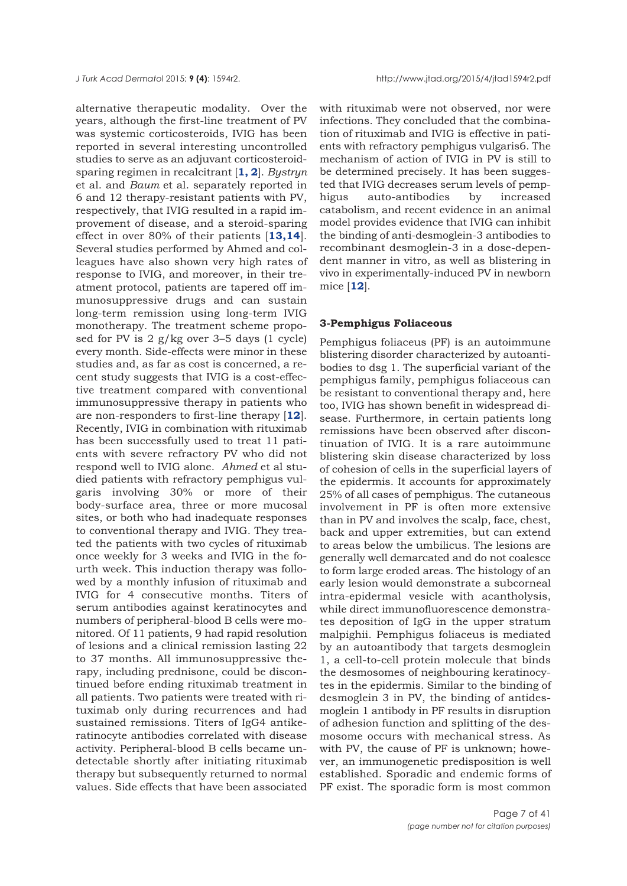alternative therapeutic modality. Over the years, although the first-line treatment of PV was systemic corticosteroids, IVIG has been reported in several interesting uncontrolled studies to serve as an adjuvant corticosteroid-sparing regimen in recalcitrant [**1, 2**]. *Bystryn* et al. and *Baum* et al. separately reported in 6 and 12 therapy-resistant patients with PV, respectively, that IVIG resulted in a rapid improvement of disease, and a steroid-sparing effect in over 80% of their patients [**13,14**]. Several studies performed by Ahmed and colleagues have also shown very high rates of response to IVIG, and moreover, in their treatment protocol, patients are tapered off immunosuppressive drugs and can sustain long-term remission using long-term IVIG monotherapy. The treatment scheme proposed for PV is 2 g/kg over 3–5 days (1 cycle) every month. Side-effects were minor in these studies and, as far as cost is concerned, a recent study suggests that IVIG is a cost-effective treatment compared with conventional immunosuppressive therapy in patients who are non-responders to first-line therapy [**12**]. Recently, IVIG in combination with rituximab has been successfully used to treat 11 patients with severe refractory PV who did not respond well to IVIG alone. *Ahmed* et al studied patients with refractory pemphigus vulgaris involving 30% or more of their body-surface area, three or more mucosal sites, or both who had inadequate responses to conventional therapy and IVIG. They treated the patients with two cycles of rituximab once weekly for 3 weeks and IVIG in the fourth week. This induction therapy was followed by a monthly infusion of rituximab and IVIG for 4 consecutive months. Titers of serum antibodies against keratinocytes and numbers of peripheral-blood B cells were monitored. Of 11 patients, 9 had rapid resolution of lesions and a clinical remission lasting 22 to 37 months. All immunosuppressive therapy, including prednisone, could be discontinued before ending rituximab treatment in all patients. Two patients were treated with rituximab only during recurrences and had sustained remissions. Titers of IgG4 antikeratinocyte antibodies correlated with disease activity. Peripheral-blood B cells became undetectable shortly after initiating rituximab therapy but subsequently returned to normal values. Side effects that have been associated with rituximab were not observed, nor were infections. They concluded that the combination of rituximab and IVIG is effective in patients with refractory pemphigus vulgaris6. The mechanism of action of IVIG in PV is still to be determined precisely. It has been suggested that IVIG decreases serum levels of pemphigus auto-antibodies by increased catabolism, and recent evidence in an animal model provides evidence that IVIG can inhibit the binding of anti-desmoglein-3 antibodies to recombinant desmoglein-3 in a dose-dependent manner in vitro, as well as blistering in vivo in experimentally-induced PV in newborn mice [**12**].

### 3-Pemphigus Foliaceous

Pemphigus foliaceus (PF) is an autoimmune blistering disorder characterized by autoantibodies to dsg 1. The superficial variant of the pemphigus family, pemphigus foliaceous can be resistant to conventional therapy and, here too, IVIG has shown benefit in widespread disease. Furthermore, in certain patients long remissions have been observed after discontinuation of IVIG. It is a rare autoimmune blistering skin disease characterized by loss of cohesion of cells in the superficial layers of the epidermis. It accounts for approximately 25% of all cases of pemphigus. The cutaneous involvement in PF is often more extensive than in PV and involves the scalp, face, chest, back and upper extremities, but can extend to areas below the umbilicus. The lesions are generally well demarcated and do not coalesce to form large eroded areas. The histology of an early lesion would demonstrate a subcorneal intra-epidermal vesicle with acantholysis, while direct immunofluorescence demonstrates deposition of IgG in the upper stratum malpighii. Pemphigus foliaceus is mediated by an autoantibody that targets desmoglein 1, a cell-to-cell protein molecule that binds the desmosomes of neighbouring keratinocytes in the epidermis. Similar to the binding of desmoglein 3 in PV, the binding of antidesmoglein 1 antibody in PF results in disruption of adhesion function and splitting of the desmosome occurs with mechanical stress. As with PV, the cause of PF is unknown; however, an immunogenetic predisposition is well established. Sporadic and endemic forms of PF exist. The sporadic form is most common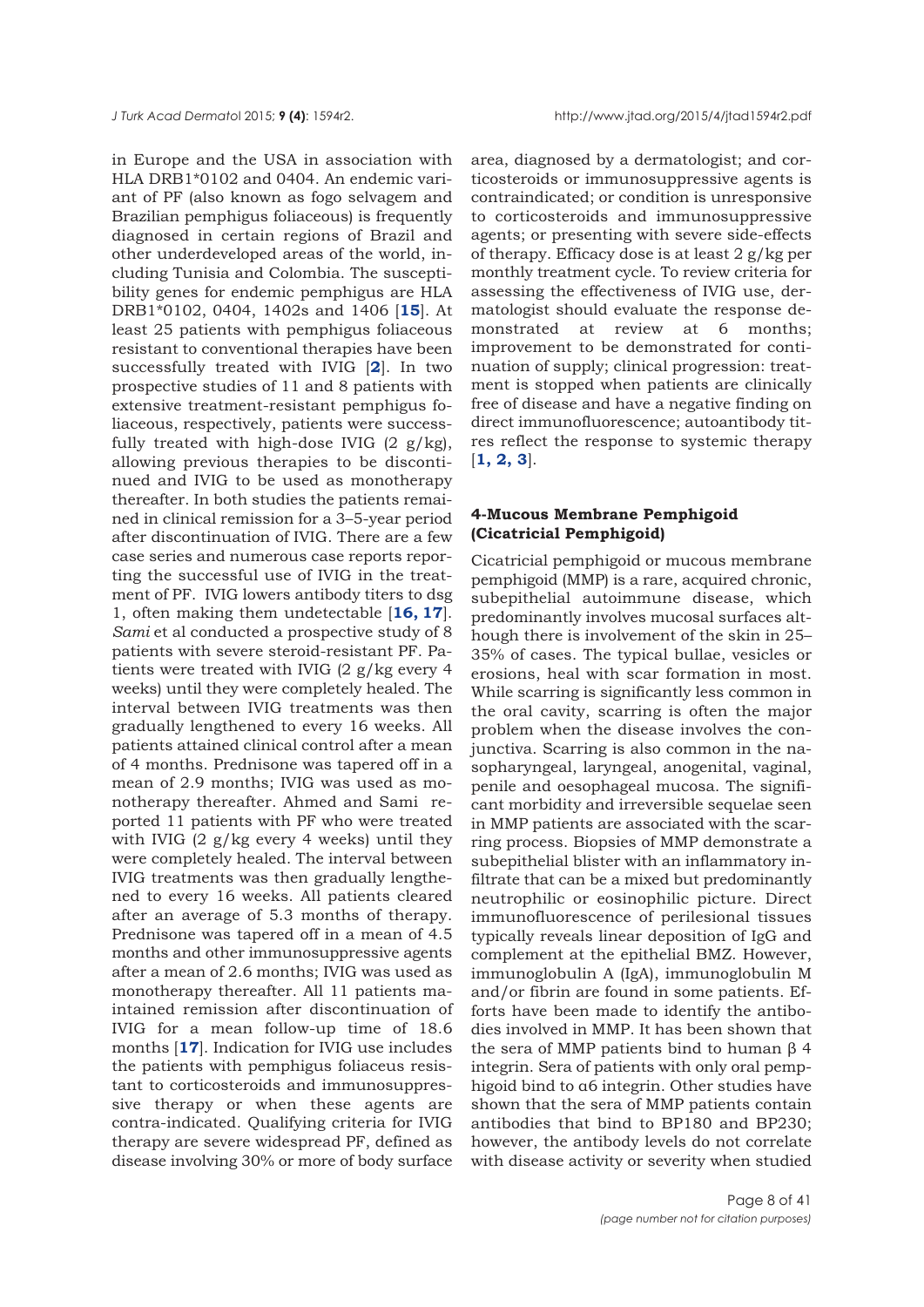in Europe and the USA in association with HLA DRB1*0102 and 0404. An endemic variant of PF (also known as fogo selvagem and Brazilian pemphigus foliaceous) is frequently diagnosed in certain regions of Brazil and other underdeveloped areas of the world, including Tunisia and Colombia. The susceptibility genes for endemic pemphigus are HLA DRB1*0102, 0404, 1402s and 1406 [**15**]. At least 25 patients with pemphigus foliaceous resistant to conventional therapies have been successfully treated with IVIG [**2**]. In two prospective studies of 11 and 8 patients with extensive treatment-resistant pemphigus foliaceous, respectively, patients were successfully treated with high-dose IVIG (2 g/kg), allowing previous therapies to be discontinued and IVIG to be used as monotherapy thereafter. In both studies the patients remained in clinical remission for a 3–5-year period after discontinuation of IVIG. There are a few case series and numerous case reports reporting the successful use of IVIG in the treatment of PF. IVIG lowers antibody titers to dsg 1, often making them undetectable [**16, 17**]. *Sami* et al conducted a prospective study of 8 patients with severe steroid-resistant PF. Patients were treated with IVIG (2 g/kg every 4 weeks) until they were completely healed. The interval between IVIG treatments was then gradually lengthened to every 16 weeks. All patients attained clinical control after a mean of 4 months. Prednisone was tapered off in a mean of 2.9 months; IVIG was used as monotherapy thereafter. Ahmed and Sami reported 11 patients with PF who were treated with IVIG (2 g/kg every 4 weeks) until they were completely healed. The interval between IVIG treatments was then gradually lengthened to every 16 weeks. All patients cleared after an average of 5.3 months of therapy. Prednisone was tapered off in a mean of 4.5 months and other immunosuppressive agents after a mean of 2.6 months; IVIG was used as monotherapy thereafter. All 11 patients maintained remission after discontinuation of IVIG for a mean follow-up time of 18.6 months [**17**]. Indication for IVIG use includes the patients with pemphigus foliaceus resistant to corticosteroids and immunosuppressive therapy or when these agents are contra-indicated. Qualifying criteria for IVIG therapy are severe widespread PF, defined as disease involving 30% or more of body surface area, diagnosed by a dermatologist; and corticosteroids or immunosuppressive agents is contraindicated; or condition is unresponsive to corticosteroids and immunosuppressive agents; or presenting with severe side-effects of therapy. Efficacy dose is at least 2 g/kg per monthly treatment cycle. To review criteria for assessing the effectiveness of IVIG use, dermatologist should evaluate the response demonstrated at review at 6 months; improvement to be demonstrated for continuation of supply; clinical progression: treatment is stopped when patients are clinically free of disease and have a negative finding on direct immunofluorescence; autoantibody titres reflect the response to systemic therapy [**1, 2, 3**].

### 4-Mucous Membrane Pemphigoid (Cicatricial Pemphigoid)

Cicatricial pemphigoid or mucous membrane pemphigoid (MMP) is a rare, acquired chronic, subepithelial autoimmune disease, which predominantly involves mucosal surfaces although there is involvement of the skin in 25–35% of cases. The typical bullae, vesicles or erosions, heal with scar formation in most. While scarring is significantly less common in the oral cavity, scarring is often the major problem when the disease involves the conjunctiva. Scarring is also common in the nasopharyngeal, laryngeal, anogenital, vaginal, penile and oesophageal mucosa. The significant morbidity and irreversible sequelae seen in MMP patients are associated with the scarring process. Biopsies of MMP demonstrate a subepithelial blister with an inflammatory infiltrate that can be a mixed but predominantly neutrophilic or eosinophilic picture. Direct immunofluorescence of perilesional tissues typically reveals linear deposition of IgG and complement at the epithelial BMZ. However, immunoglobulin A (IgA), immunoglobulin M and/or fibrin are found in some patients. Efforts have been made to identify the antibodies involved in MMP. It has been shown that the sera of MMP patients bind to human β 4 integrin. Sera of patients with only oral pemphigoid bind to α6 integrin. Other studies have shown that the sera of MMP patients contain antibodies that bind to BP180 and BP230; however, the antibody levels do not correlate with disease activity or severity when studied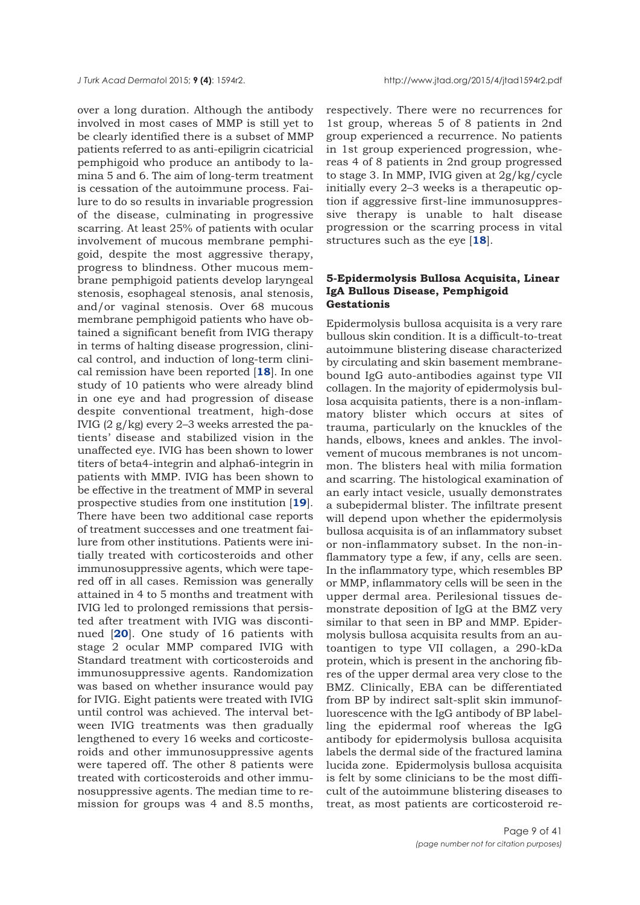over a long duration. Although the antibody involved in most cases of MMP is still yet to be clearly identified there is a subset of MMP patients referred to as anti-epiligrin cicatricial pemphigoid who produce an antibody to lamina 5 and 6. The aim of long-term treatment is cessation of the autoimmune process. Failure to do so results in invariable progression of the disease, culminating in progressive scarring. At least 25% of patients with ocular involvement of mucous membrane pemphigoid, despite the most aggressive therapy, progress to blindness. Other mucous membrane pemphigoid patients develop laryngeal stenosis, esophageal stenosis, anal stenosis, and/or vaginal stenosis. Over 68 mucous membrane pemphigoid patients who have obtained a significant benefit from IVIG therapy in terms of halting disease progression, clinical control, and induction of long-term clinical remission have been reported [**18**]. In one study of 10 patients who were already blind in one eye and had progression of disease despite conventional treatment, high-dose IVIG (2 g/kg) every 2–3 weeks arrested the patients' disease and stabilized vision in the unaffected eye. IVIG has been shown to lower titers of beta4-integrin and alpha6-integrin in patients with MMP. IVIG has been shown to be effective in the treatment of MMP in several prospective studies from one institution [**19**]. There have been two additional case reports of treatment successes and one treatment failure from other institutions. Patients were initially treated with corticosteroids and other immunosuppressive agents, which were tapered off in all cases. Remission was generally attained in 4 to 5 months and treatment with IVIG led to prolonged remissions that persisted after treatment with IVIG was discontinued [**20**]. One study of 16 patients with stage 2 ocular MMP compared IVIG with Standard treatment with corticosteroids and immunosuppressive agents. Randomization was based on whether insurance would pay for IVIG. Eight patients were treated with IVIG until control was achieved. The interval between IVIG treatments was then gradually lengthened to every 16 weeks and corticosteroids and other immunosuppressive agents were tapered off. The other 8 patients were treated with corticosteroids and other immunosuppressive agents. The median time to remission for groups was 4 and 8.5 months, respectively. There were no recurrences for 1st group, whereas 5 of 8 patients in 2nd group experienced a recurrence. No patients in 1st group experienced progression, whereas 4 of 8 patients in 2nd group progressed to stage 3. In MMP, IVIG given at 2g/kg/cycle initially every 2–3 weeks is a therapeutic option if aggressive first-line immunosuppressive therapy is unable to halt disease progression or the scarring process in vital structures such as the eye [**18**].

### 5-Epidermolysis Bullosa Acquisita, Linear IgA Bullous Disease, Pemphigoid Gestationis

Epidermolysis bullosa acquisita is a very rare bullous skin condition. It is a difficult-to-treat autoimmune blistering disease characterized by circulating and skin basement membrane-bound IgG auto-antibodies against type VII collagen. In the majority of epidermolysis bullosa acquisita patients, there is a non-inflammatory blister which occurs at sites of trauma, particularly on the knuckles of the hands, elbows, knees and ankles. The involvement of mucous membranes is not uncommon. The blisters heal with milia formation and scarring. The histological examination of an early intact vesicle, usually demonstrates a subepidermal blister. The infiltrate present will depend upon whether the epidermolysis bullosa acquisita is of an inflammatory subset or non-inflammatory subset. In the non-inflammatory type a few, if any, cells are seen. In the inflammatory type, which resembles BP or MMP, inflammatory cells will be seen in the upper dermal area. Perilesional tissues demonstrate deposition of IgG at the BMZ very similar to that seen in BP and MMP. Epidermolysis bullosa acquisita results from an autoantigen to type VII collagen, a 290-kDa protein, which is present in the anchoring fibres of the upper dermal area very close to the BMZ. Clinically, EBA can be differentiated from BP by indirect salt-split skin immunofluorescence with the IgG antibody of BP labelling the epidermal roof whereas the IgG antibody for epidermolysis bullosa acquisita labels the dermal side of the fractured lamina lucida zone. Epidermolysis bullosa acquisita is felt by some clinicians to be the most difficult of the autoimmune blistering diseases to treat, as most patients are corticosteroid re-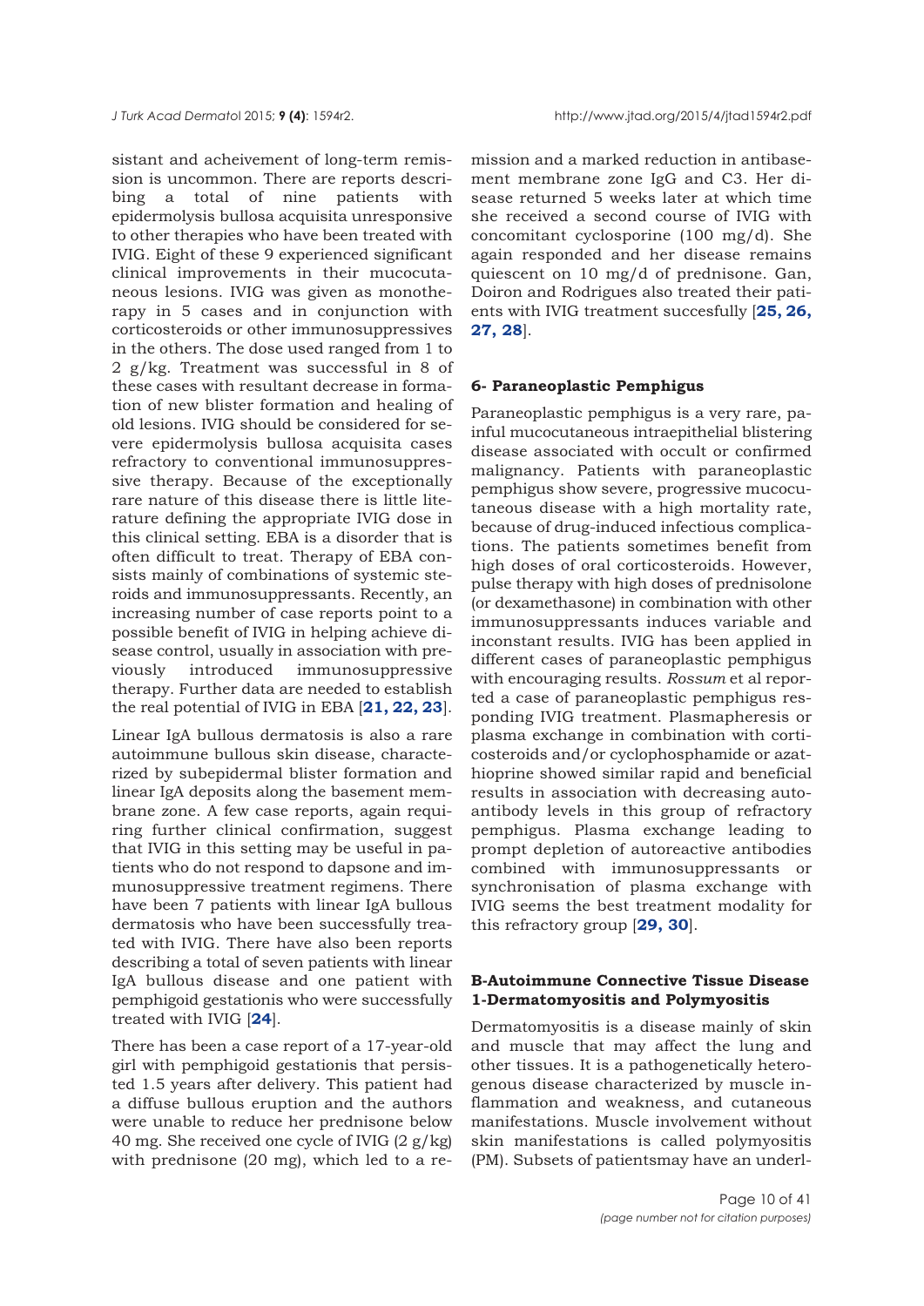sistant and acheivement of long-term remission is uncommon. There are reports describing a total of nine patients with epidermolysis bullosa acquisita unresponsive to other therapies who have been treated with IVIG. Eight of these 9 experienced significant clinical improvements in their mucocutaneous lesions. IVIG was given as monotherapy in 5 cases and in conjunction with corticosteroids or other immunosuppressives in the others. The dose used ranged from 1 to 2 g/kg. Treatment was successful in 8 of these cases with resultant decrease in formation of new blister formation and healing of old lesions. IVIG should be considered for severe epidermolysis bullosa acquisita cases refractory to conventional immunosuppressive therapy. Because of the exceptionally rare nature of this disease there is little literature defining the appropriate IVIG dose in this clinical setting. EBA is a disorder that is often difficult to treat. Therapy of EBA consists mainly of combinations of systemic steroids and immunosuppressants. Recently, an increasing number of case reports point to a possible benefit of IVIG in helping achieve disease control, usually in association with previously introduced immunosuppressive therapy. Further data are needed to establish the real potential of IVIG in EBA [**21, 22, 23**].

Linear IgA bullous dermatosis is also a rare autoimmune bullous skin disease, characterized by subepidermal blister formation and linear IgA deposits along the basement membrane zone. A few case reports, again requiring further clinical confirmation, suggest that IVIG in this setting may be useful in patients who do not respond to dapsone and immunosuppressive treatment regimens. There have been 7 patients with linear IgA bullous dermatosis who have been successfully treated with IVIG. There have also been reports describing a total of seven patients with linear IgA bullous disease and one patient with pemphigoid gestationis who were successfully treated with IVIG [**24**].

There has been a case report of a 17-year-old girl with pemphigoid gestationis that persisted 1.5 years after delivery. This patient had a diffuse bullous eruption and the authors were unable to reduce her prednisone below 40 mg. She received one cycle of IVIG (2 g/kg) with prednisone (20 mg), which led to a remission and a marked reduction in antibasement membrane zone IgG and C3. Her disease returned 5 weeks later at which time she received a second course of IVIG with concomitant cyclosporine (100 mg/d). She again responded and her disease remains quiescent on 10 mg/d of prednisone. Gan, Doiron and Rodrigues also treated their patients with IVIG treatment succesfully [**25, 26, 27, 28**].

### 6- Paraneoplastic Pemphigus

Paraneoplastic pemphigus is a very rare, painful mucocutaneous intraepithelial blistering disease associated with occult or confirmed malignancy. Patients with paraneoplastic pemphigus show severe, progressive mucocutaneous disease with a high mortality rate, because of drug-induced infectious complications. The patients sometimes benefit from high doses of oral corticosteroids. However, pulse therapy with high doses of prednisolone (or dexamethasone) in combination with other immunosuppressants induces variable and inconstant results. IVIG has been applied in different cases of paraneoplastic pemphigus with encouraging results. *Rossum* et al reported a case of paraneoplastic pemphigus responding IVIG treatment. Plasmapheresis or plasma exchange in combination with corticosteroids and/or cyclophosphamide or azathioprine showed similar rapid and beneficial results in association with decreasing autoantibody levels in this group of refractory pemphigus. Plasma exchange leading to prompt depletion of autoreactive antibodies combined with immunosuppressants or synchronisation of plasma exchange with IVIG seems the best treatment modality for this refractory group [**29, 30**].

## B-Autoimmune Connective Tissue Disease

### 1-Dermatomyositis and Polymyositis

Dermatomyositis is a disease mainly of skin and muscle that may affect the lung and other tissues. It is a pathogenetically heterogenous disease characterized by muscle inflammation and weakness, and cutaneous manifestations. Muscle involvement without skin manifestations is called polymyositis (PM). Subsets of patientsmay have an underl-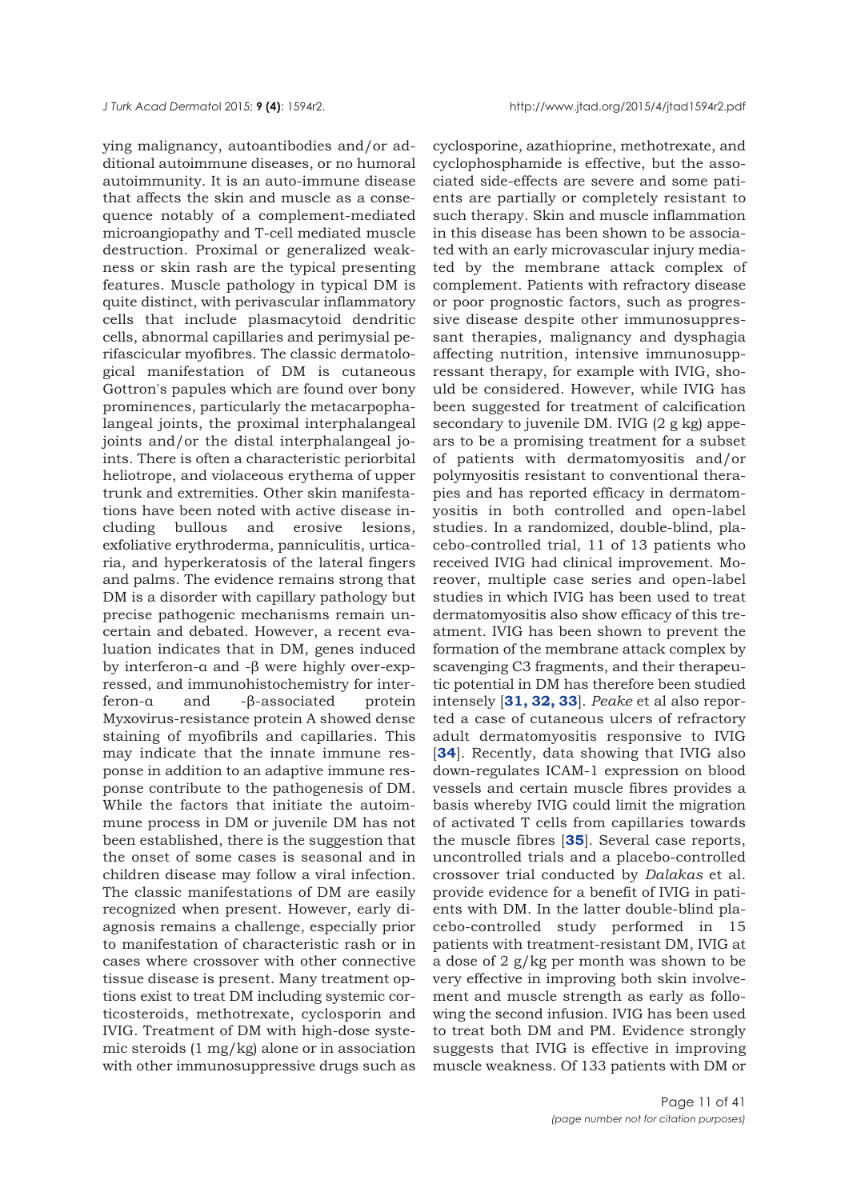ying malignancy, autoantibodies and/or additional autoimmune diseases, or no humoral autoimmunity. It is an auto-immune disease that affects the skin and muscle as a consequence notably of a complement-mediated microangiopathy and T-cell mediated muscle destruction. Proximal or generalized weakness or skin rash are the typical presenting features. Muscle pathology in typical DM is quite distinct, with perivascular inflammatory cells that include plasmacytoid dendritic cells, abnormal capillaries and perimysial perifascicular myofibres. The classic dermatological manifestation of DM is cutaneous Gottron's papules which are found over bony prominences, particularly the metacarpophalangeal joints, the proximal interphalangeal joints and/or the distal interphalangeal joints. There is often a characteristic periorbital heliotrope, and violaceous erythema of upper trunk and extremities. Other skin manifestations have been noted with active disease including bullous and erosive lesions, exfoliative erythroderma, panniculitis, urticaria, and hyperkeratosis of the lateral fingers and palms. The evidence remains strong that DM is a disorder with capillary pathology but precise pathogenic mechanisms remain uncertain and debated. However, a recent evaluation indicates that in DM, genes induced by interferon-α and -β were highly over-expressed, and immunohistochemistry for interferon-α and -β-associated protein Myxovirus-resistance protein A showed dense staining of myofibrils and capillaries. This may indicate that the innate immune response in addition to an adaptive immune response contribute to the pathogenesis of DM. While the factors that initiate the autoimmune process in DM or juvenile DM has not been established, there is the suggestion that the onset of some cases is seasonal and in children disease may follow a viral infection. The classic manifestations of DM are easily recognized when present. However, early diagnosis remains a challenge, especially prior to manifestation of characteristic rash or in cases where crossover with other connective tissue disease is present. Many treatment options exist to treat DM including systemic corticosteroids, methotrexate, cyclosporin and IVIG. Treatment of DM with high-dose systemic steroids (1 mg/kg) alone or in association with other immunosuppressive drugs such as cyclosporine, azathioprine, methotrexate, and cyclophosphamide is effective, but the associated side-effects are severe and some patients are partially or completely resistant to such therapy. Skin and muscle inflammation in this disease has been shown to be associated with an early microvascular injury mediated by the membrane attack complex of complement. Patients with refractory disease or poor prognostic factors, such as progressive disease despite other immunosuppressant therapies, malignancy and dysphagia affecting nutrition, intensive immunosuppressant therapy, for example with IVIG, should be considered. However, while IVIG has been suggested for treatment of calcification secondary to juvenile DM. IVIG (2 g kg) appears to be a promising treatment for a subset of patients with dermatomyositis and/or polymyositis resistant to conventional therapies and has reported efficacy in dermatomyositis in both controlled and open-label studies. In a randomized, double-blind, placebo-controlled trial, 11 of 13 patients who received IVIG had clinical improvement. Moreover, multiple case series and open-label studies in which IVIG has been used to treat dermatomyositis also show efficacy of this treatment. IVIG has been shown to prevent the formation of the membrane attack complex by scavenging C3 fragments, and their therapeutic potential in DM has therefore been studied intensely [**31, 32, 33**]. *Peake* et al also reported a case of cutaneous ulcers of refractory adult dermatomyositis responsive to IVIG [**34**]. Recently, data showing that IVIG also down-regulates ICAM-1 expression on blood vessels and certain muscle fibres provides a basis whereby IVIG could limit the migration of activated T cells from capillaries towards the muscle fibres [**35**]. Several case reports, uncontrolled trials and a placebo-controlled crossover trial conducted by *Dalakas* et al. provide evidence for a benefit of IVIG in patients with DM. In the latter double-blind placebo-controlled study performed in 15 patients with treatment-resistant DM, IVIG at a dose of 2 g/kg per month was shown to be very effective in improving both skin involvement and muscle strength as early as following the second infusion. IVIG has been used to treat both DM and PM. Evidence strongly suggests that IVIG is effective in improving muscle weakness. Of 133 patients with DM or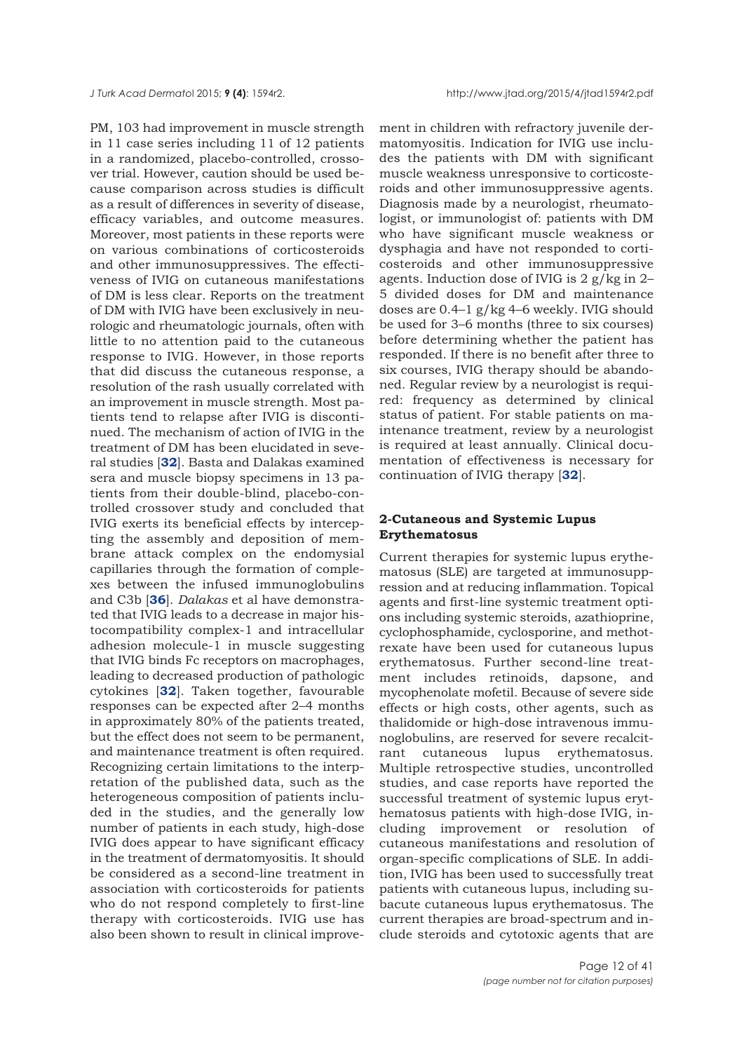PM, 103 had improvement in muscle strength in 11 case series including 11 of 12 patients in a randomized, placebo-controlled, crossover trial. However, caution should be used because comparison across studies is difficult as a result of differences in severity of disease, efficacy variables, and outcome measures. Moreover, most patients in these reports were on various combinations of corticosteroids and other immunosuppressives. The effectiveness of IVIG on cutaneous manifestations of DM is less clear. Reports on the treatment of DM with IVIG have been exclusively in neurologic and rheumatologic journals, often with little to no attention paid to the cutaneous response to IVIG. However, in those reports that did discuss the cutaneous response, a resolution of the rash usually correlated with an improvement in muscle strength. Most patients tend to relapse after IVIG is discontinued. The mechanism of action of IVIG in the treatment of DM has been elucidated in several studies [**32**]. Basta and Dalakas examined sera and muscle biopsy specimens in 13 patients from their double-blind, placebo-controlled crossover study and concluded that IVIG exerts its beneficial effects by intercepting the assembly and deposition of membrane attack complex on the endomysial capillaries through the formation of complexes between the infused immunoglobulins and C3b [**36**]. *Dalakas* et al have demonstrated that IVIG leads to a decrease in major histocompatibility complex-1 and intracellular adhesion molecule-1 in muscle suggesting that IVIG binds Fc receptors on macrophages, leading to decreased production of pathologic cytokines [**32**]. Taken together, favourable responses can be expected after 2–4 months in approximately 80% of the patients treated, but the effect does not seem to be permanent, and maintenance treatment is often required. Recognizing certain limitations to the interpretation of the published data, such as the heterogeneous composition of patients included in the studies, and the generally low number of patients in each study, high-dose IVIG does appear to have significant efficacy in the treatment of dermatomyositis. It should be considered as a second-line treatment in association with corticosteroids for patients who do not respond completely to first-line therapy with corticosteroids. IVIG use has also been shown to result in clinical improvement in children with refractory juvenile dermatomyositis. Indication for IVIG use includes the patients with DM with significant muscle weakness unresponsive to corticosteroids and other immunosuppressive agents. Diagnosis made by a neurologist, rheumatologist, or immunologist of: patients with DM who have significant muscle weakness or dysphagia and have not responded to corticosteroids and other immunosuppressive agents. Induction dose of IVIG is 2 g/kg in 2–5 divided doses for DM and maintenance doses are 0.4–1 g/kg 4–6 weekly. IVIG should be used for 3–6 months (three to six courses) before determining whether the patient has responded. If there is no benefit after three to six courses, IVIG therapy should be abandoned. Regular review by a neurologist is required: frequency as determined by clinical status of patient. For stable patients on maintenance treatment, review by a neurologist is required at least annually. Clinical documentation of effectiveness is necessary for continuation of IVIG therapy [**32**].

## 2-Cutaneous and Systemic Lupus Erythematosus

Current therapies for systemic lupus erythematosus (SLE) are targeted at immunosuppression and at reducing inflammation. Topical agents and first-line systemic treatment options including systemic steroids, azathioprine, cyclophosphamide, cyclosporine, and methotrexate have been used for cutaneous lupus erythematosus. Further second-line treatment includes retinoids, dapsone, and mycophenolate mofetil. Because of severe side effects or high costs, other agents, such as thalidomide or high-dose intravenous immunoglobulins, are reserved for severe recalcitrant cutaneous lupus erythematosus. Multiple retrospective studies, uncontrolled studies, and case reports have reported the successful treatment of systemic lupus erythematosus patients with high-dose IVIG, including improvement or resolution of cutaneous manifestations and resolution of organ-specific complications of SLE. In addition, IVIG has been used to successfully treat patients with cutaneous lupus, including subacute cutaneous lupus erythematosus. The current therapies are broad-spectrum and include steroids and cytotoxic agents that are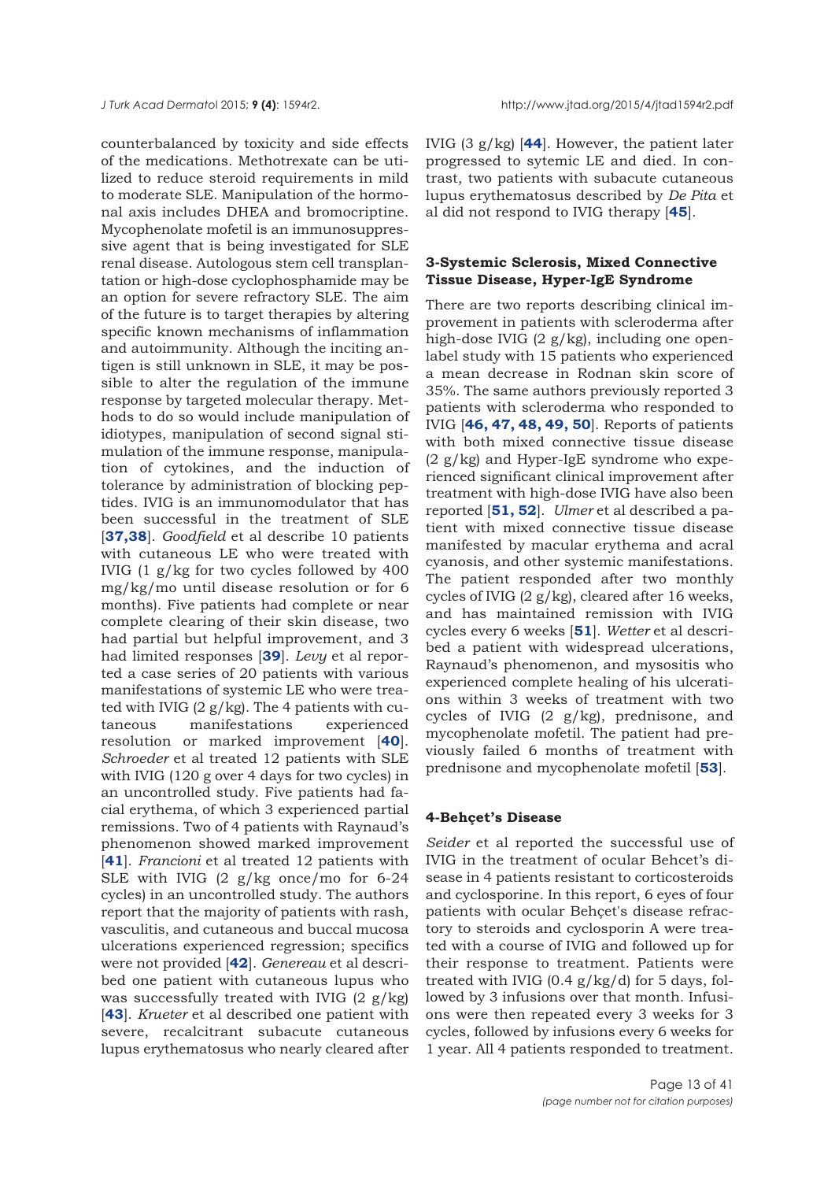counterbalanced by toxicity and side effects of the medications. Methotrexate can be utilized to reduce steroid requirements in mild to moderate SLE. Manipulation of the hormonal axis includes DHEA and bromocriptine. Mycophenolate mofetil is an immunosuppressive agent that is being investigated for SLE renal disease. Autologous stem cell transplantation or high-dose cyclophosphamide may be an option for severe refractory SLE. The aim of the future is to target therapies by altering specific known mechanisms of inflammation and autoimmunity. Although the inciting antigen is still unknown in SLE, it may be possible to alter the regulation of the immune response by targeted molecular therapy. Methods to do so would include manipulation of idiotypes, manipulation of second signal stimulation of the immune response, manipulation of cytokines, and the induction of tolerance by administration of blocking peptides. IVIG is an immunomodulator that has been successful in the treatment of SLE [**37,38**]. *Goodfield* et al describe 10 patients with cutaneous LE who were treated with IVIG (1 g/kg for two cycles followed by 400 mg/kg/mo until disease resolution or for 6 months). Five patients had complete or near complete clearing of their skin disease, two had partial but helpful improvement, and 3 had limited responses [**39**]. *Levy* et al reported a case series of 20 patients with various manifestations of systemic LE who were treated with IVIG (2 g/kg). The 4 patients with cutaneous manifestations experienced resolution or marked improvement [**40**]. *Schroeder* et al treated 12 patients with SLE with IVIG (120 g over 4 days for two cycles) in an uncontrolled study. Five patients had facial erythema, of which 3 experienced partial remissions. Two of 4 patients with Raynaud's phenomenon showed marked improvement [**41**]. *Francioni* et al treated 12 patients with SLE with IVIG (2 g/kg once/mo for 6-24 cycles) in an uncontrolled study. The authors report that the majority of patients with rash, vasculitis, and cutaneous and buccal mucosa ulcerations experienced regression; specifics were not provided [**42**]. *Genereau* et al described one patient with cutaneous lupus who was successfully treated with IVIG (2 g/kg) [**43**]. *Krueter* et al described one patient with severe, recalcitrant subacute cutaneous lupus erythematosus who nearly cleared after IVIG (3 g/kg) [**44**]. However, the patient later progressed to sytemic LE and died. In contrast, two patients with subacute cutaneous lupus erythematosus described by *De Pita* et al did not respond to IVIG therapy [**45**].

### 3-Systemic Sclerosis, Mixed Connective Tissue Disease, Hyper-IgE Syndrome

There are two reports describing clinical improvement in patients with scleroderma after high-dose IVIG (2 g/kg), including one open-label study with 15 patients who experienced a mean decrease in Rodnan skin score of 35%. The same authors previously reported 3 patients with scleroderma who responded to IVIG [**46, 47, 48, 49, 50**]. Reports of patients with both mixed connective tissue disease (2 g/kg) and Hyper-IgE syndrome who experienced significant clinical improvement after treatment with high-dose IVIG have also been reported [**51, 52**]. *Ulmer* et al described a patient with mixed connective tissue disease manifested by macular erythema and acral cyanosis, and other systemic manifestations. The patient responded after two monthly cycles of IVIG (2 g/kg), cleared after 16 weeks, and has maintained remission with IVIG cycles every 6 weeks [**51**]. *Wetter* et al described a patient with widespread ulcerations, Raynaud's phenomenon, and mysositis who experienced complete healing of his ulcerations within 3 weeks of treatment with two cycles of IVIG (2 g/kg), prednisone, and mycophenolate mofetil. The patient had previously failed 6 months of treatment with prednisone and mycophenolate mofetil [**53**].

### 4-Behçet's Disease

*Seider* et al reported the successful use of IVIG in the treatment of ocular Behcet's disease in 4 patients resistant to corticosteroids and cyclosporine. In this report, 6 eyes of four patients with ocular Behçet's disease refractory to steroids and cyclosporin A were treated with a course of IVIG and followed up for their response to treatment. Patients were treated with IVIG (0.4 g/kg/d) for 5 days, followed by 3 infusions over that month. Infusions were then repeated every 3 weeks for 3 cycles, followed by infusions every 6 weeks for 1 year. All 4 patients responded to treatment.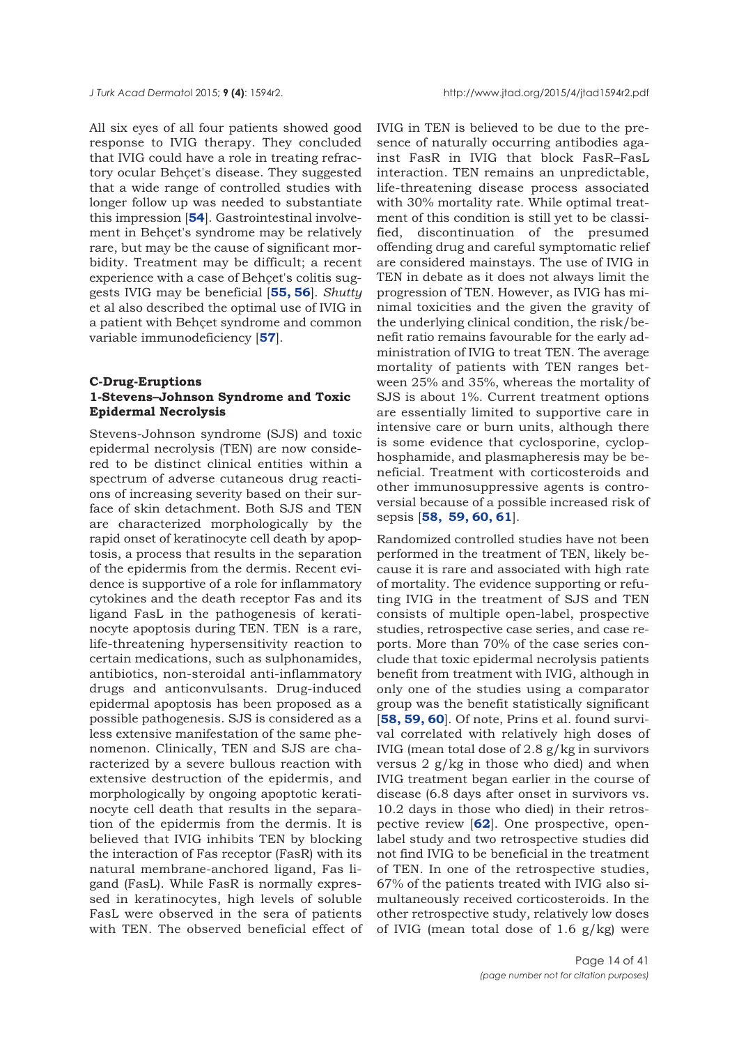All six eyes of all four patients showed good response to IVIG therapy. They concluded that IVIG could have a role in treating refractory ocular Behçet's disease. They suggested that a wide range of controlled studies with longer follow up was needed to substantiate this impression [**54**]. Gastrointestinal involvement in Behçet's syndrome may be relatively rare, but may be the cause of significant morbidity. Treatment may be difficult; a recent experience with a case of Behçet's colitis suggests IVIG may be beneficial [**55, 56**]. *Shutty* et al also described the optimal use of IVIG in a patient with Behçet syndrome and common variable immunodeficiency [**57**].

### C-Drug-Eruptions

#### 1-Stevens–Johnson Syndrome and Toxic Epidermal Necrolysis

Stevens-Johnson syndrome (SJS) and toxic epidermal necrolysis (TEN) are now considered to be distinct clinical entities within a spectrum of adverse cutaneous drug reactions of increasing severity based on their surface of skin detachment. Both SJS and TEN are characterized morphologically by the rapid onset of keratinocyte cell death by apoptosis, a process that results in the separation of the epidermis from the dermis. Recent evidence is supportive of a role for inflammatory cytokines and the death receptor Fas and its ligand FasL in the pathogenesis of keratinocyte apoptosis during TEN. TEN is a rare, life-threatening hypersensitivity reaction to certain medications, such as sulphonamides, antibiotics, non-steroidal anti-inflammatory drugs and anticonvulsants. Drug-induced epidermal apoptosis has been proposed as a possible pathogenesis. SJS is considered as a less extensive manifestation of the same phenomenon. Clinically, TEN and SJS are characterized by a severe bullous reaction with extensive destruction of the epidermis, and morphologically by ongoing apoptotic keratinocyte cell death that results in the separation of the epidermis from the dermis. It is believed that IVIG inhibits TEN by blocking the interaction of Fas receptor (FasR) with its natural membrane-anchored ligand, Fas ligand (FasL). While FasR is normally expressed in keratinocytes, high levels of soluble FasL were observed in the sera of patients with TEN. The observed beneficial effect of IVIG in TEN is believed to be due to the presence of naturally occurring antibodies against FasR in IVIG that block FasR–FasL interaction. TEN remains an unpredictable, life-threatening disease process associated with 30% mortality rate. While optimal treatment of this condition is still yet to be classified, discontinuation of the presumed offending drug and careful symptomatic relief are considered mainstays. The use of IVIG in TEN in debate as it does not always limit the progression of TEN. However, as IVIG has minimal toxicities and the given the gravity of the underlying clinical condition, the risk/benefit ratio remains favourable for the early administration of IVIG to treat TEN. The average mortality of patients with TEN ranges between 25% and 35%, whereas the mortality of SJS is about 1%. Current treatment options are essentially limited to supportive care in intensive care or burn units, although there is some evidence that cyclosporine, cyclophosphamide, and plasmapheresis may be beneficial. Treatment with corticosteroids and other immunosuppressive agents is controversial because of a possible increased risk of sepsis [**58, 59, 60, 61**].

Randomized controlled studies have not been performed in the treatment of TEN, likely because it is rare and associated with high rate of mortality. The evidence supporting or refuting IVIG in the treatment of SJS and TEN consists of multiple open-label, prospective studies, retrospective case series, and case reports. More than 70% of the case series conclude that toxic epidermal necrolysis patients benefit from treatment with IVIG, although in only one of the studies using a comparator group was the benefit statistically significant [**58, 59, 60**]. Of note, Prins et al. found survival correlated with relatively high doses of IVIG (mean total dose of 2.8 g/kg in survivors versus 2 g/kg in those who died) and when IVIG treatment began earlier in the course of disease (6.8 days after onset in survivors vs. 10.2 days in those who died) in their retrospective review [**62**]. One prospective, open-label study and two retrospective studies did not find IVIG to be beneficial in the treatment of TEN. In one of the retrospective studies, 67% of the patients treated with IVIG also simultaneously received corticosteroids. In the other retrospective study, relatively low doses of IVIG (mean total dose of 1.6 g/kg) were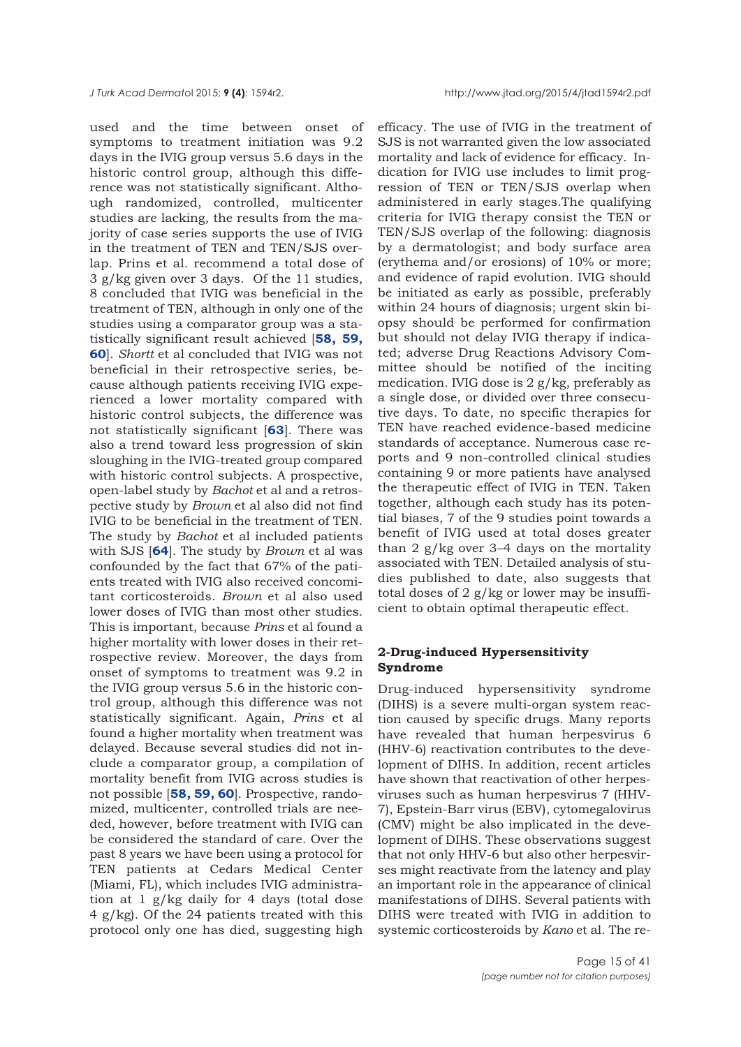used and the time between onset of symptoms to treatment initiation was 9.2 days in the IVIG group versus 5.6 days in the historic control group, although this difference was not statistically significant. Although randomized, controlled, multicenter studies are lacking, the results from the majority of case series supports the use of IVIG in the treatment of TEN and TEN/SJS overlap. Prins et al. recommend a total dose of 3 g/kg given over 3 days. Of the 11 studies, 8 concluded that IVIG was beneficial in the treatment of TEN, although in only one of the studies using a comparator group was a statistically significant result achieved [**58, 59, 60**]. *Shortt* et al concluded that IVIG was not beneficial in their retrospective series, because although patients receiving IVIG experienced a lower mortality compared with historic control subjects, the difference was not statistically significant [**63**]. There was also a trend toward less progression of skin sloughing in the IVIG-treated group compared with historic control subjects. A prospective, open-label study by *Bachot* et al and a retrospective study by *Brown* et al also did not find IVIG to be beneficial in the treatment of TEN. The study by *Bachot* et al included patients with SJS [**64**]. The study by *Brown* et al was confounded by the fact that 67% of the patients treated with IVIG also received concomitant corticosteroids. *Brown* et al also used lower doses of IVIG than most other studies. This is important, because *Prins* et al found a higher mortality with lower doses in their retrospective review. Moreover, the days from onset of symptoms to treatment was 9.2 in the IVIG group versus 5.6 in the historic control group, although this difference was not statistically significant. Again, *Prins* et al found a higher mortality when treatment was delayed. Because several studies did not include a comparator group, a compilation of mortality benefit from IVIG across studies is not possible [**58, 59, 60**]. Prospective, randomized, multicenter, controlled trials are needed, however, before treatment with IVIG can be considered the standard of care. Over the past 8 years we have been using a protocol for TEN patients at Cedars Medical Center (Miami, FL), which includes IVIG administration at 1 g/kg daily for 4 days (total dose 4 g/kg). Of the 24 patients treated with this protocol only one has died, suggesting high efficacy. The use of IVIG in the treatment of SJS is not warranted given the low associated mortality and lack of evidence for efficacy. Indication for IVIG use includes to limit progression of TEN or TEN/SJS overlap when administered in early stages.The qualifying criteria for IVIG therapy consist the TEN or TEN/SJS overlap of the following: diagnosis by a dermatologist; and body surface area (erythema and/or erosions) of 10% or more; and evidence of rapid evolution. IVIG should be initiated as early as possible, preferably within 24 hours of diagnosis; urgent skin biopsy should be performed for confirmation but should not delay IVIG therapy if indicated; adverse Drug Reactions Advisory Committee should be notified of the inciting medication. IVIG dose is 2 g/kg, preferably as a single dose, or divided over three consecutive days. To date, no specific therapies for TEN have reached evidence-based medicine standards of acceptance. Numerous case reports and 9 non-controlled clinical studies containing 9 or more patients have analysed the therapeutic effect of IVIG in TEN. Taken together, although each study has its potential biases, 7 of the 9 studies point towards a benefit of IVIG used at total doses greater than 2 g/kg over 3–4 days on the mortality associated with TEN. Detailed analysis of studies published to date, also suggests that total doses of 2 g/kg or lower may be insufficient to obtain optimal therapeutic effect.

### 2-Drug-induced Hypersensitivity Syndrome

Drug-induced hypersensitivity syndrome (DIHS) is a severe multi-organ system reaction caused by specific drugs. Many reports have revealed that human herpesvirus 6 (HHV-6) reactivation contributes to the development of DIHS. In addition, recent articles have shown that reactivation of other herpesviruses such as human herpesvirus 7 (HHV-7), Epstein-Barr virus (EBV), cytomegalovirus (CMV) might be also implicated in the development of DIHS. These observations suggest that not only HHV-6 but also other herpesvirses might reactivate from the latency and play an important role in the appearance of clinical manifestations of DIHS. Several patients with DIHS were treated with IVIG in addition to systemic corticosteroids by *Kano* et al. The re-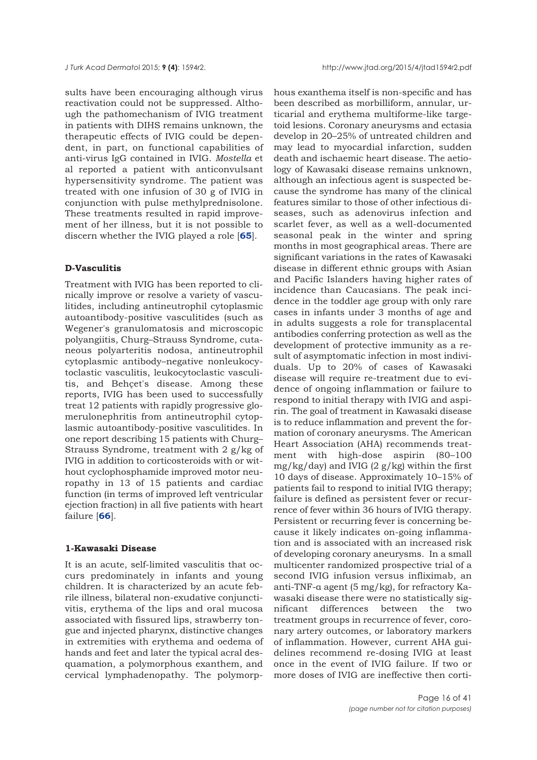sults have been encouraging although virus reactivation could not be suppressed. Although the pathomechanism of IVIG treatment in patients with DIHS remains unknown, the therapeutic effects of IVIG could be dependent, in part, on functional capabilities of anti-virus IgG contained in IVIG. *Mostella* et al reported a patient with anticonvulsant hypersensitivity syndrome. The patient was treated with one infusion of 30 g of IVIG in conjunction with pulse methylprednisolone. These treatments resulted in rapid improvement of her illness, but it is not possible to discern whether the IVIG played a role [**65**].

### D-Vasculitis

Treatment with IVIG has been reported to clinically improve or resolve a variety of vasculitides, including antineutrophil cytoplasmic autoantibody-positive vasculitides (such as Wegener's granulomatosis and microscopic polyangiitis, Churg–Strauss Syndrome, cutaneous polyarteritis nodosa, antineutrophil cytoplasmic antibody–negative nonleukocytoclastic vasculitis, leukocytoclastic vasculitis, and Behçet's disease. Among these reports, IVIG has been used to successfully treat 12 patients with rapidly progressive glomerulonephritis from antineutrophil cytoplasmic autoantibody-positive vasculitides. In one report describing 15 patients with Churg–Strauss Syndrome, treatment with 2 g/kg of IVIG in addition to corticosteroids with or without cyclophosphamide improved motor neuropathy in 13 of 15 patients and cardiac function (in terms of improved left ventricular ejection fraction) in all five patients with heart failure [**66**].

#### 1-Kawasaki Disease

It is an acute, self-limited vasculitis that occurs predominately in infants and young children. It is characterized by an acute febrile illness, bilateral non-exudative conjunctivitis, erythema of the lips and oral mucosa associated with fissured lips, strawberry tongue and injected pharynx, distinctive changes in extremities with erythema and oedema of hands and feet and later the typical acral desquamation, a polymorphous exanthem, and cervical lymphadenopathy. The polymorphous exanthema itself is non-specific and has been described as morbilliform, annular, urticarial and erythema multiforme-like targetoid lesions. Coronary aneurysms and ectasia develop in 20–25% of untreated children and may lead to myocardial infarction, sudden death and ischaemic heart disease. The aetiology of Kawasaki disease remains unknown, although an infectious agent is suspected because the syndrome has many of the clinical features similar to those of other infectious diseases, such as adenovirus infection and scarlet fever, as well as a well-documented seasonal peak in the winter and spring months in most geographical areas. There are significant variations in the rates of Kawasaki disease in different ethnic groups with Asian and Pacific Islanders having higher rates of incidence than Caucasians. The peak incidence in the toddler age group with only rare cases in infants under 3 months of age and in adults suggests a role for transplacental antibodies conferring protection as well as the development of protective immunity as a result of asymptomatic infection in most individuals. Up to 20% of cases of Kawasaki disease will require re-treatment due to evidence of ongoing inflammation or failure to respond to initial therapy with IVIG and aspirin. The goal of treatment in Kawasaki disease is to reduce inflammation and prevent the formation of coronary aneurysms. The American Heart Association (AHA) recommends treatment with high-dose aspirin (80–100 mg/kg/day) and IVIG (2 g/kg) within the first 10 days of disease. Approximately 10–15% of patients fail to respond to initial IVIG therapy; failure is defined as persistent fever or recurrence of fever within 36 hours of IVIG therapy. Persistent or recurring fever is concerning because it likely indicates on-going inflammation and is associated with an increased risk of developing coronary aneurysms. In a small multicenter randomized prospective trial of a second IVIG infusion versus infliximab, an anti-TNF-α agent (5 mg/kg), for refractory Kawasaki disease there were no statistically significant differences between the two treatment groups in recurrence of fever, coronary artery outcomes, or laboratory markers of inflammation. However, current AHA guidelines recommend re-dosing IVIG at least once in the event of IVIG failure. If two or more doses of IVIG are ineffective then corti-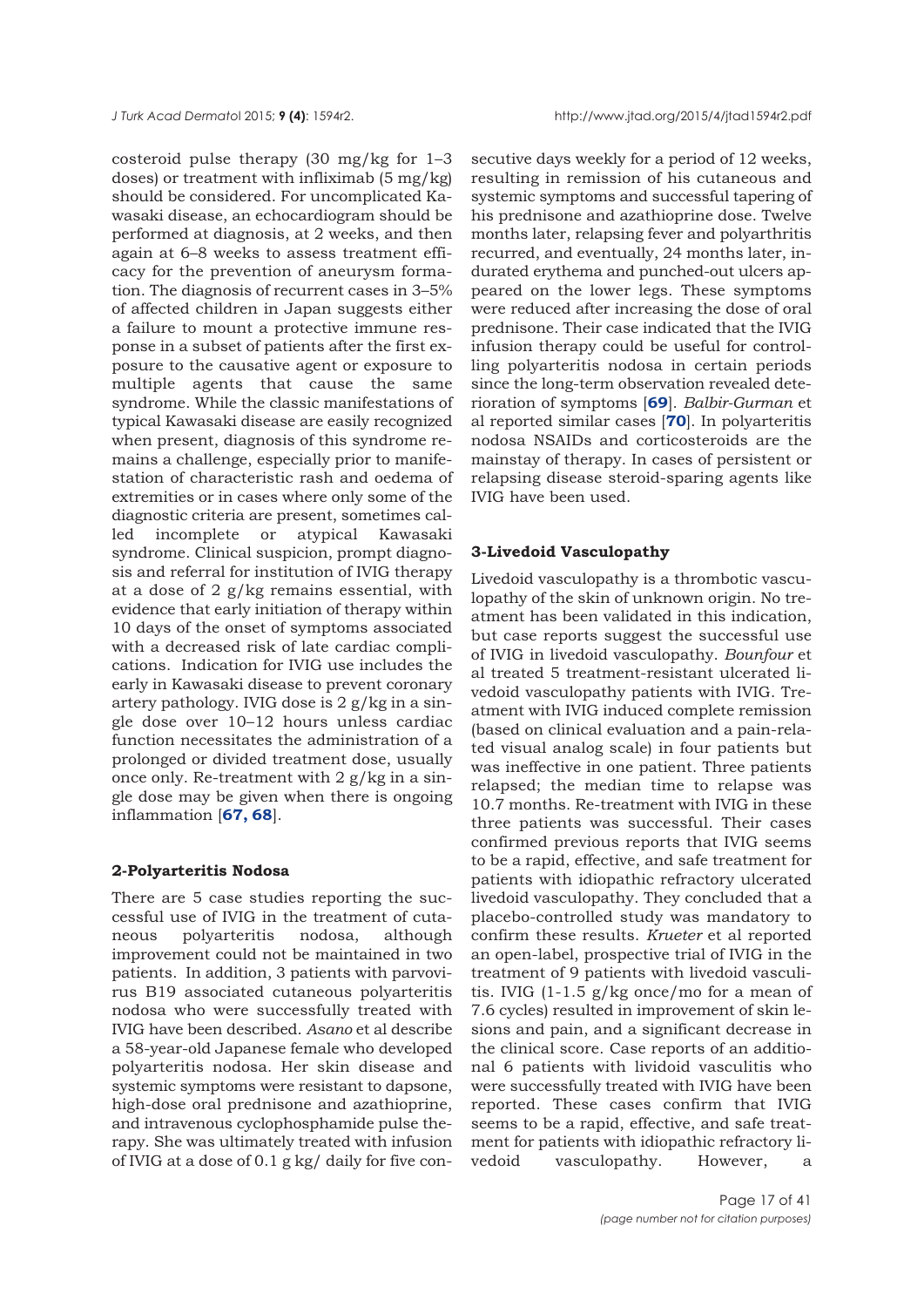costeroid pulse therapy (30 mg/kg for 1–3 doses) or treatment with infliximab (5 mg/kg) should be considered. For uncomplicated Kawasaki disease, an echocardiogram should be performed at diagnosis, at 2 weeks, and then again at 6–8 weeks to assess treatment efficacy for the prevention of aneurysm formation. The diagnosis of recurrent cases in 3–5% of affected children in Japan suggests either a failure to mount a protective immune response in a subset of patients after the first exposure to the causative agent or exposure to multiple agents that cause the same syndrome. While the classic manifestations of typical Kawasaki disease are easily recognized when present, diagnosis of this syndrome remains a challenge, especially prior to manifestation of characteristic rash and oedema of extremities or in cases where only some of the diagnostic criteria are present, sometimes called incomplete or atypical Kawasaki syndrome. Clinical suspicion, prompt diagnosis and referral for institution of IVIG therapy at a dose of 2 g/kg remains essential, with evidence that early initiation of therapy within 10 days of the onset of symptoms associated with a decreased risk of late cardiac complications. Indication for IVIG use includes the early in Kawasaki disease to prevent coronary artery pathology. IVIG dose is 2 g/kg in a single dose over 10–12 hours unless cardiac function necessitates the administration of a prolonged or divided treatment dose, usually once only. Re-treatment with 2 g/kg in a single dose may be given when there is ongoing inflammation [**67, 68**].

#### 2-Polyarteritis Nodosa

There are 5 case studies reporting the successful use of IVIG in the treatment of cutaneous polyarteritis nodosa, although improvement could not be maintained in two patients. In addition, 3 patients with parvovirus B19 associated cutaneous polyarteritis nodosa who were successfully treated with IVIG have been described. *Asano* et al describe a 58-year-old Japanese female who developed polyarteritis nodosa. Her skin disease and systemic symptoms were resistant to dapsone, high-dose oral prednisone and azathioprine, and intravenous cyclophosphamide pulse therapy. She was ultimately treated with infusion of IVIG at a dose of 0.1 g kg/ daily for five consecutive days weekly for a period of 12 weeks, resulting in remission of his cutaneous and systemic symptoms and successful tapering of his prednisone and azathioprine dose. Twelve months later, relapsing fever and polyarthritis recurred, and eventually, 24 months later, indurated erythema and punched-out ulcers appeared on the lower legs. These symptoms were reduced after increasing the dose of oral prednisone. Their case indicated that the IVIG infusion therapy could be useful for controlling polyarteritis nodosa in certain periods since the long-term observation revealed deterioration of symptoms [**69**]. *Balbir-Gurman* et al reported similar cases [**70**]. In polyarteritis nodosa NSAIDs and corticosteroids are the mainstay of therapy. In cases of persistent or relapsing disease steroid-sparing agents like IVIG have been used.

#### 3-Livedoid Vasculopathy

Livedoid vasculopathy is a thrombotic vasculopathy of the skin of unknown origin. No treatment has been validated in this indication, but case reports suggest the successful use of IVIG in livedoid vasculopathy. *Bounfour* et al treated 5 treatment-resistant ulcerated livedoid vasculopathy patients with IVIG. Treatment with IVIG induced complete remission (based on clinical evaluation and a pain-related visual analog scale) in four patients but was ineffective in one patient. Three patients relapsed; the median time to relapse was 10.7 months. Re-treatment with IVIG in these three patients was successful. Their cases confirmed previous reports that IVIG seems to be a rapid, effective, and safe treatment for patients with idiopathic refractory ulcerated livedoid vasculopathy. They concluded that a placebo-controlled study was mandatory to confirm these results. *Krueter* et al reported an open-label, prospective trial of IVIG in the treatment of 9 patients with livedoid vasculitis. IVIG (1-1.5 g/kg once/mo for a mean of 7.6 cycles) resulted in improvement of skin lesions and pain, and a significant decrease in the clinical score. Case reports of an additional 6 patients with lividoid vasculitis who were successfully treated with IVIG have been reported. These cases confirm that IVIG seems to be a rapid, effective, and safe treatment for patients with idiopathic refractory livedoid vasculopathy. However, a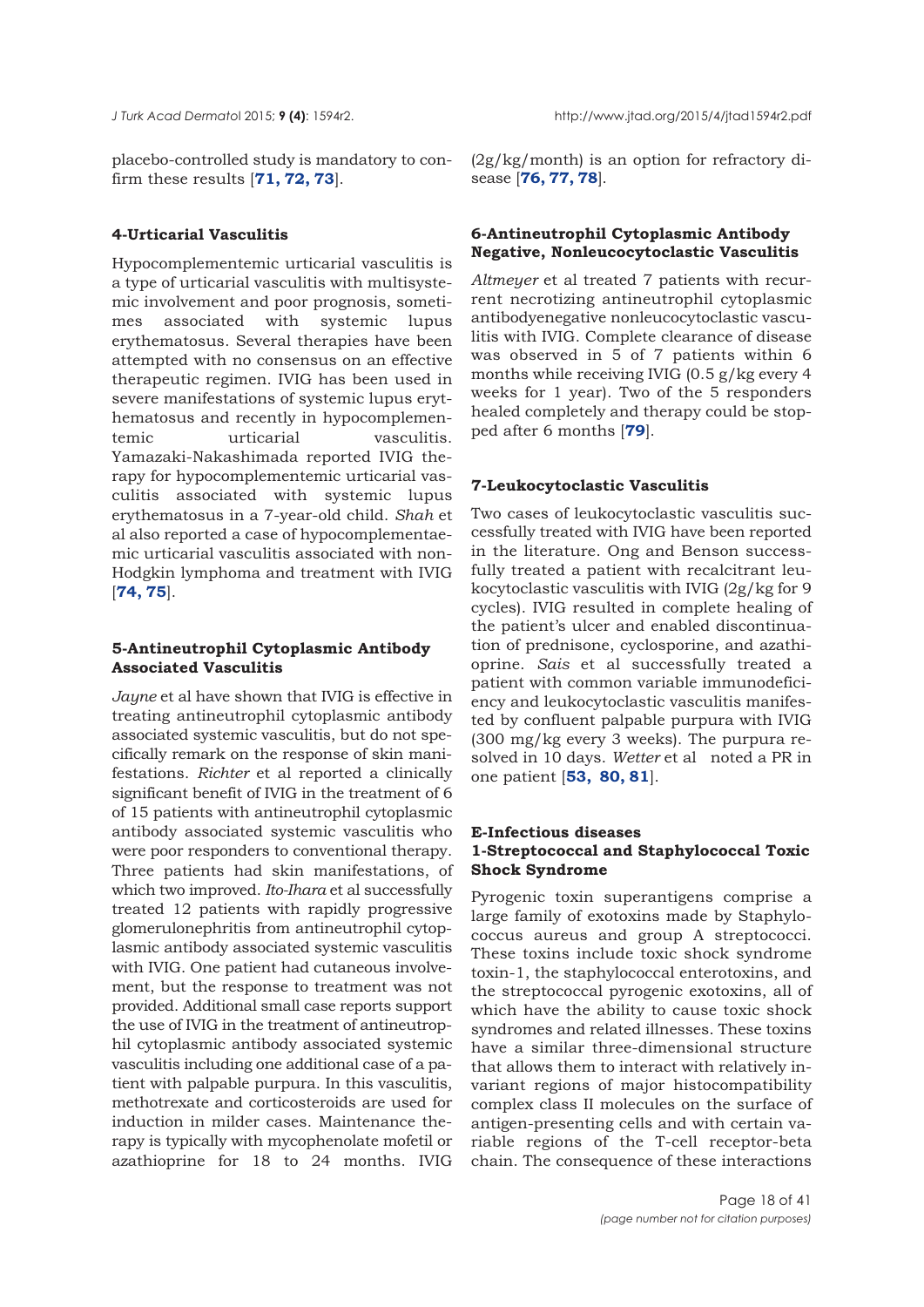placebo-controlled study is mandatory to confirm these results [**71, 72, 73**].

#### 4-Urticarial Vasculitis

Hypocomplementemic urticarial vasculitis is a type of urticarial vasculitis with multisystemic involvement and poor prognosis, sometimes associated with systemic lupus erythematosus. Several therapies have been attempted with no consensus on an effective therapeutic regimen. IVIG has been used in severe manifestations of systemic lupus erythematosus and recently in hypocomplementemic urticarial vasculitis. Yamazaki-Nakashimada reported IVIG therapy for hypocomplementemic urticarial vasculitis associated with systemic lupus erythematosus in a 7-year-old child. *Shah* et al also reported a case of hypocomplementaemic urticarial vasculitis associated with non-Hodgkin lymphoma and treatment with IVIG [**74, 75**].

#### 5-Antineutrophil Cytoplasmic Antibody Associated Vasculitis

*Jayne* et al have shown that IVIG is effective in treating antineutrophil cytoplasmic antibody associated systemic vasculitis, but do not specifically remark on the response of skin manifestations. *Richter* et al reported a clinically significant benefit of IVIG in the treatment of 6 of 15 patients with antineutrophil cytoplasmic antibody associated systemic vasculitis who were poor responders to conventional therapy. Three patients had skin manifestations, of which two improved. *Ito-Ihara* et al successfully treated 12 patients with rapidly progressive glomerulonephritis from antineutrophil cytoplasmic antibody associated systemic vasculitis with IVIG. One patient had cutaneous involvement, but the response to treatment was not provided. Additional small case reports support the use of IVIG in the treatment of antineutrophil cytoplasmic antibody associated systemic vasculitis including one additional case of a patient with palpable purpura. In this vasculitis, methotrexate and corticosteroids are used for induction in milder cases. Maintenance therapy is typically with mycophenolate mofetil or azathioprine for 18 to 24 months. IVIG (2g/kg/month) is an option for refractory disease [**76, 77, 78**].

#### 6-Antineutrophil Cytoplasmic Antibody Negative, Nonleucocytoclastic Vasculitis

*Altmeyer* et al treated 7 patients with recurrent necrotizing antineutrophil cytoplasmic antibodyenegative nonleucocytoclastic vasculitis with IVIG. Complete clearance of disease was observed in 5 of 7 patients within 6 months while receiving IVIG (0.5 g/kg every 4 weeks for 1 year). Two of the 5 responders healed completely and therapy could be stopped after 6 months [**79**].

#### 7-Leukocytoclastic Vasculitis

Two cases of leukocytoclastic vasculitis successfully treated with IVIG have been reported in the literature. Ong and Benson successfully treated a patient with recalcitrant leukocytoclastic vasculitis with IVIG (2g/kg for 9 cycles). IVIG resulted in complete healing of the patient's ulcer and enabled discontinuation of prednisone, cyclosporine, and azathioprine. *Sais* et al successfully treated a patient with common variable immunodeficiency and leukocytoclastic vasculitis manifested by confluent palpable purpura with IVIG (300 mg/kg every 3 weeks). The purpura resolved in 10 days. *Wetter* et al noted a PR in one patient [**53, 80, 81**].

### E-Infectious diseases

#### 1-Streptococcal and Staphylococcal Toxic Shock Syndrome

Pyrogenic toxin superantigens comprise a large family of exotoxins made by Staphylococcus aureus and group A streptococci. These toxins include toxic shock syndrome toxin-1, the staphylococcal enterotoxins, and the streptococcal pyrogenic exotoxins, all of which have the ability to cause toxic shock syndromes and related illnesses. These toxins have a similar three-dimensional structure that allows them to interact with relatively invariant regions of major histocompatibility complex class II molecules on the surface of antigen-presenting cells and with certain variable regions of the T-cell receptor-beta chain. The consequence of these interactions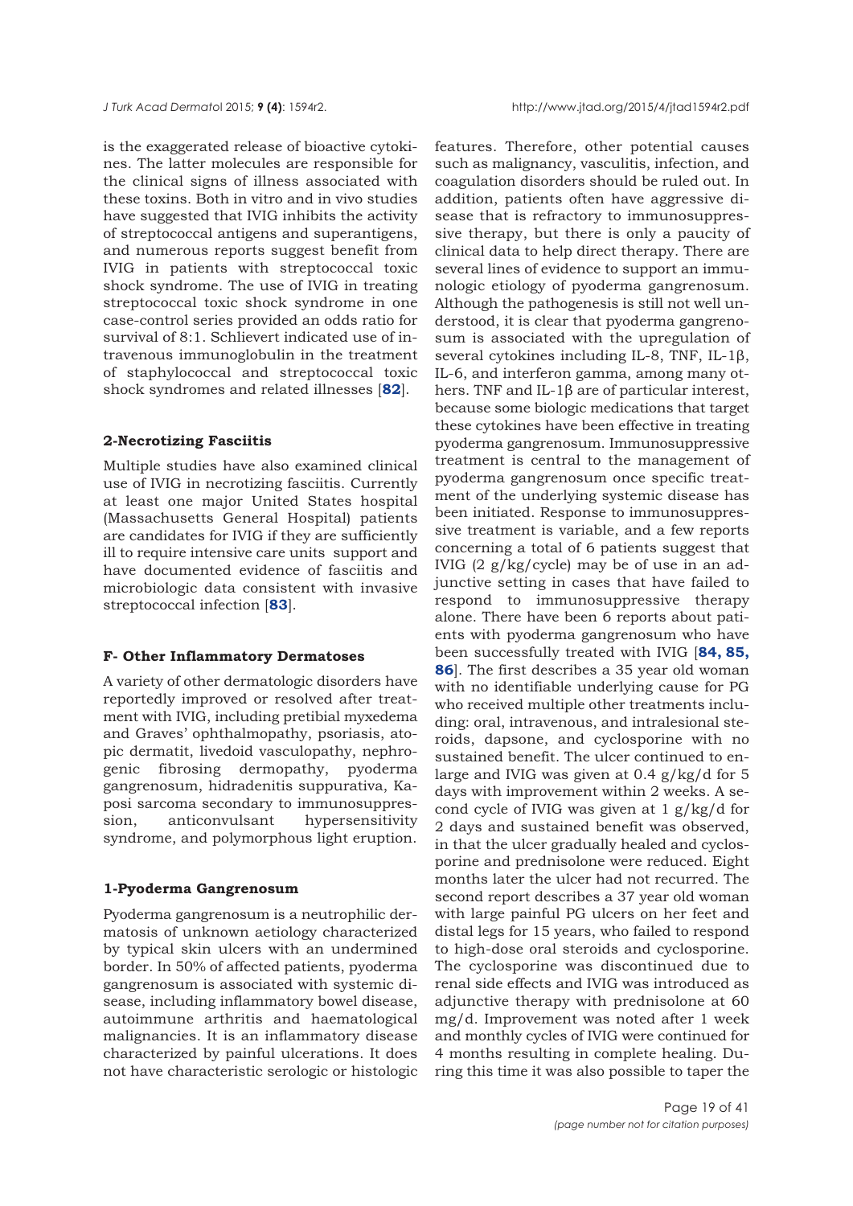is the exaggerated release of bioactive cytokines. The latter molecules are responsible for the clinical signs of illness associated with these toxins. Both in vitro and in vivo studies have suggested that IVIG inhibits the activity of streptococcal antigens and superantigens, and numerous reports suggest benefit from IVIG in patients with streptococcal toxic shock syndrome. The use of IVIG in treating streptococcal toxic shock syndrome in one case-control series provided an odds ratio for survival of 8:1. Schlievert indicated use of intravenous immunoglobulin in the treatment of staphylococcal and streptococcal toxic shock syndromes and related illnesses [**82**].

### 2-Necrotizing Fasciitis

Multiple studies have also examined clinical use of IVIG in necrotizing fasciitis. Currently at least one major United States hospital (Massachusetts General Hospital) patients are candidates for IVIG if they are sufficiently ill to require intensive care units support and have documented evidence of fasciitis and microbiologic data consistent with invasive streptococcal infection [**83**].

## F- Other Inflammatory Dermatoses

A variety of other dermatologic disorders have reportedly improved or resolved after treatment with IVIG, including pretibial myxedema and Graves' ophthalmopathy, psoriasis, atopic dermatit, livedoid vasculopathy, nephrogenic fibrosing dermopathy, pyoderma gangrenosum, hidradenitis suppurativa, Kaposi sarcoma secondary to immunosuppression, anticonvulsant hypersensitivity syndrome, and polymorphous light eruption.

### 1-Pyoderma Gangrenosum

Pyoderma gangrenosum is a neutrophilic dermatosis of unknown aetiology characterized by typical skin ulcers with an undermined border. In 50% of affected patients, pyoderma gangrenosum is associated with systemic disease, including inflammatory bowel disease, autoimmune arthritis and haematological malignancies. It is an inflammatory disease characterized by painful ulcerations. It does not have characteristic serologic or histologic features. Therefore, other potential causes such as malignancy, vasculitis, infection, and coagulation disorders should be ruled out. In addition, patients often have aggressive disease that is refractory to immunosuppressive therapy, but there is only a paucity of clinical data to help direct therapy. There are several lines of evidence to support an immunologic etiology of pyoderma gangrenosum. Although the pathogenesis is still not well understood, it is clear that pyoderma gangrenosum is associated with the upregulation of several cytokines including IL-8, TNF, IL-1β, IL-6, and interferon gamma, among many others. TNF and IL-1β are of particular interest, because some biologic medications that target these cytokines have been effective in treating pyoderma gangrenosum. Immunosuppressive treatment is central to the management of pyoderma gangrenosum once specific treatment of the underlying systemic disease has been initiated. Response to immunosuppressive treatment is variable, and a few reports concerning a total of 6 patients suggest that IVIG (2 g/kg/cycle) may be of use in an adjunctive setting in cases that have failed to respond to immunosuppressive therapy alone. There have been 6 reports about patients with pyoderma gangrenosum who have been successfully treated with IVIG [**84, 85, 86**]. The first describes a 35 year old woman with no identifiable underlying cause for PG who received multiple other treatments including: oral, intravenous, and intralesional steroids, dapsone, and cyclosporine with no sustained benefit. The ulcer continued to enlarge and IVIG was given at 0.4 g/kg/d for 5 days with improvement within 2 weeks. A second cycle of IVIG was given at 1 g/kg/d for 2 days and sustained benefit was observed, in that the ulcer gradually healed and cyclosporine and prednisolone were reduced. Eight months later the ulcer had not recurred. The second report describes a 37 year old woman with large painful PG ulcers on her feet and distal legs for 15 years, who failed to respond to high-dose oral steroids and cyclosporine. The cyclosporine was discontinued due to renal side effects and IVIG was introduced as adjunctive therapy with prednisolone at 60 mg/d. Improvement was noted after 1 week and monthly cycles of IVIG were continued for 4 months resulting in complete healing. During this time it was also possible to taper the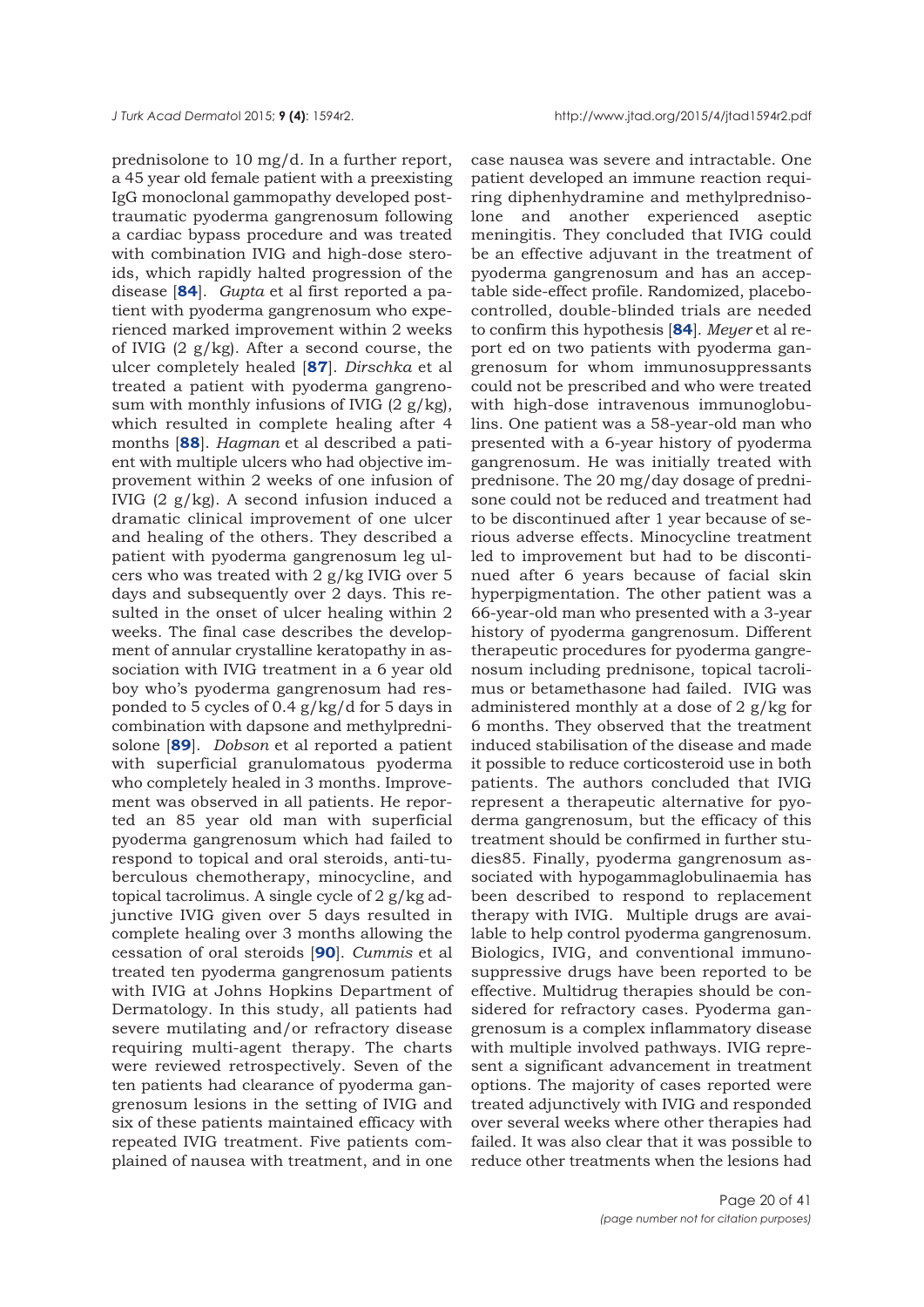prednisolone to 10 mg/d. In a further report, a 45 year old female patient with a preexisting IgG monoclonal gammopathy developed post-traumatic pyoderma gangrenosum following a cardiac bypass procedure and was treated with combination IVIG and high-dose steroids, which rapidly halted progression of the disease [**84**]. *Gupta* et al first reported a patient with pyoderma gangrenosum who experienced marked improvement within 2 weeks of IVIG (2 g/kg). After a second course, the ulcer completely healed [**87**]. *Dirschka* et al treated a patient with pyoderma gangrenosum with monthly infusions of IVIG (2 g/kg), which resulted in complete healing after 4 months [**88**]. *Hagman* et al described a patient with multiple ulcers who had objective improvement within 2 weeks of one infusion of IVIG (2 g/kg). A second infusion induced a dramatic clinical improvement of one ulcer and healing of the others. They described a patient with pyoderma gangrenosum leg ulcers who was treated with 2 g/kg IVIG over 5 days and subsequently over 2 days. This resulted in the onset of ulcer healing within 2 weeks. The final case describes the development of annular crystalline keratopathy in association with IVIG treatment in a 6 year old boy who's pyoderma gangrenosum had responded to 5 cycles of 0.4 g/kg/d for 5 days in combination with dapsone and methylprednisolone [**89**]. *Dobson* et al reported a patient with superficial granulomatous pyoderma who completely healed in 3 months. Improvement was observed in all patients. He reported an 85 year old man with superficial pyoderma gangrenosum which had failed to respond to topical and oral steroids, anti-tuberculous chemotherapy, minocycline, and topical tacrolimus. A single cycle of 2 g/kg adjunctive IVIG given over 5 days resulted in complete healing over 3 months allowing the cessation of oral steroids [**90**]. *Cummis* et al treated ten pyoderma gangrenosum patients with IVIG at Johns Hopkins Department of Dermatology. In this study, all patients had severe mutilating and/or refractory disease requiring multi-agent therapy. The charts were reviewed retrospectively. Seven of the ten patients had clearance of pyoderma gangrenosum lesions in the setting of IVIG and six of these patients maintained efficacy with repeated IVIG treatment. Five patients complained of nausea with treatment, and in one case nausea was severe and intractable. One patient developed an immune reaction requiring diphenhydramine and methylprednisolone and another experienced aseptic meningitis. They concluded that IVIG could be an effective adjuvant in the treatment of pyoderma gangrenosum and has an acceptable side-effect profile. Randomized, placebo-controlled, double-blinded trials are needed to confirm this hypothesis [**84**]. *Meyer* et al report ed on two patients with pyoderma gangrenosum for whom immunosuppressants could not be prescribed and who were treated with high-dose intravenous immunoglobulins. One patient was a 58-year-old man who presented with a 6-year history of pyoderma gangrenosum. He was initially treated with prednisone. The 20 mg/day dosage of prednisone could not be reduced and treatment had to be discontinued after 1 year because of serious adverse effects. Minocycline treatment led to improvement but had to be discontinued after 6 years because of facial skin hyperpigmentation. The other patient was a 66-year-old man who presented with a 3-year history of pyoderma gangrenosum. Different therapeutic procedures for pyoderma gangrenosum including prednisone, topical tacrolimus or betamethasone had failed. IVIG was administered monthly at a dose of 2 g/kg for 6 months. They observed that the treatment induced stabilisation of the disease and made it possible to reduce corticosteroid use in both patients. The authors concluded that IVIG represent a therapeutic alternative for pyoderma gangrenosum, but the efficacy of this treatment should be confirmed in further studies85. Finally, pyoderma gangrenosum associated with hypogammaglobulinaemia has been described to respond to replacement therapy with IVIG. Multiple drugs are available to help control pyoderma gangrenosum. Biologics, IVIG, and conventional immunosuppressive drugs have been reported to be effective. Multidrug therapies should be considered for refractory cases. Pyoderma gangrenosum is a complex inflammatory disease with multiple involved pathways. IVIG represent a significant advancement in treatment options. The majority of cases reported were treated adjunctively with IVIG and responded over several weeks where other therapies had failed. It was also clear that it was possible to reduce other treatments when the lesions had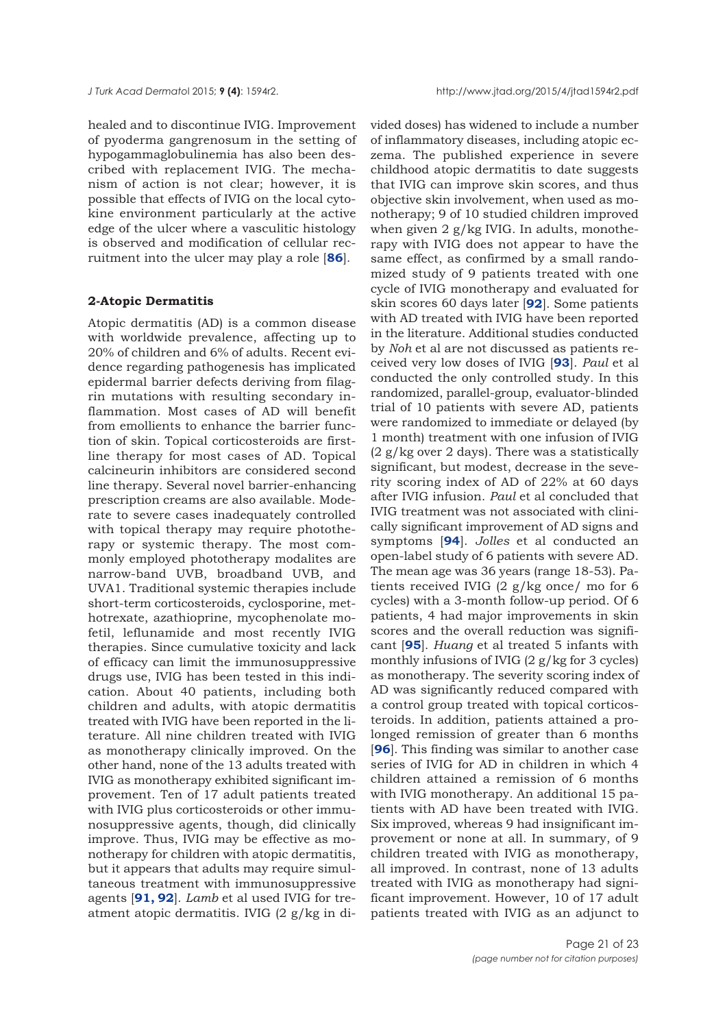healed and to discontinue IVIG. Improvement of pyoderma gangrenosum in the setting of hypogammaglobulinemia has also been described with replacement IVIG. The mechanism of action is not clear; however, it is possible that effects of IVIG on the local cytokine environment particularly at the active edge of the ulcer where a vasculitic histology is observed and modification of cellular recruitment into the ulcer may play a role [**86**].

**2-Atopic Dermatitis**

Atopic dermatitis (AD) is a common disease with worldwide prevalence, affecting up to 20% of children and 6% of adults. Recent evidence regarding pathogenesis has implicated epidermal barrier defects deriving from filaggrin mutations with resulting secondary inflammation. Most cases of AD will benefit from emollients to enhance the barrier function of skin. Topical corticosteroids are first-line therapy for most cases of AD. Topical calcineurin inhibitors are considered second line therapy. Several novel barrier-enhancing prescription creams are also available. Moderate to severe cases inadequately controlled with topical therapy may require phototherapy or systemic therapy. The most commonly employed phototherapy modalites are narrow-band UVB, broadband UVB, and UVA1. Traditional systemic therapies include short-term corticosteroids, cyclosporine, methotrexate, azathioprine, mycophenolate mofetil, leflunamide and most recently IVIG therapies. Since cumulative toxicity and lack of efficacy can limit the immunosuppressive drugs use, IVIG has been tested in this indication. About 40 patients, including both children and adults, with atopic dermatitis treated with IVIG have been reported in the literature. All nine children treated with IVIG as monotherapy clinically improved. On the other hand, none of the 13 adults treated with IVIG as monotherapy exhibited significant improvement. Ten of 17 adult patients treated with IVIG plus corticosteroids or other immunosuppressive agents, though, did clinically improve. Thus, IVIG may be effective as monotherapy for children with atopic dermatitis, but it appears that adults may require simultaneous treatment with immunosuppressive agents [**91, 92**]. *Lamb* et al used IVIG for treatment atopic dermatitis. IVIG (2 g/kg in divided doses) has widened to include a number of inflammatory diseases, including atopic eczema. The published experience in severe childhood atopic dermatitis to date suggests that IVIG can improve skin scores, and thus objective skin involvement, when used as monotherapy; 9 of 10 studied children improved when given 2 g/kg IVIG. In adults, monotherapy with IVIG does not appear to have the same effect, as confirmed by a small randomized study of 9 patients treated with one cycle of IVIG monotherapy and evaluated for skin scores 60 days later [**92**]. Some patients with AD treated with IVIG have been reported in the literature. Additional studies conducted by *Noh* et al are not discussed as patients received very low doses of IVIG [**93**]. *Paul* et al conducted the only controlled study. In this randomized, parallel-group, evaluator-blinded trial of 10 patients with severe AD, patients were randomized to immediate or delayed (by 1 month) treatment with one infusion of IVIG (2 g/kg over 2 days). There was a statistically significant, but modest, decrease in the severity scoring index of AD of 22% at 60 days after IVIG infusion. *Paul* et al concluded that IVIG treatment was not associated with clinically significant improvement of AD signs and symptoms [**94**]. *Jolles* et al conducted an open-label study of 6 patients with severe AD. The mean age was 36 years (range 18-53). Patients received IVIG (2 g/kg once/ mo for 6 cycles) with a 3-month follow-up period. Of 6 patients, 4 had major improvements in skin scores and the overall reduction was significant [**95**]. *Huang* et al treated 5 infants with monthly infusions of IVIG (2 g/kg for 3 cycles) as monotherapy. The severity scoring index of AD was significantly reduced compared with a control group treated with topical corticosteroids. In addition, patients attained a prolonged remission of greater than 6 months [**96**]. This finding was similar to another case series of IVIG for AD in children in which 4 children attained a remission of 6 months with IVIG monotherapy. An additional 15 patients with AD have been treated with IVIG. Six improved, whereas 9 had insignificant improvement or none at all. In summary, of 9 children treated with IVIG as monotherapy, all improved. In contrast, none of 13 adults treated with IVIG as monotherapy had significant improvement. However, 10 of 17 adult patients treated with IVIG as an adjunct to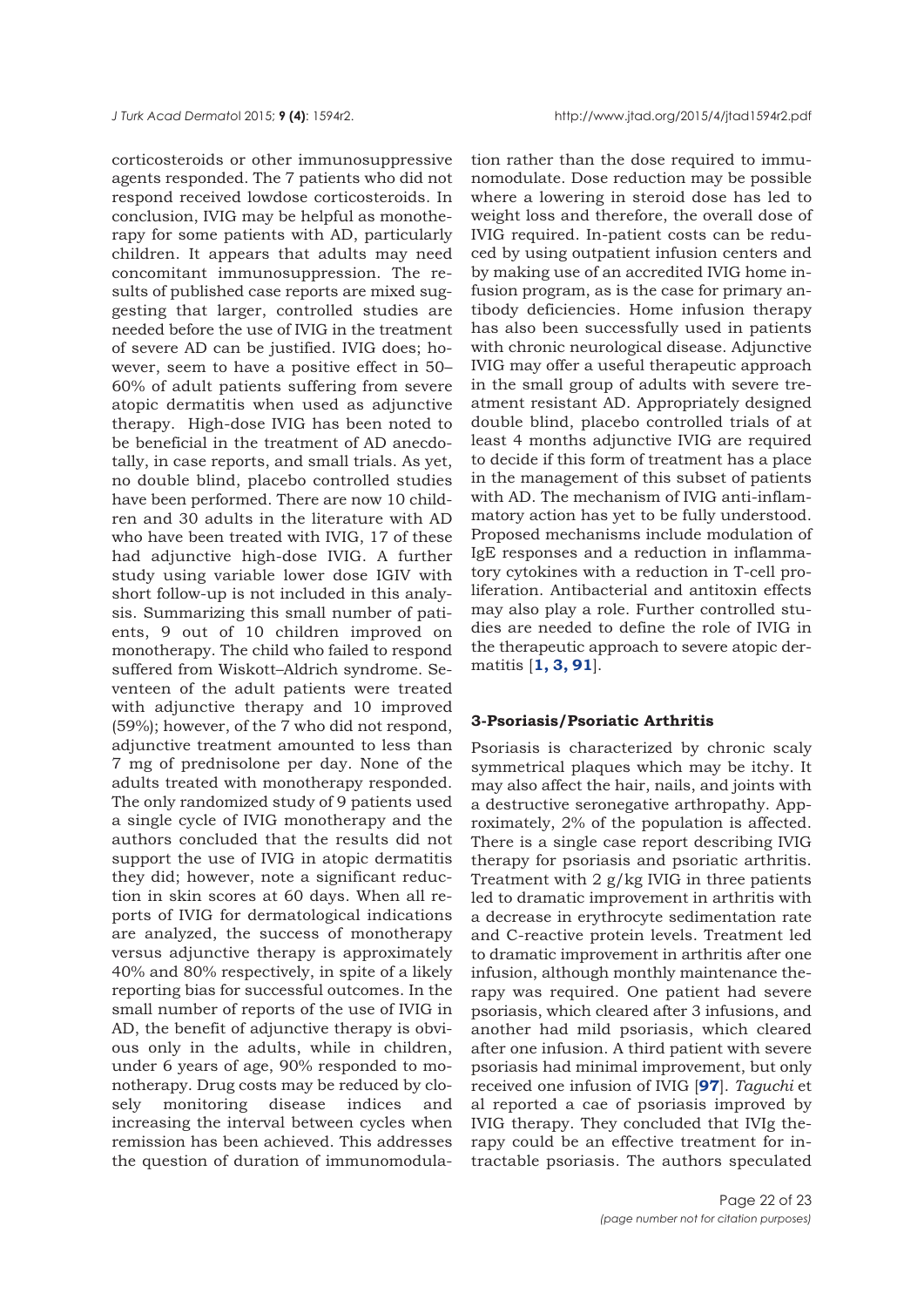corticosteroids or other immunosuppressive agents responded. The 7 patients who did not respond received lowdose corticosteroids. In conclusion, IVIG may be helpful as monotherapy for some patients with AD, particularly children. It appears that adults may need concomitant immunosuppression. The results of published case reports are mixed suggesting that larger, controlled studies are needed before the use of IVIG in the treatment of severe AD can be justified. IVIG does; however, seem to have a positive effect in 50–60% of adult patients suffering from severe atopic dermatitis when used as adjunctive therapy. High-dose IVIG has been noted to be beneficial in the treatment of AD anecdotally, in case reports, and small trials. As yet, no double blind, placebo controlled studies have been performed. There are now 10 children and 30 adults in the literature with AD who have been treated with IVIG, 17 of these had adjunctive high-dose IVIG. A further study using variable lower dose IGIV with short follow-up is not included in this analysis. Summarizing this small number of patients, 9 out of 10 children improved on monotherapy. The child who failed to respond suffered from Wiskott–Aldrich syndrome. Seventeen of the adult patients were treated with adjunctive therapy and 10 improved (59%); however, of the 7 who did not respond, adjunctive treatment amounted to less than 7 mg of prednisolone per day. None of the adults treated with monotherapy responded. The only randomized study of 9 patients used a single cycle of IVIG monotherapy and the authors concluded that the results did not support the use of IVIG in atopic dermatitis they did; however, note a significant reduction in skin scores at 60 days. When all reports of IVIG for dermatological indications are analyzed, the success of monotherapy versus adjunctive therapy is approximately 40% and 80% respectively, in spite of a likely reporting bias for successful outcomes. In the small number of reports of the use of IVIG in AD, the benefit of adjunctive therapy is obvious only in the adults, while in children, under 6 years of age, 90% responded to monotherapy. Drug costs may be reduced by closely monitoring disease indices and increasing the interval between cycles when remission has been achieved. This addresses the question of duration of immunomodulation rather than the dose required to immunomodulate. Dose reduction may be possible where a lowering in steroid dose has led to weight loss and therefore, the overall dose of IVIG required. In-patient costs can be reduced by using outpatient infusion centers and by making use of an accredited IVIG home infusion program, as is the case for primary antibody deficiencies. Home infusion therapy has also been successfully used in patients with chronic neurological disease. Adjunctive IVIG may offer a useful therapeutic approach in the small group of adults with severe treatment resistant AD. Appropriately designed double blind, placebo controlled trials of at least 4 months adjunctive IVIG are required to decide if this form of treatment has a place in the management of this subset of patients with AD. The mechanism of IVIG anti-inflammatory action has yet to be fully understood. Proposed mechanisms include modulation of IgE responses and a reduction in inflammatory cytokines with a reduction in T-cell proliferation. Antibacterial and antitoxin effects may also play a role. Further controlled studies are needed to define the role of IVIG in the therapeutic approach to severe atopic dermatitis [**1, 3, 91**].

### 3-Psoriasis/Psoriatic Arthritis

Psoriasis is characterized by chronic scaly symmetrical plaques which may be itchy. It may also affect the hair, nails, and joints with a destructive seronegative arthropathy. Approximately, 2% of the population is affected. There is a single case report describing IVIG therapy for psoriasis and psoriatic arthritis. Treatment with 2 g/kg IVIG in three patients led to dramatic improvement in arthritis with a decrease in erythrocyte sedimentation rate and C-reactive protein levels. Treatment led to dramatic improvement in arthritis after one infusion, although monthly maintenance therapy was required. One patient had severe psoriasis, which cleared after 3 infusions, and another had mild psoriasis, which cleared after one infusion. A third patient with severe psoriasis had minimal improvement, but only received one infusion of IVIG [**97**]. *Taguchi* et al reported a cae of psoriasis improved by IVIG therapy. They concluded that IVIg therapy could be an effective treatment for intractable psoriasis. The authors speculated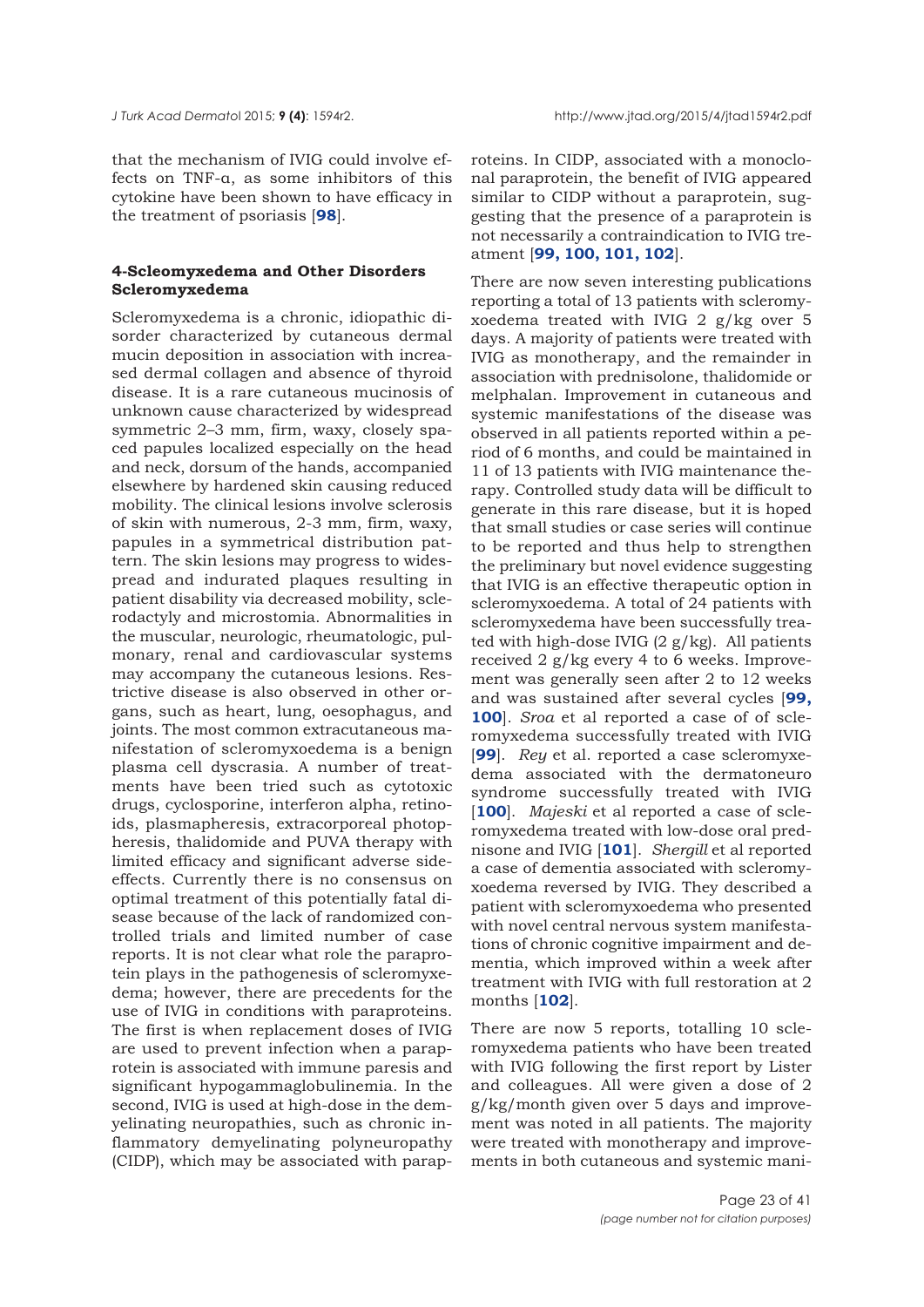that the mechanism of IVIG could involve effects on TNF-α, as some inhibitors of this cytokine have been shown to have efficacy in the treatment of psoriasis [**98**].

#### 4-Scleomyxedema and Other Disorders Scleromyxedema

Scleromyxedema is a chronic, idiopathic disorder characterized by cutaneous dermal mucin deposition in association with increased dermal collagen and absence of thyroid disease. It is a rare cutaneous mucinosis of unknown cause characterized by widespread symmetric 2–3 mm, firm, waxy, closely spaced papules localized especially on the head and neck, dorsum of the hands, accompanied elsewhere by hardened skin causing reduced mobility. The clinical lesions involve sclerosis of skin with numerous, 2-3 mm, firm, waxy, papules in a symmetrical distribution pattern. The skin lesions may progress to widespread and indurated plaques resulting in patient disability via decreased mobility, sclerodactyly and microstomia. Abnormalities in the muscular, neurologic, rheumatologic, pulmonary, renal and cardiovascular systems may accompany the cutaneous lesions. Restrictive disease is also observed in other organs, such as heart, lung, oesophagus, and joints. The most common extracutaneous manifestation of scleromyxoedema is a benign plasma cell dyscrasia. A number of treatments have been tried such as cytotoxic drugs, cyclosporine, interferon alpha, retinoids, plasmapheresis, extracorporeal photopheresis, thalidomide and PUVA therapy with limited efficacy and significant adverse side-effects. Currently there is no consensus on optimal treatment of this potentially fatal disease because of the lack of randomized controlled trials and limited number of case reports. It is not clear what role the paraprotein plays in the pathogenesis of scleromyxedema; however, there are precedents for the use of IVIG in conditions with paraproteins. The first is when replacement doses of IVIG are used to prevent infection when a paraprotein is associated with immune paresis and significant hypogammaglobulinemia. In the second, IVIG is used at high-dose in the demyelinating neuropathies, such as chronic inflammatory demyelinating polyneuropathy (CIDP), which may be associated with paraproteins. In CIDP, associated with a monoclonal paraprotein, the benefit of IVIG appeared similar to CIDP without a paraprotein, suggesting that the presence of a paraprotein is not necessarily a contraindication to IVIG treatment [**99, 100, 101, 102**].

There are now seven interesting publications reporting a total of 13 patients with scleromyxoedema treated with IVIG 2 g/kg over 5 days. A majority of patients were treated with IVIG as monotherapy, and the remainder in association with prednisolone, thalidomide or melphalan. Improvement in cutaneous and systemic manifestations of the disease was observed in all patients reported within a period of 6 months, and could be maintained in 11 of 13 patients with IVIG maintenance therapy. Controlled study data will be difficult to generate in this rare disease, but it is hoped that small studies or case series will continue to be reported and thus help to strengthen the preliminary but novel evidence suggesting that IVIG is an effective therapeutic option in scleromyxoedema. A total of 24 patients with scleromyxedema have been successfully treated with high-dose IVIG (2 g/kg). All patients received 2 g/kg every 4 to 6 weeks. Improvement was generally seen after 2 to 12 weeks and was sustained after several cycles [**99, 100**]. *Sroa* et al reported a case of of scleromyxedema successfully treated with IVIG [**99**]. *Rey* et al. reported a case scleromyxedema associated with the dermatoneuro syndrome successfully treated with IVIG [**100**]. *Majeski* et al reported a case of scleromyxedema treated with low-dose oral prednisone and IVIG [**101**]. *Shergill* et al reported a case of dementia associated with scleromyxoedema reversed by IVIG. They described a patient with scleromyxoedema who presented with novel central nervous system manifestations of chronic cognitive impairment and dementia, which improved within a week after treatment with IVIG with full restoration at 2 months [**102**].

There are now 5 reports, totalling 10 scleromyxedema patients who have been treated with IVIG following the first report by Lister and colleagues. All were given a dose of 2 g/kg/month given over 5 days and improvement was noted in all patients. The majority were treated with monotherapy and improvements in both cutaneous and systemic mani-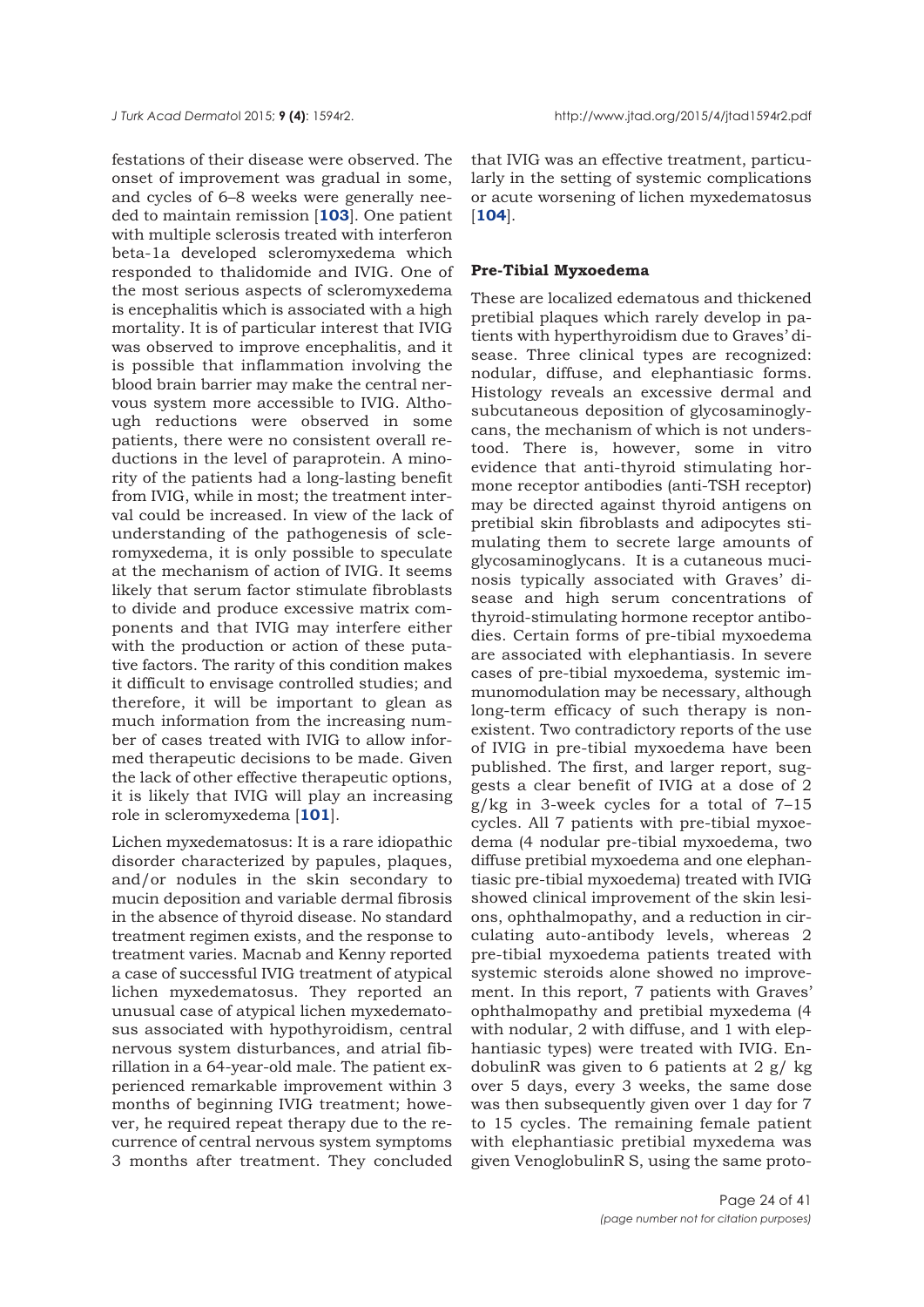festations of their disease were observed. The onset of improvement was gradual in some, and cycles of 6–8 weeks were generally needed to maintain remission [**103**]. One patient with multiple sclerosis treated with interferon beta-1a developed scleromyxedema which responded to thalidomide and IVIG. One of the most serious aspects of scleromyxedema is encephalitis which is associated with a high mortality. It is of particular interest that IVIG was observed to improve encephalitis, and it is possible that inflammation involving the blood brain barrier may make the central nervous system more accessible to IVIG. Although reductions were observed in some patients, there were no consistent overall reductions in the level of paraprotein. A minority of the patients had a long-lasting benefit from IVIG, while in most; the treatment interval could be increased. In view of the lack of understanding of the pathogenesis of scleromyxedema, it is only possible to speculate at the mechanism of action of IVIG. It seems likely that serum factor stimulate fibroblasts to divide and produce excessive matrix components and that IVIG may interfere either with the production or action of these putative factors. The rarity of this condition makes it difficult to envisage controlled studies; and therefore, it will be important to glean as much information from the increasing number of cases treated with IVIG to allow informed therapeutic decisions to be made. Given the lack of other effective therapeutic options, it is likely that IVIG will play an increasing role in scleromyxedema [**101**].

Lichen myxedematosus: It is a rare idiopathic disorder characterized by papules, plaques, and/or nodules in the skin secondary to mucin deposition and variable dermal fibrosis in the absence of thyroid disease. No standard treatment regimen exists, and the response to treatment varies. Macnab and Kenny reported a case of successful IVIG treatment of atypical lichen myxedematosus. They reported an unusual case of atypical lichen myxedematosus associated with hypothyroidism, central nervous system disturbances, and atrial fibrillation in a 64-year-old male. The patient experienced remarkable improvement within 3 months of beginning IVIG treatment; however, he required repeat therapy due to the recurrence of central nervous system symptoms 3 months after treatment. They concluded that IVIG was an effective treatment, particularly in the setting of systemic complications or acute worsening of lichen myxedematosus [**104**].

### Pre-Tibial Myxoedema

These are localized edematous and thickened pretibial plaques which rarely develop in patients with hyperthyroidism due to Graves' disease. Three clinical types are recognized: nodular, diffuse, and elephantiasic forms. Histology reveals an excessive dermal and subcutaneous deposition of glycosaminoglycans, the mechanism of which is not understood. There is, however, some in vitro evidence that anti-thyroid stimulating hormone receptor antibodies (anti-TSH receptor) may be directed against thyroid antigens on pretibial skin fibroblasts and adipocytes stimulating them to secrete large amounts of glycosaminoglycans. It is a cutaneous mucinosis typically associated with Graves' disease and high serum concentrations of thyroid-stimulating hormone receptor antibodies. Certain forms of pre-tibial myxoedema are associated with elephantiasis. In severe cases of pre-tibial myxoedema, systemic immunomodulation may be necessary, although long-term efficacy of such therapy is nonexistent. Two contradictory reports of the use of IVIG in pre-tibial myxoedema have been published. The first, and larger report, suggests a clear benefit of IVIG at a dose of 2 g/kg in 3-week cycles for a total of 7–15 cycles. All 7 patients with pre-tibial myxoedema (4 nodular pre-tibial myxoedema, two diffuse pretibial myxoedema and one elephantiasic pre-tibial myxoedema) treated with IVIG showed clinical improvement of the skin lesions, ophthalmopathy, and a reduction in circulating auto-antibody levels, whereas 2 pre-tibial myxoedema patients treated with systemic steroids alone showed no improvement. In this report, 7 patients with Graves' ophthalmopathy and pretibial myxedema (4 with nodular, 2 with diffuse, and 1 with elephantiasic types) were treated with IVIG. EndobulinR was given to 6 patients at 2 g/ kg over 5 days, every 3 weeks, the same dose was then subsequently given over 1 day for 7 to 15 cycles. The remaining female patient with elephantiasic pretibial myxedema was given VenoglobulinR S, using the same proto-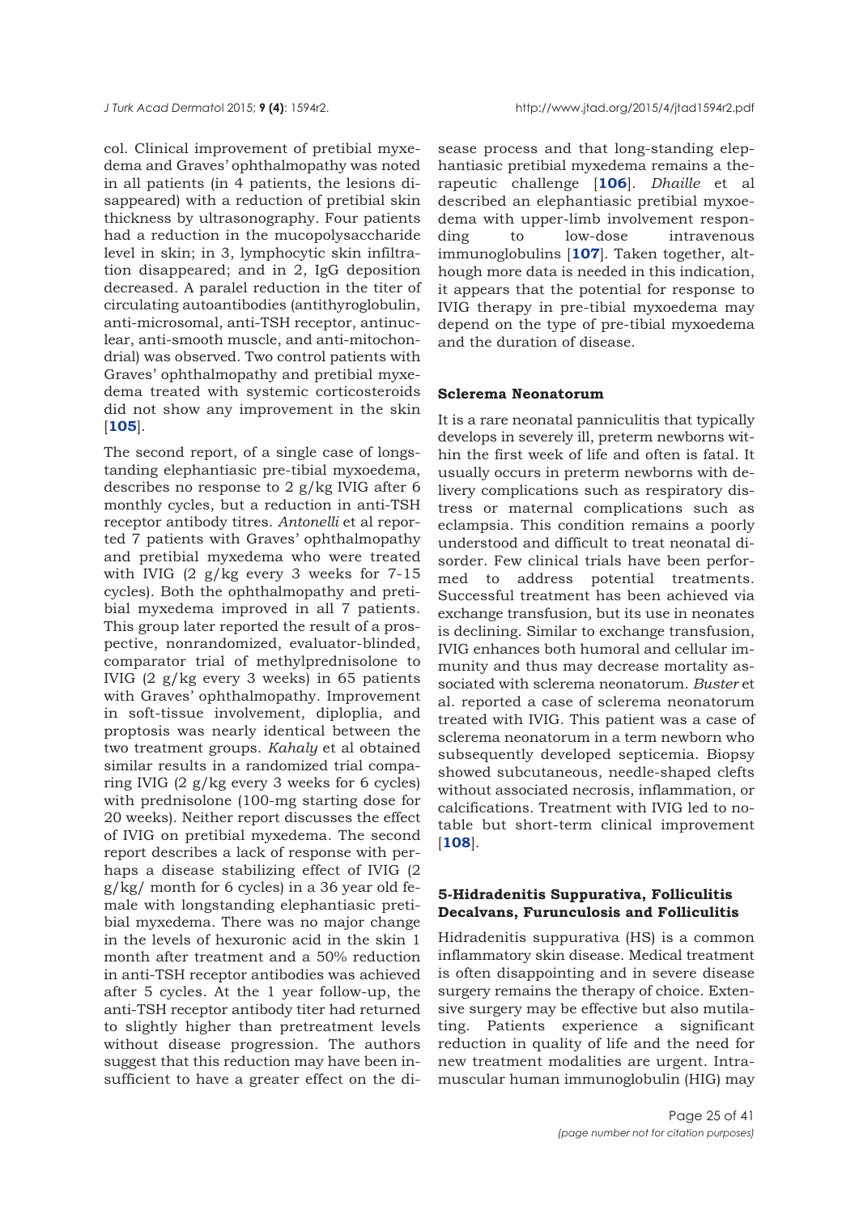col. Clinical improvement of pretibial myxedema and Graves' ophthalmopathy was noted in all patients (in 4 patients, the lesions disappeared) with a reduction of pretibial skin thickness by ultrasonography. Four patients had a reduction in the mucopolysaccharide level in skin; in 3, lymphocytic skin infiltration disappeared; and in 2, IgG deposition decreased. A paralel reduction in the titer of circulating autoantibodies (antithyroglobulin, anti-microsomal, anti-TSH receptor, antinuclear, anti-smooth muscle, and anti-mitochondrial) was observed. Two control patients with Graves' ophthalmopathy and pretibial myxedema treated with systemic corticosteroids did not show any improvement in the skin [**105**].

The second report, of a single case of longstanding elephantiasic pre-tibial myxoedema, describes no response to 2 g/kg IVIG after 6 monthly cycles, but a reduction in anti-TSH receptor antibody titres. *Antonelli* et al reported 7 patients with Graves' ophthalmopathy and pretibial myxedema who were treated with IVIG (2 g/kg every 3 weeks for 7-15 cycles). Both the ophthalmopathy and pretibial myxedema improved in all 7 patients. This group later reported the result of a prospective, nonrandomized, evaluator-blinded, comparator trial of methylprednisolone to IVIG (2 g/kg every 3 weeks) in 65 patients with Graves' ophthalmopathy. Improvement in soft-tissue involvement, diploplia, and proptosis was nearly identical between the two treatment groups. *Kahaly* et al obtained similar results in a randomized trial comparing IVIG (2 g/kg every 3 weeks for 6 cycles) with prednisolone (100-mg starting dose for 20 weeks). Neither report discusses the effect of IVIG on pretibial myxedema. The second report describes a lack of response with perhaps a disease stabilizing effect of IVIG (2 g/kg/ month for 6 cycles) in a 36 year old female with longstanding elephantiasic pretibial myxedema. There was no major change in the levels of hexuronic acid in the skin 1 month after treatment and a 50% reduction in anti-TSH receptor antibodies was achieved after 5 cycles. At the 1 year follow-up, the anti-TSH receptor antibody titer had returned to slightly higher than pretreatment levels without disease progression. The authors suggest that this reduction may have been insufficient to have a greater effect on the disease process and that long-standing elephantiasic pretibial myxedema remains a therapeutic challenge [**106**]. *Dhaille* et al described an elephantiasic pretibial myxoedema with upper-limb involvement responding to low-dose intravenous immunoglobulins [**107**]. Taken together, although more data is needed in this indication, it appears that the potential for response to IVIG therapy in pre-tibial myxoedema may depend on the type of pre-tibial myxoedema and the duration of disease.

### Sclerema Neonatorum

It is a rare neonatal panniculitis that typically develops in severely ill, preterm newborns within the first week of life and often is fatal. It usually occurs in preterm newborns with delivery complications such as respiratory distress or maternal complications such as eclampsia. This condition remains a poorly understood and difficult to treat neonatal disorder. Few clinical trials have been performed to address potential treatments. Successful treatment has been achieved via exchange transfusion, but its use in neonates is declining. Similar to exchange transfusion, IVIG enhances both humoral and cellular immunity and thus may decrease mortality associated with sclerema neonatorum. *Buster* et al. reported a case of sclerema neonatorum treated with IVIG. This patient was a case of sclerema neonatorum in a term newborn who subsequently developed septicemia. Biopsy showed subcutaneous, needle-shaped clefts without associated necrosis, inflammation, or calcifications. Treatment with IVIG led to notable but short-term clinical improvement [**108**].

### 5-Hidradenitis Suppurativa, Folliculitis Decalvans, Furunculosis and Folliculitis

Hidradenitis suppurativa (HS) is a common inflammatory skin disease. Medical treatment is often disappointing and in severe disease surgery remains the therapy of choice. Extensive surgery may be effective but also mutilating. Patients experience a significant reduction in quality of life and the need for new treatment modalities are urgent. Intramuscular human immunoglobulin (HIG) may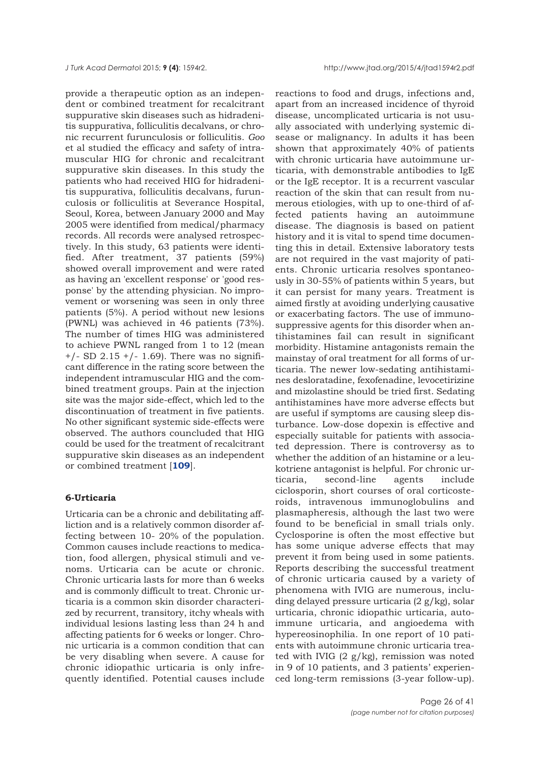provide a therapeutic option as an independent or combined treatment for recalcitrant suppurative skin diseases such as hidradenitis suppurativa, folliculitis decalvans, or chronic recurrent furunculosis or folliculitis. *Goo* et al studied the efficacy and safety of intramuscular HIG for chronic and recalcitrant suppurative skin diseases. In this study the patients who had received HIG for hidradenitis suppurativa, folliculitis decalvans, furunculosis or folliculitis at Severance Hospital, Seoul, Korea, between January 2000 and May 2005 were identified from medical/pharmacy records. All records were analysed retrospectively. In this study, 63 patients were identified. After treatment, 37 patients (59%) showed overall improvement and were rated as having an 'excellent response' or 'good response' by the attending physician. No improvement or worsening was seen in only three patients (5%). A period without new lesions (PWNL) was achieved in 46 patients (73%). The number of times HIG was administered to achieve PWNL ranged from 1 to 12 (mean +/- SD 2.15 +/- 1.69). There was no significant difference in the rating score between the independent intramuscular HIG and the combined treatment groups. Pain at the injection site was the major side-effect, which led to the discontinuation of treatment in five patients. No other significant systemic side-effects were observed. The authors councluded that HIG could be used for the treatment of recalcitrant suppurative skin diseases as an independent or combined treatment [**109**].

### 6-Urticaria

Urticaria can be a chronic and debilitating affliction and is a relatively common disorder affecting between 10- 20% of the population. Common causes include reactions to medication, food allergen, physical stimuli and venoms. Urticaria can be acute or chronic. Chronic urticaria lasts for more than 6 weeks and is commonly difficult to treat. Chronic urticaria is a common skin disorder characterized by recurrent, transitory, itchy wheals with individual lesions lasting less than 24 h and affecting patients for 6 weeks or longer. Chronic urticaria is a common condition that can be very disabling when severe. A cause for chronic idiopathic urticaria is only infrequently identified. Potential causes include reactions to food and drugs, infections and, apart from an increased incidence of thyroid disease, uncomplicated urticaria is not usually associated with underlying systemic disease or malignancy. In adults it has been shown that approximately 40% of patients with chronic urticaria have autoimmune urticaria, with demonstrable antibodies to IgE or the IgE receptor. It is a recurrent vascular reaction of the skin that can result from numerous etiologies, with up to one-third of affected patients having an autoimmune disease. The diagnosis is based on patient history and it is vital to spend time documenting this in detail. Extensive laboratory tests are not required in the vast majority of patients. Chronic urticaria resolves spontaneously in 30-55% of patients within 5 years, but it can persist for many years. Treatment is aimed firstly at avoiding underlying causative or exacerbating factors. The use of immunosuppressive agents for this disorder when antihistamines fail can result in significant morbidity. Histamine antagonists remain the mainstay of oral treatment for all forms of urticaria. The newer low-sedating antihistamines desloratadine, fexofenadine, levocetirizine and mizolastine should be tried first. Sedating antihistamines have more adverse effects but are useful if symptoms are causing sleep disturbance. Low-dose dopexin is effective and especially suitable for patients with associated depression. There is controversy as to whether the addition of an histamine or a leukotriene antagonist is helpful. For chronic urticaria, second-line agents include ciclosporin, short courses of oral corticosteroids, intravenous immunoglobulins and plasmapheresis, although the last two were found to be beneficial in small trials only. Cyclosporine is often the most effective but has some unique adverse effects that may prevent it from being used in some patients. Reports describing the successful treatment of chronic urticaria caused by a variety of phenomena with IVIG are numerous, including delayed pressure urticaria (2 g/kg), solar urticaria, chronic idiopathic urticaria, autoimmune urticaria, and angioedema with hypereosinophilia. In one report of 10 patients with autoimmune chronic urticaria treated with IVIG (2 g/kg), remission was noted in 9 of 10 patients, and 3 patients' experienced long-term remissions (3-year follow-up).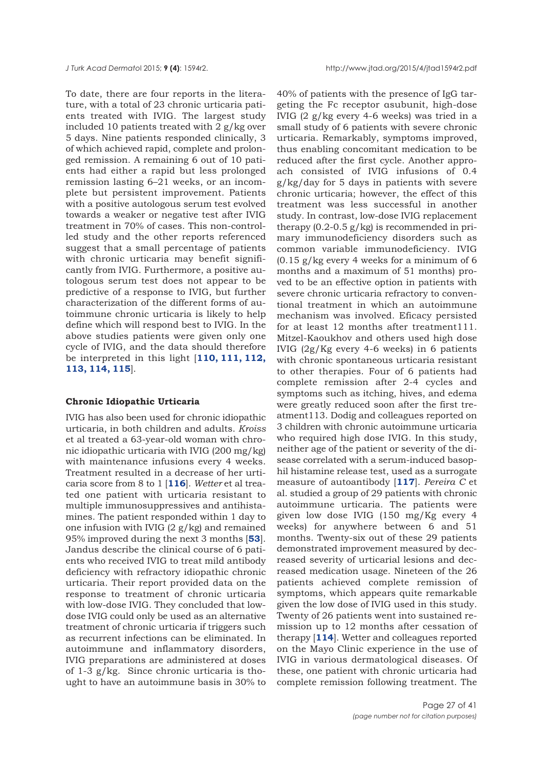To date, there are four reports in the literature, with a total of 23 chronic urticaria patients treated with IVIG. The largest study included 10 patients treated with 2 g/kg over 5 days. Nine patients responded clinically, 3 of which achieved rapid, complete and prolonged remission. A remaining 6 out of 10 patients had either a rapid but less prolonged remission lasting 6–21 weeks, or an incomplete but persistent improvement. Patients with a positive autologous serum test evolved towards a weaker or negative test after IVIG treatment in 70% of cases. This non-controlled study and the other reports referenced suggest that a small percentage of patients with chronic urticaria may benefit significantly from IVIG. Furthermore, a positive autologous serum test does not appear to be predictive of a response to IVIG, but further characterization of the different forms of autoimmune chronic urticaria is likely to help define which will respond best to IVIG. In the above studies patients were given only one cycle of IVIG, and the data should therefore be interpreted in this light [**110, 111, 112, 113, 114, 115**].

### Chronic Idiopathic Urticaria

IVIG has also been used for chronic idiopathic urticaria, in both children and adults. *Kroiss* et al treated a 63-year-old woman with chronic idiopathic urticaria with IVIG (200 mg/kg) with maintenance infusions every 4 weeks. Treatment resulted in a decrease of her urticaria score from 8 to 1 [**116**]. *Wetter* et al treated one patient with urticaria resistant to multiple immunosuppressives and antihistamines. The patient responded within 1 day to one infusion with IVIG (2 g/kg) and remained 95% improved during the next 3 months [**53**]. Jandus describe the clinical course of 6 patients who received IVIG to treat mild antibody deficiency with refractory idiopathic chronic urticaria. Their report provided data on the response to treatment of chronic urticaria with low-dose IVIG. They concluded that low-dose IVIG could only be used as an alternative treatment of chronic urticaria if triggers such as recurrent infections can be eliminated. In autoimmune and inflammatory disorders, IVIG preparations are administered at doses of 1-3 g/kg. Since chronic urticaria is thought to have an autoimmune basis in 30% to 40% of patients with the presence of IgG targeting the Fc receptor αsubunit, high-dose IVIG (2 g/kg every 4-6 weeks) was tried in a small study of 6 patients with severe chronic urticaria. Remarkably, symptoms improved, thus enabling concomitant medication to be reduced after the first cycle. Another approach consisted of IVIG infusions of 0.4 g/kg/day for 5 days in patients with severe chronic urticaria; however, the effect of this treatment was less successful in another study. In contrast, low-dose IVIG replacement therapy (0.2-0.5 g/kg) is recommended in primary immunodeficiency disorders such as common variable immunodeficiency. IVIG (0.15 g/kg every 4 weeks for a minimum of 6 months and a maximum of 51 months) proved to be an effective option in patients with severe chronic urticaria refractory to conventional treatment in which an autoimmune mechanism was involved. Eficacy persisted for at least 12 months after treatment111. Mitzel-Kaoukhov and others used high dose IVIG (2g/Kg every 4-6 weeks) in 6 patients with chronic spontaneous urticaria resistant to other therapies. Four of 6 patients had complete remission after 2-4 cycles and symptoms such as itching, hives, and edema were greatly reduced soon after the first treatment113. Dodig and colleagues reported on 3 children with chronic autoimmune urticaria who required high dose IVIG. In this study, neither age of the patient or severity of the disease correlated with a serum-induced basophil histamine release test, used as a surrogate measure of autoantibody [**117**]. *Pereira C* et al. studied a group of 29 patients with chronic autoimmune urticaria. The patients were given low dose IVIG (150 mg/Kg every 4 weeks) for anywhere between 6 and 51 months. Twenty-six out of these 29 patients demonstrated improvement measured by decreased severity of urticarial lesions and decreased medication usage. Nineteen of the 26 patients achieved complete remission of symptoms, which appears quite remarkable given the low dose of IVIG used in this study. Twenty of 26 patients went into sustained remission up to 12 months after cessation of therapy [**114**]. Wetter and colleagues reported on the Mayo Clinic experience in the use of IVIG in various dermatological diseases. Of these, one patient with chronic urticaria had complete remission following treatment. The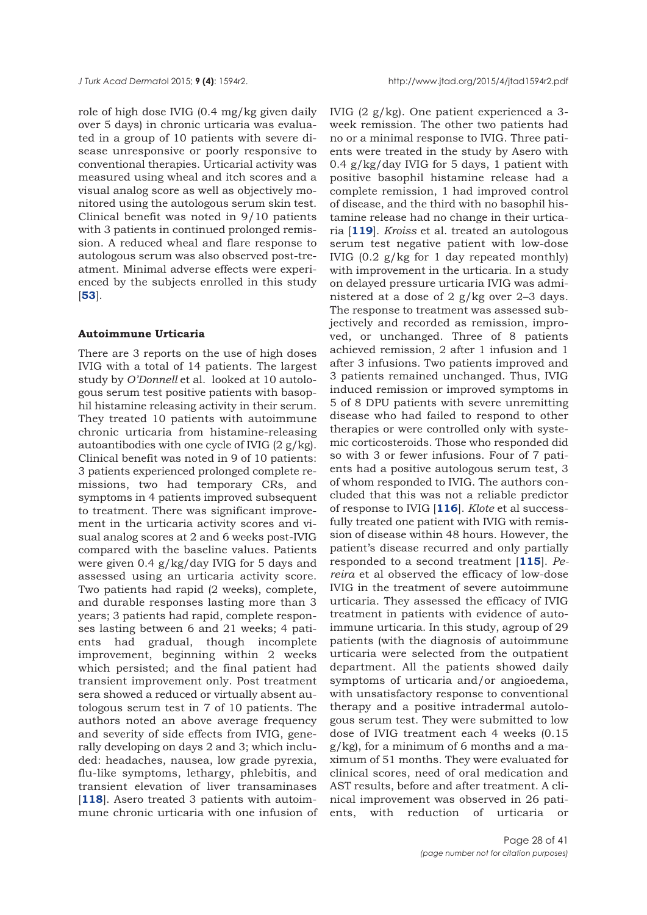role of high dose IVIG (0.4 mg/kg given daily over 5 days) in chronic urticaria was evaluated in a group of 10 patients with severe disease unresponsive or poorly responsive to conventional therapies. Urticarial activity was measured using wheal and itch scores and a visual analog score as well as objectively monitored using the autologous serum skin test. Clinical benefit was noted in 9/10 patients with 3 patients in continued prolonged remission. A reduced wheal and flare response to autologous serum was also observed post-treatment. Minimal adverse effects were experienced by the subjects enrolled in this study [**53**].

**Autoimmune Urticaria**

There are 3 reports on the use of high doses IVIG with a total of 14 patients. The largest study by *O'Donnell* et al. looked at 10 autologous serum test positive patients with basophil histamine releasing activity in their serum. They treated 10 patients with autoimmune chronic urticaria from histamine-releasing autoantibodies with one cycle of IVIG (2 g/kg). Clinical benefit was noted in 9 of 10 patients: 3 patients experienced prolonged complete remissions, two had temporary CRs, and symptoms in 4 patients improved subsequent to treatment. There was significant improvement in the urticaria activity scores and visual analog scores at 2 and 6 weeks post-IVIG compared with the baseline values. Patients were given 0.4 g/kg/day IVIG for 5 days and assessed using an urticaria activity score. Two patients had rapid (2 weeks), complete, and durable responses lasting more than 3 years; 3 patients had rapid, complete responses lasting between 6 and 21 weeks; 4 patients had gradual, though incomplete improvement, beginning within 2 weeks which persisted; and the final patient had transient improvement only. Post treatment sera showed a reduced or virtually absent autologous serum test in 7 of 10 patients. The authors noted an above average frequency and severity of side effects from IVIG, generally developing on days 2 and 3; which included: headaches, nausea, low grade pyrexia, flu-like symptoms, lethargy, phlebitis, and transient elevation of liver transaminases [**118**]. Asero treated 3 patients with autoimmune chronic urticaria with one infusion of IVIG (2 g/kg). One patient experienced a 3-week remission. The other two patients had no or a minimal response to IVIG. Three patients were treated in the study by Asero with 0.4 g/kg/day IVIG for 5 days, 1 patient with positive basophil histamine release had a complete remission, 1 had improved control of disease, and the third with no basophil histamine release had no change in their urticaria [**119**]. *Kroiss* et al. treated an autologous serum test negative patient with low-dose IVIG (0.2 g/kg for 1 day repeated monthly) with improvement in the urticaria. In a study on delayed pressure urticaria IVIG was administered at a dose of 2 g/kg over 2–3 days. The response to treatment was assessed subjectively and recorded as remission, improved, or unchanged. Three of 8 patients achieved remission, 2 after 1 infusion and 1 after 3 infusions. Two patients improved and 3 patients remained unchanged. Thus, IVIG induced remission or improved symptoms in 5 of 8 DPU patients with severe unremitting disease who had failed to respond to other therapies or were controlled only with systemic corticosteroids. Those who responded did so with 3 or fewer infusions. Four of 7 patients had a positive autologous serum test, 3 of whom responded to IVIG. The authors concluded that this was not a reliable predictor of response to IVIG [**116**]. *Klote* et al successfully treated one patient with IVIG with remission of disease within 48 hours. However, the patient's disease recurred and only partially responded to a second treatment [**115**]. *Pereira* et al observed the efficacy of low-dose IVIG in the treatment of severe autoimmune urticaria. They assessed the efficacy of IVIG treatment in patients with evidence of autoimmune urticaria. In this study, agroup of 29 patients (with the diagnosis of autoimmune urticaria were selected from the outpatient department. All the patients showed daily symptoms of urticaria and/or angioedema, with unsatisfactory response to conventional therapy and a positive intradermal autologous serum test. They were submitted to low dose of IVIG treatment each 4 weeks (0.15 g/kg), for a minimum of 6 months and a maximum of 51 months. They were evaluated for clinical scores, need of oral medication and AST results, before and after treatment. A clinical improvement was observed in 26 patients, with reduction of urticaria or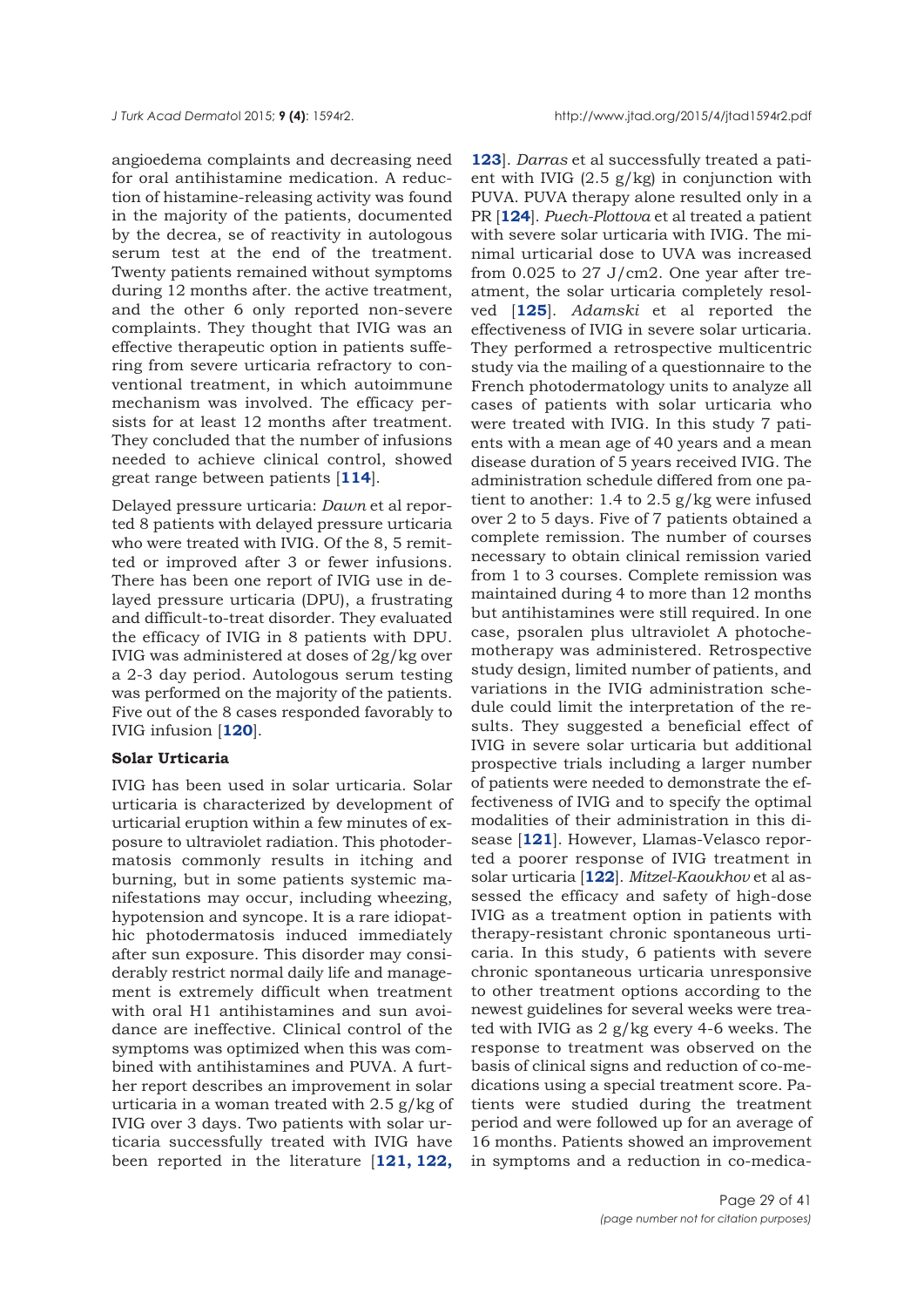angioedema complaints and decreasing need for oral antihistamine medication. A reduction of histamine-releasing activity was found in the majority of the patients, documented by the decrea, se of reactivity in autologous serum test at the end of the treatment. Twenty patients remained without symptoms during 12 months after. the active treatment, and the other 6 only reported non-severe complaints. They thought that IVIG was an effective therapeutic option in patients suffering from severe urticaria refractory to conventional treatment, in which autoimmune mechanism was involved. The efficacy persists for at least 12 months after treatment. They concluded that the number of infusions needed to achieve clinical control, showed great range between patients [**114**].

Delayed pressure urticaria: *Dawn* et al reported 8 patients with delayed pressure urticaria who were treated with IVIG. Of the 8, 5 remitted or improved after 3 or fewer infusions. There has been one report of IVIG use in delayed pressure urticaria (DPU), a frustrating and difficult-to-treat disorder. They evaluated the efficacy of IVIG in 8 patients with DPU. IVIG was administered at doses of 2g/kg over a 2-3 day period. Autologous serum testing was performed on the majority of the patients. Five out of the 8 cases responded favorably to IVIG infusion [**120**].

**Solar Urticaria**

IVIG has been used in solar urticaria. Solar urticaria is characterized by development of urticarial eruption within a few minutes of exposure to ultraviolet radiation. This photodermatosis commonly results in itching and burning, but in some patients systemic manifestations may occur, including wheezing, hypotension and syncope. It is a rare idiopathic photodermatosis induced immediately after sun exposure. This disorder may considerably restrict normal daily life and management is extremely difficult when treatment with oral H1 antihistamines and sun avoidance are ineffective. Clinical control of the symptoms was optimized when this was combined with antihistamines and PUVA. A further report describes an improvement in solar urticaria in a woman treated with 2.5 g/kg of IVIG over 3 days. Two patients with solar urticaria successfully treated with IVIG have been reported in the literature [**121, 122, 123**]. *Darras* et al successfully treated a patient with IVIG (2.5 g/kg) in conjunction with PUVA. PUVA therapy alone resulted only in a PR [**124**]. *Puech-Plottova* et al treated a patient with severe solar urticaria with IVIG. The minimal urticarial dose to UVA was increased from 0.025 to 27 J/cm2. One year after treatment, the solar urticaria completely resolved [**125**]. *Adamski* et al reported the effectiveness of IVIG in severe solar urticaria. They performed a retrospective multicentric study via the mailing of a questionnaire to the French photodermatology units to analyze all cases of patients with solar urticaria who were treated with IVIG. In this study 7 patients with a mean age of 40 years and a mean disease duration of 5 years received IVIG. The administration schedule differed from one patient to another: 1.4 to 2.5 g/kg were infused over 2 to 5 days. Five of 7 patients obtained a complete remission. The number of courses necessary to obtain clinical remission varied from 1 to 3 courses. Complete remission was maintained during 4 to more than 12 months but antihistamines were still required. In one case, psoralen plus ultraviolet A photochemotherapy was administered. Retrospective study design, limited number of patients, and variations in the IVIG administration schedule could limit the interpretation of the results. They suggested a beneficial effect of IVIG in severe solar urticaria but additional prospective trials including a larger number of patients were needed to demonstrate the effectiveness of IVIG and to specify the optimal modalities of their administration in this disease [**121**]. However, Llamas-Velasco reported a poorer response of IVIG treatment in solar urticaria [**122**]. *Mitzel-Kaoukhov* et al assessed the efficacy and safety of high-dose IVIG as a treatment option in patients with therapy-resistant chronic spontaneous urticaria. In this study, 6 patients with severe chronic spontaneous urticaria unresponsive to other treatment options according to the newest guidelines for several weeks were treated with IVIG as 2 g/kg every 4-6 weeks. The response to treatment was observed on the basis of clinical signs and reduction of co-medications using a special treatment score. Patients were studied during the treatment period and were followed up for an average of 16 months. Patients showed an improvement in symptoms and a reduction in co-medica-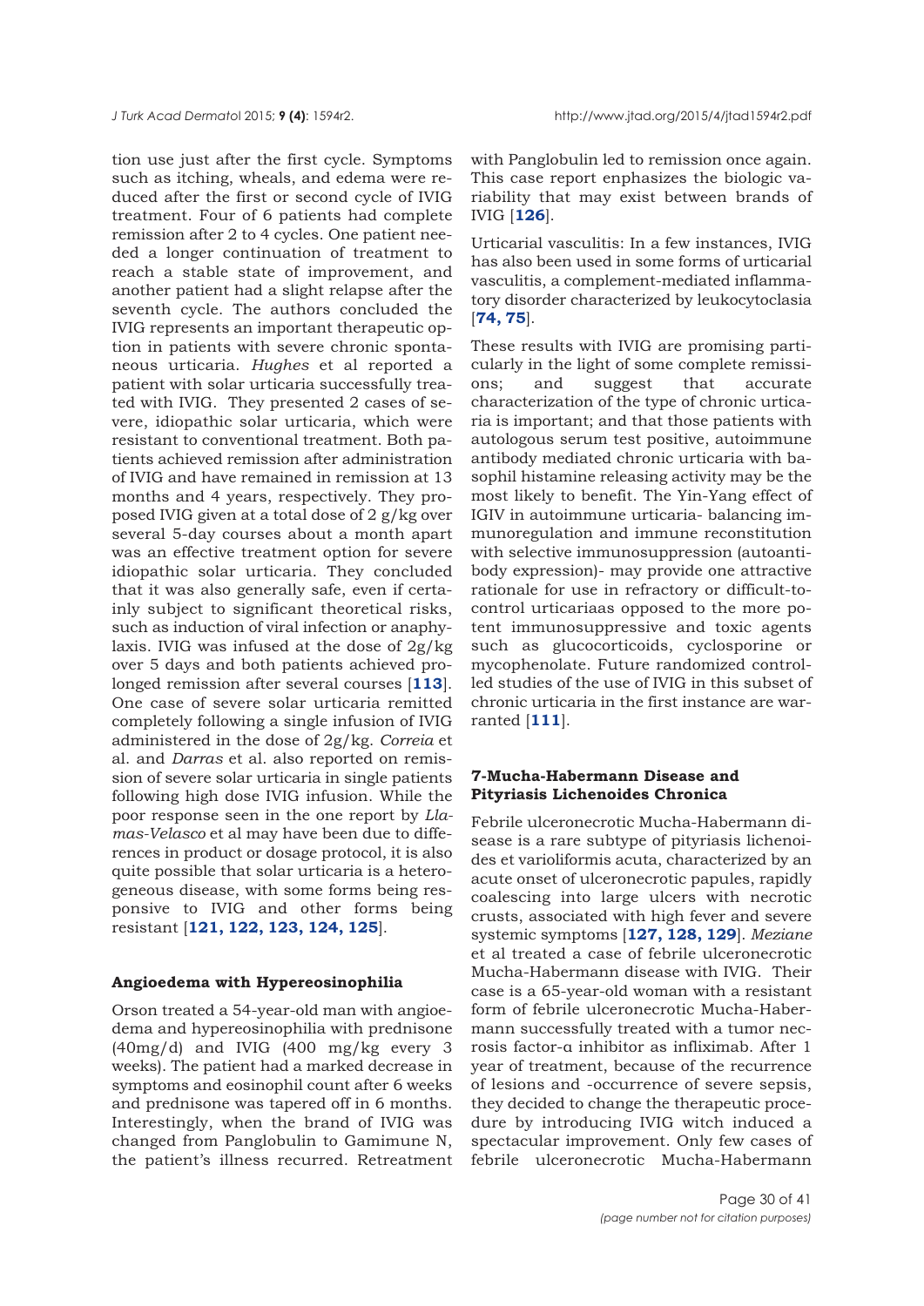tion use just after the first cycle. Symptoms such as itching, wheals, and edema were reduced after the first or second cycle of IVIG treatment. Four of 6 patients had complete remission after 2 to 4 cycles. One patient needed a longer continuation of treatment to reach a stable state of improvement, and another patient had a slight relapse after the seventh cycle. The authors concluded the IVIG represents an important therapeutic option in patients with severe chronic spontaneous urticaria. *Hughes* et al reported a patient with solar urticaria successfully treated with IVIG. They presented 2 cases of severe, idiopathic solar urticaria, which were resistant to conventional treatment. Both patients achieved remission after administration of IVIG and have remained in remission at 13 months and 4 years, respectively. They proposed IVIG given at a total dose of 2 g/kg over several 5-day courses about a month apart was an effective treatment option for severe idiopathic solar urticaria. They concluded that it was also generally safe, even if certainly subject to significant theoretical risks, such as induction of viral infection or anaphylaxis. IVIG was infused at the dose of 2g/kg over 5 days and both patients achieved prolonged remission after several courses [**113**]. One case of severe solar urticaria remitted completely following a single infusion of IVIG administered in the dose of 2g/kg. *Correia* et al. and *Darras* et al. also reported on remission of severe solar urticaria in single patients following high dose IVIG infusion. While the poor response seen in the one report by *Llamas-Velasco* et al may have been due to differences in product or dosage protocol, it is also quite possible that solar urticaria is a heterogeneous disease, with some forms being responsive to IVIG and other forms being resistant [**121, 122, 123, 124, 125**].

### Angioedema with Hypereosinophilia

Orson treated a 54-year-old man with angioedema and hypereosinophilia with prednisone (40mg/d) and IVIG (400 mg/kg every 3 weeks). The patient had a marked decrease in symptoms and eosinophil count after 6 weeks and prednisone was tapered off in 6 months. Interestingly, when the brand of IVIG was changed from Panglobulin to Gamimune N, the patient's illness recurred. Retreatment with Panglobulin led to remission once again. This case report enphasizes the biologic variability that may exist between brands of IVIG [**126**].

Urticarial vasculitis: In a few instances, IVIG has also been used in some forms of urticarial vasculitis, a complement-mediated inflammatory disorder characterized by leukocytoclasia [**74, 75**].

These results with IVIG are promising particularly in the light of some complete remissions; and suggest that accurate characterization of the type of chronic urticaria is important; and that those patients with autologous serum test positive, autoimmune antibody mediated chronic urticaria with basophil histamine releasing activity may be the most likely to benefit. The Yin-Yang effect of IGIV in autoimmune urticaria- balancing immunoregulation and immune reconstitution with selective immunosuppression (autoantibody expression)- may provide one attractive rationale for use in refractory or difficult-to-control urticariaas opposed to the more potent immunosuppressive and toxic agents such as glucocorticoids, cyclosporine or mycophenolate. Future randomized controlled studies of the use of IVIG in this subset of chronic urticaria in the first instance are warranted [**111**].

### 7-Mucha-Habermann Disease and Pityriasis Lichenoides Chronica

Febrile ulceronecrotic Mucha-Habermann disease is a rare subtype of pityriasis lichenoides et varioliformis acuta, characterized by an acute onset of ulceronecrotic papules, rapidly coalescing into large ulcers with necrotic crusts, associated with high fever and severe systemic symptoms [**127, 128, 129**]. *Meziane* et al treated a case of febrile ulceronecrotic Mucha-Habermann disease with IVIG. Their case is a 65-year-old woman with a resistant form of febrile ulceronecrotic Mucha-Habermann successfully treated with a tumor necrosis factor-α inhibitor as infliximab. After 1 year of treatment, because of the recurrence of lesions and -occurrence of severe sepsis, they decided to change the therapeutic procedure by introducing IVIG witch induced a spectacular improvement. Only few cases of febrile ulceronecrotic Mucha-Habermann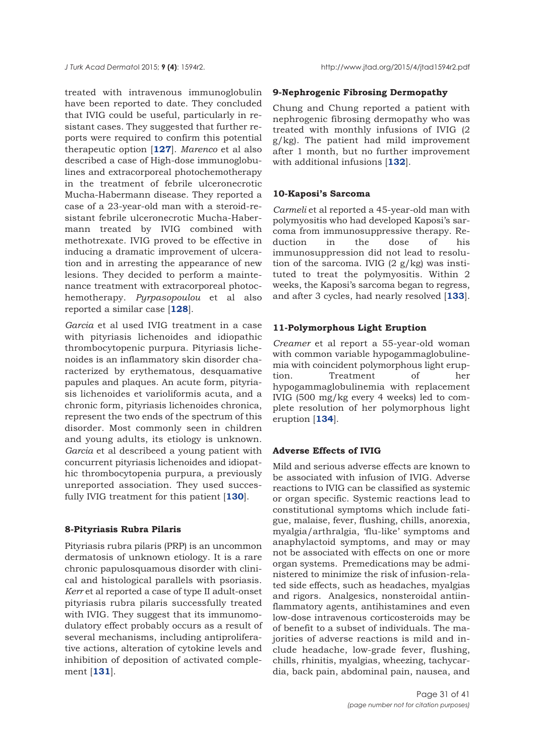treated with intravenous immunoglobulin have been reported to date. They concluded that IVIG could be useful, particularly in resistant cases. They suggested that further reports were required to confirm this potential therapeutic option [**127**]. *Marenco* et al also described a case of High-dose immunoglobulines and extracorporeal photochemotherapy in the treatment of febrile ulceronecrotic Mucha-Habermann disease. They reported a case of a 23-year-old man with a steroid-resistant febrile ulceronecrotic Mucha-Habermann treated by IVIG combined with methotrexate. IVIG proved to be effective in inducing a dramatic improvement of ulceration and in arresting the appearance of new lesions. They decided to perform a maintenance treatment with extracorporeal photochemotherapy. *Pyrpasopoulou* et al also reported a similar case [**128**].

*Garcia* et al used IVIG treatment in a case with pityriasis lichenoides and idiopathic thrombocytopenic purpura. Pityriasis lichenoides is an inflammatory skin disorder characterized by erythematous, desquamative papules and plaques. An acute form, pityriasis lichenoides et varioliformis acuta, and a chronic form, pityriasis lichenoides chronica, represent the two ends of the spectrum of this disorder. Most commonly seen in children and young adults, its etiology is unknown. *Garcia* et al describeed a young patient with concurrent pityriasis lichenoides and idiopathic thrombocytopenia purpura, a previously unreported association. They used successfully IVIG treatment for this patient [**130**].

### 8-Pityriasis Rubra Pilaris

Pityriasis rubra pilaris (PRP) is an uncommon dermatosis of unknown etiology. It is a rare chronic papulosquamous disorder with clinical and histological parallels with psoriasis. *Kerr* et al reported a case of type II adult-onset pityriasis rubra pilaris successfully treated with IVIG. They suggest that its immunomodulatory effect probably occurs as a result of several mechanisms, including antiproliferative actions, alteration of cytokine levels and inhibition of deposition of activated complement [**131**].

### 9-Nephrogenic Fibrosing Dermopathy

Chung and Chung reported a patient with nephrogenic fibrosing dermopathy who was treated with monthly infusions of IVIG (2 g/kg). The patient had mild improvement after 1 month, but no further improvement with additional infusions [**132**].

### 10-Kaposi's Sarcoma

*Carmeli* et al reported a 45-year-old man with polymyositis who had developed Kaposi's sarcoma from immunosuppressive therapy. Reduction in the dose of his immunosuppression did not lead to resolution of the sarcoma. IVIG (2 g/kg) was instituted to treat the polymyositis. Within 2 weeks, the Kaposi's sarcoma began to regress, and after 3 cycles, had nearly resolved [**133**].

### 11-Polymorphous Light Eruption

*Creamer* et al report a 55-year-old woman with common variable hypogammaglobulinemia with coincident polymorphous light eruption. Treatment of her hypogammaglobulinemia with replacement IVIG (500 mg/kg every 4 weeks) led to complete resolution of her polymorphous light eruption [**134**].

### Adverse Effects of IVIG

Mild and serious adverse effects are known to be associated with infusion of IVIG. Adverse reactions to IVIG can be classified as systemic or organ specific. Systemic reactions lead to constitutional symptoms which include fatigue, malaise, fever, flushing, chills, anorexia, myalgia/arthralgia, 'flu-like' symptoms and anaphylactoid symptoms, and may or may not be associated with effects on one or more organ systems. Premedications may be administered to minimize the risk of infusion-related side effects, such as headaches, myalgias and rigors. Analgesics, nonsteroidal antiinflammatory agents, antihistamines and even low-dose intravenous corticosteroids may be of benefit to a subset of individuals. The majorities of adverse reactions is mild and include headache, low-grade fever, flushing, chills, rhinitis, myalgias, wheezing, tachycardia, back pain, abdominal pain, nausea, and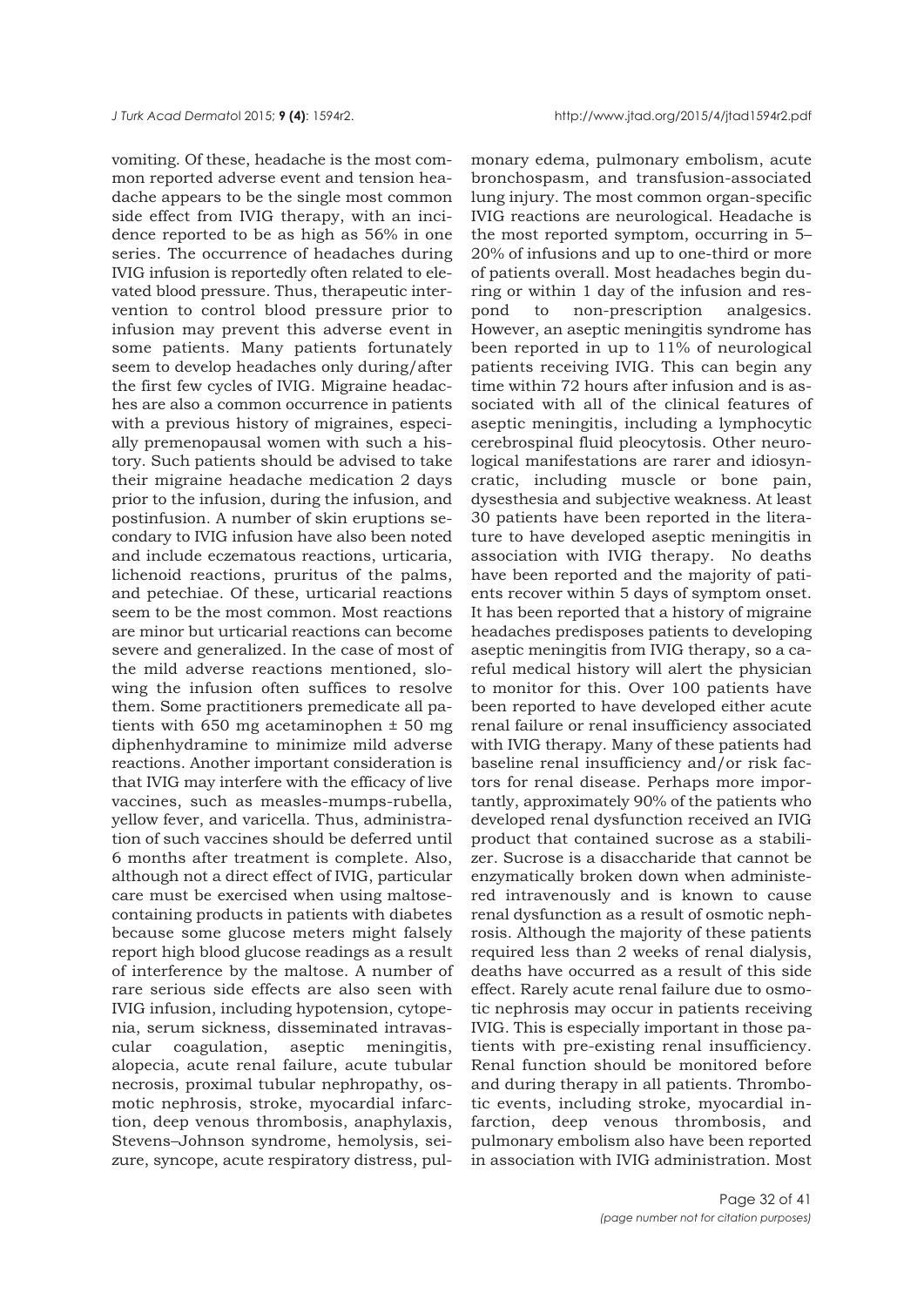vomiting. Of these, headache is the most common reported adverse event and tension headache appears to be the single most common side effect from IVIG therapy, with an incidence reported to be as high as 56% in one series. The occurrence of headaches during IVIG infusion is reportedly often related to elevated blood pressure. Thus, therapeutic intervention to control blood pressure prior to infusion may prevent this adverse event in some patients. Many patients fortunately seem to develop headaches only during/after the first few cycles of IVIG. Migraine headaches are also a common occurrence in patients with a previous history of migraines, especially premenopausal women with such a history. Such patients should be advised to take their migraine headache medication 2 days prior to the infusion, during the infusion, and postinfusion. A number of skin eruptions secondary to IVIG infusion have also been noted and include eczematous reactions, urticaria, lichenoid reactions, pruritus of the palms, and petechiae. Of these, urticarial reactions seem to be the most common. Most reactions are minor but urticarial reactions can become severe and generalized. In the case of most of the mild adverse reactions mentioned, slowing the infusion often suffices to resolve them. Some practitioners premedicate all patients with 650 mg acetaminophen ± 50 mg diphenhydramine to minimize mild adverse reactions. Another important consideration is that IVIG may interfere with the efficacy of live vaccines, such as measles-mumps-rubella, yellow fever, and varicella. Thus, administration of such vaccines should be deferred until 6 months after treatment is complete. Also, although not a direct effect of IVIG, particular care must be exercised when using maltose-containing products in patients with diabetes because some glucose meters might falsely report high blood glucose readings as a result of interference by the maltose. A number of rare serious side effects are also seen with IVIG infusion, including hypotension, cytopenia, serum sickness, disseminated intravascular coagulation, aseptic meningitis, alopecia, acute renal failure, acute tubular necrosis, proximal tubular nephropathy, osmotic nephrosis, stroke, myocardial infarction, deep venous thrombosis, anaphylaxis, Stevens–Johnson syndrome, hemolysis, seizure, syncope, acute respiratory distress, pulmonary edema, pulmonary embolism, acute bronchospasm, and transfusion-associated lung injury. The most common organ-specific IVIG reactions are neurological. Headache is the most reported symptom, occurring in 5–20% of infusions and up to one-third or more of patients overall. Most headaches begin during or within 1 day of the infusion and respond to non-prescription analgesics. However, an aseptic meningitis syndrome has been reported in up to 11% of neurological patients receiving IVIG. This can begin any time within 72 hours after infusion and is associated with all of the clinical features of aseptic meningitis, including a lymphocytic cerebrospinal fluid pleocytosis. Other neurological manifestations are rarer and idiosyncratic, including muscle or bone pain, dysesthesia and subjective weakness. At least 30 patients have been reported in the literature to have developed aseptic meningitis in association with IVIG therapy. No deaths have been reported and the majority of patients recover within 5 days of symptom onset. It has been reported that a history of migraine headaches predisposes patients to developing aseptic meningitis from IVIG therapy, so a careful medical history will alert the physician to monitor for this. Over 100 patients have been reported to have developed either acute renal failure or renal insufficiency associated with IVIG therapy. Many of these patients had baseline renal insufficiency and/or risk factors for renal disease. Perhaps more importantly, approximately 90% of the patients who developed renal dysfunction received an IVIG product that contained sucrose as a stabilizer. Sucrose is a disaccharide that cannot be enzymatically broken down when administered intravenously and is known to cause renal dysfunction as a result of osmotic nephrosis. Although the majority of these patients required less than 2 weeks of renal dialysis, deaths have occurred as a result of this side effect. Rarely acute renal failure due to osmotic nephrosis may occur in patients receiving IVIG. This is especially important in those patients with pre-existing renal insufficiency. Renal function should be monitored before and during therapy in all patients. Thrombotic events, including stroke, myocardial infarction, deep venous thrombosis, and pulmonary embolism also have been reported in association with IVIG administration. Most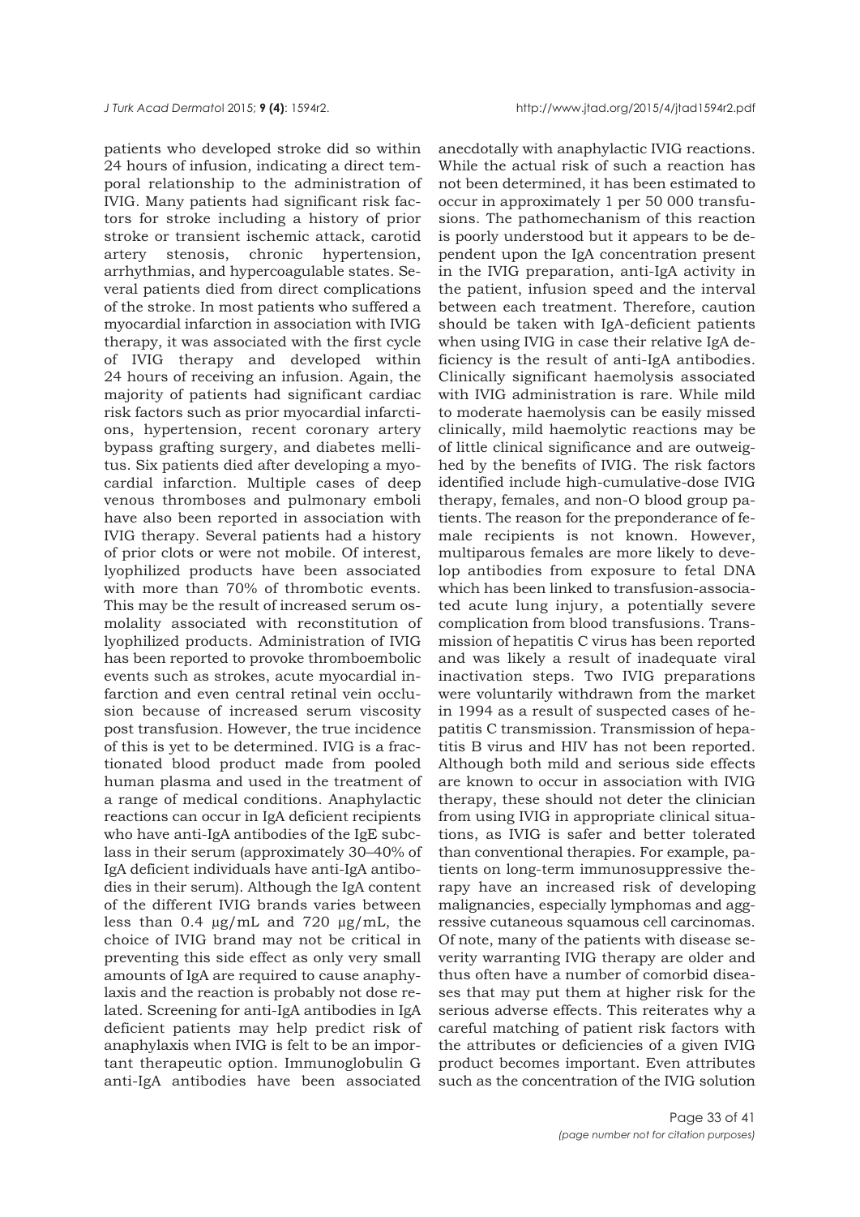patients who developed stroke did so within 24 hours of infusion, indicating a direct temporal relationship to the administration of IVIG. Many patients had significant risk factors for stroke including a history of prior stroke or transient ischemic attack, carotid artery stenosis, chronic hypertension, arrhythmias, and hypercoagulable states. Several patients died from direct complications of the stroke. In most patients who suffered a myocardial infarction in association with IVIG therapy, it was associated with the first cycle of IVIG therapy and developed within 24 hours of receiving an infusion. Again, the majority of patients had significant cardiac risk factors such as prior myocardial infarctions, hypertension, recent coronary artery bypass grafting surgery, and diabetes mellitus. Six patients died after developing a myocardial infarction. Multiple cases of deep venous thromboses and pulmonary emboli have also been reported in association with IVIG therapy. Several patients had a history of prior clots or were not mobile. Of interest, lyophilized products have been associated with more than 70% of thrombotic events. This may be the result of increased serum osmolality associated with reconstitution of lyophilized products. Administration of IVIG has been reported to provoke thromboembolic events such as strokes, acute myocardial infarction and even central retinal vein occlusion because of increased serum viscosity post transfusion. However, the true incidence of this is yet to be determined. IVIG is a fractionated blood product made from pooled human plasma and used in the treatment of a range of medical conditions. Anaphylactic reactions can occur in IgA deficient recipients who have anti-IgA antibodies of the IgE subclass in their serum (approximately 30–40% of IgA deficient individuals have anti-IgA antibodies in their serum). Although the IgA content of the different IVIG brands varies between less than 0.4 μg/mL and 720 μg/mL, the choice of IVIG brand may not be critical in preventing this side effect as only very small amounts of IgA are required to cause anaphylaxis and the reaction is probably not dose related. Screening for anti-IgA antibodies in IgA deficient patients may help predict risk of anaphylaxis when IVIG is felt to be an important therapeutic option. Immunoglobulin G anti-IgA antibodies have been associated anecdotally with anaphylactic IVIG reactions. While the actual risk of such a reaction has not been determined, it has been estimated to occur in approximately 1 per 50 000 transfusions. The pathomechanism of this reaction is poorly understood but it appears to be dependent upon the IgA concentration present in the IVIG preparation, anti-IgA activity in the patient, infusion speed and the interval between each treatment. Therefore, caution should be taken with IgA-deficient patients when using IVIG in case their relative IgA deficiency is the result of anti-IgA antibodies. Clinically significant haemolysis associated with IVIG administration is rare. While mild to moderate haemolysis can be easily missed clinically, mild haemolytic reactions may be of little clinical significance and are outweighed by the benefits of IVIG. The risk factors identified include high-cumulative-dose IVIG therapy, females, and non-O blood group patients. The reason for the preponderance of female recipients is not known. However, multiparous females are more likely to develop antibodies from exposure to fetal DNA which has been linked to transfusion-associated acute lung injury, a potentially severe complication from blood transfusions. Transmission of hepatitis C virus has been reported and was likely a result of inadequate viral inactivation steps. Two IVIG preparations were voluntarily withdrawn from the market in 1994 as a result of suspected cases of hepatitis C transmission. Transmission of hepatitis B virus and HIV has not been reported. Although both mild and serious side effects are known to occur in association with IVIG therapy, these should not deter the clinician from using IVIG in appropriate clinical situations, as IVIG is safer and better tolerated than conventional therapies. For example, patients on long-term immunosuppressive therapy have an increased risk of developing malignancies, especially lymphomas and aggressive cutaneous squamous cell carcinomas. Of note, many of the patients with disease severity warranting IVIG therapy are older and thus often have a number of comorbid diseases that may put them at higher risk for the serious adverse effects. This reiterates why a careful matching of patient risk factors with the attributes or deficiencies of a given IVIG product becomes important. Even attributes such as the concentration of the IVIG solution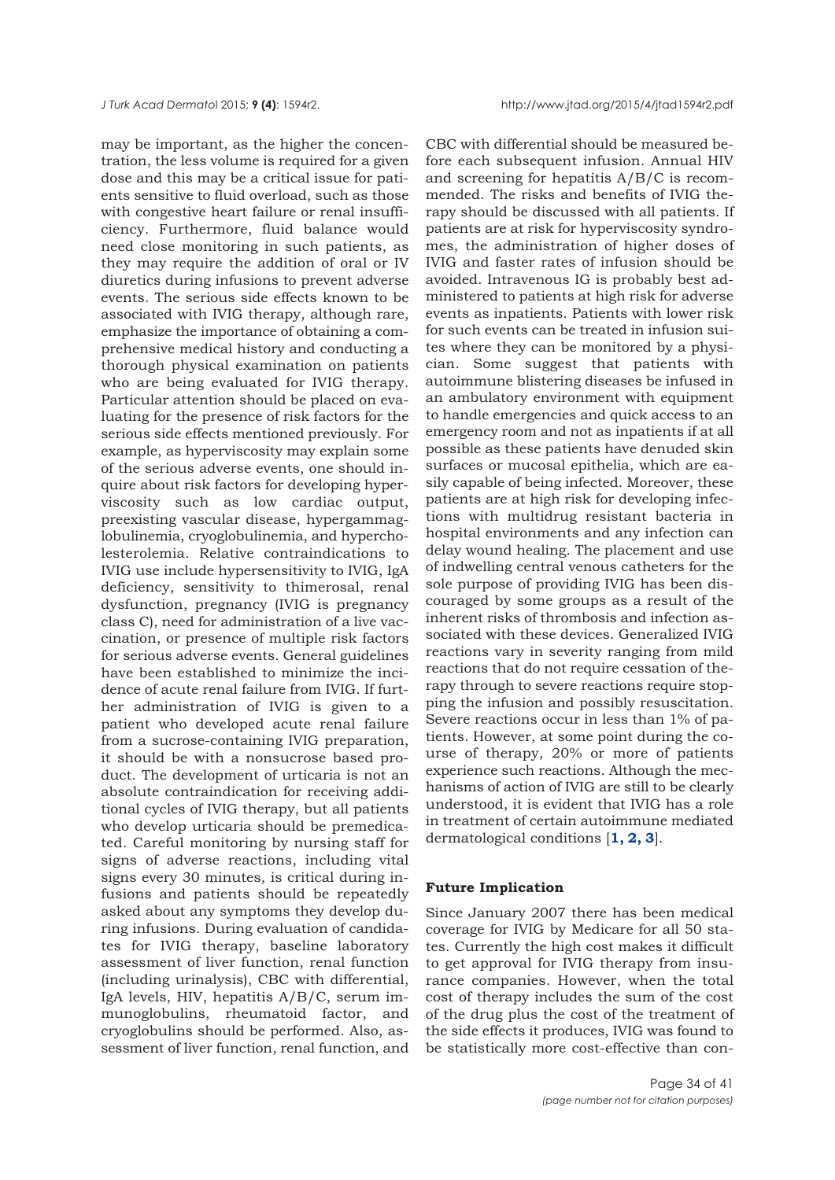may be important, as the higher the concentration, the less volume is required for a given dose and this may be a critical issue for patients sensitive to fluid overload, such as those with congestive heart failure or renal insufficiency. Furthermore, fluid balance would need close monitoring in such patients, as they may require the addition of oral or IV diuretics during infusions to prevent adverse events. The serious side effects known to be associated with IVIG therapy, although rare, emphasize the importance of obtaining a comprehensive medical history and conducting a thorough physical examination on patients who are being evaluated for IVIG therapy. Particular attention should be placed on evaluating for the presence of risk factors for the serious side effects mentioned previously. For example, as hyperviscosity may explain some of the serious adverse events, one should inquire about risk factors for developing hyperviscosity such as low cardiac output, preexisting vascular disease, hypergammaglobulinemia, cryoglobulinemia, and hypercholesterolemia. Relative contraindications to IVIG use include hypersensitivity to IVIG, IgA deficiency, sensitivity to thimerosal, renal dysfunction, pregnancy (IVIG is pregnancy class C), need for administration of a live vaccination, or presence of multiple risk factors for serious adverse events. General guidelines have been established to minimize the incidence of acute renal failure from IVIG. If further administration of IVIG is given to a patient who developed acute renal failure from a sucrose-containing IVIG preparation, it should be with a nonsucrose based product. The development of urticaria is not an absolute contraindication for receiving additional cycles of IVIG therapy, but all patients who develop urticaria should be premedicated. Careful monitoring by nursing staff for signs of adverse reactions, including vital signs every 30 minutes, is critical during infusions and patients should be repeatedly asked about any symptoms they develop during infusions. During evaluation of candidates for IVIG therapy, baseline laboratory assessment of liver function, renal function (including urinalysis), CBC with differential, IgA levels, HIV, hepatitis A/B/C, serum immunoglobulins, rheumatoid factor, and cryoglobulins should be performed. Also, assessment of liver function, renal function, and CBC with differential should be measured before each subsequent infusion. Annual HIV and screening for hepatitis A/B/C is recommended. The risks and benefits of IVIG therapy should be discussed with all patients. If patients are at risk for hyperviscosity syndromes, the administration of higher doses of IVIG and faster rates of infusion should be avoided. Intravenous IG is probably best administered to patients at high risk for adverse events as inpatients. Patients with lower risk for such events can be treated in infusion suites where they can be monitored by a physician. Some suggest that patients with autoimmune blistering diseases be infused in an ambulatory environment with equipment to handle emergencies and quick access to an emergency room and not as inpatients if at all possible as these patients have denuded skin surfaces or mucosal epithelia, which are easily capable of being infected. Moreover, these patients are at high risk for developing infections with multidrug resistant bacteria in hospital environments and any infection can delay wound healing. The placement and use of indwelling central venous catheters for the sole purpose of providing IVIG has been discouraged by some groups as a result of the inherent risks of thrombosis and infection associated with these devices. Generalized IVIG reactions vary in severity ranging from mild reactions that do not require cessation of therapy through to severe reactions require stopping the infusion and possibly resuscitation. Severe reactions occur in less than 1% of patients. However, at some point during the course of therapy, 20% or more of patients experience such reactions. Although the mechanisms of action of IVIG are still to be clearly understood, it is evident that IVIG has a role in treatment of certain autoimmune mediated dermatological conditions [**1, 2, 3**].

**Future Implication**

Since January 2007 there has been medical coverage for IVIG by Medicare for all 50 states. Currently the high cost makes it difficult to get approval for IVIG therapy from insurance companies. However, when the total cost of therapy includes the sum of the cost of the drug plus the cost of the treatment of the side effects it produces, IVIG was found to be statistically more cost-effective than con-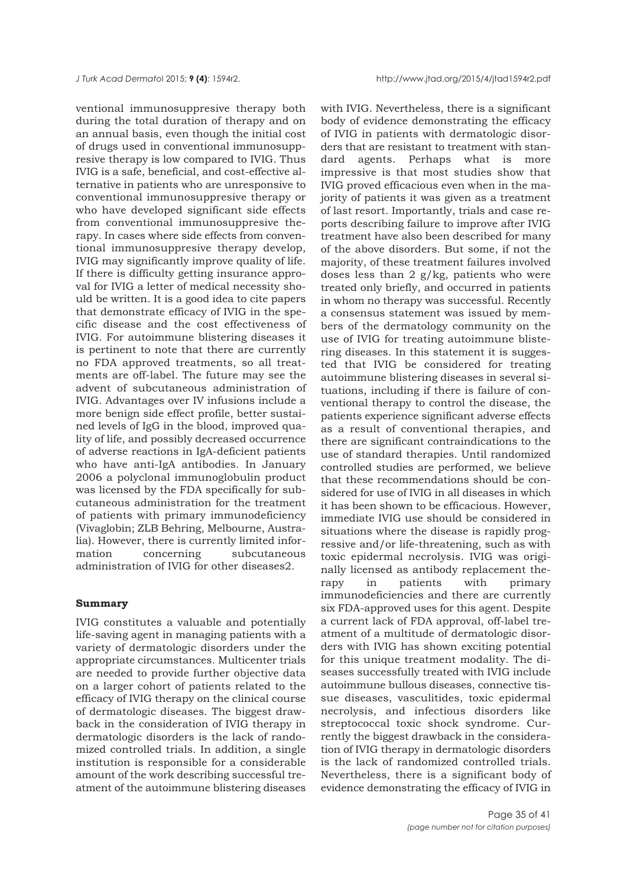ventional immunosuppresive therapy both during the total duration of therapy and on an annual basis, even though the initial cost of drugs used in conventional immunosuppresive therapy is low compared to IVIG. Thus IVIG is a safe, beneficial, and cost-effective alternative in patients who are unresponsive to conventional immunosuppresive therapy or who have developed significant side effects from conventional immunosuppresive therapy. In cases where side effects from conventional immunosuppresive therapy develop, IVIG may significantly improve quality of life. If there is difficulty getting insurance approval for IVIG a letter of medical necessity should be written. It is a good idea to cite papers that demonstrate efficacy of IVIG in the specific disease and the cost effectiveness of IVIG. For autoimmune blistering diseases it is pertinent to note that there are currently no FDA approved treatments, so all treatments are off-label. The future may see the advent of subcutaneous administration of IVIG. Advantages over IV infusions include a more benign side effect profile, better sustained levels of IgG in the blood, improved quality of life, and possibly decreased occurrence of adverse reactions in IgA-deficient patients who have anti-IgA antibodies. In January 2006 a polyclonal immunoglobulin product was licensed by the FDA specifically for subcutaneous administration for the treatment of patients with primary immunodeficiency (Vivaglobin; ZLB Behring, Melbourne, Australia). However, there is currently limited information concerning subcutaneous administration of IVIG for other diseases2.

## Summary

IVIG constitutes a valuable and potentially life-saving agent in managing patients with a variety of dermatologic disorders under the appropriate circumstances. Multicenter trials are needed to provide further objective data on a larger cohort of patients related to the efficacy of IVIG therapy on the clinical course of dermatologic diseases. The biggest drawback in the consideration of IVIG therapy in dermatologic disorders is the lack of randomized controlled trials. In addition, a single institution is responsible for a considerable amount of the work describing successful treatment of the autoimmune blistering diseases with IVIG. Nevertheless, there is a significant body of evidence demonstrating the efficacy of IVIG in patients with dermatologic disorders that are resistant to treatment with standard agents. Perhaps what is more impressive is that most studies show that IVIG proved efficacious even when in the majority of patients it was given as a treatment of last resort. Importantly, trials and case reports describing failure to improve after IVIG treatment have also been described for many of the above disorders. But some, if not the majority, of these treatment failures involved doses less than 2 g/kg, patients who were treated only briefly, and occurred in patients in whom no therapy was successful. Recently a consensus statement was issued by members of the dermatology community on the use of IVIG for treating autoimmune blistering diseases. In this statement it is suggested that IVIG be considered for treating autoimmune blistering diseases in several situations, including if there is failure of conventional therapy to control the disease, the patients experience significant adverse effects as a result of conventional therapies, and there are significant contraindications to the use of standard therapies. Until randomized controlled studies are performed, we believe that these recommendations should be considered for use of IVIG in all diseases in which it has been shown to be efficacious. However, immediate IVIG use should be considered in situations where the disease is rapidly progressive and/or life-threatening, such as with toxic epidermal necrolysis. IVIG was originally licensed as antibody replacement therapy in patients with primary immunodeficiencies and there are currently six FDA-approved uses for this agent. Despite a current lack of FDA approval, off-label treatment of a multitude of dermatologic disorders with IVIG has shown exciting potential for this unique treatment modality. The diseases successfully treated with IVIG include autoimmune bullous diseases, connective tissue diseases, vasculitides, toxic epidermal necrolysis, and infectious disorders like streptococcal toxic shock syndrome. Currently the biggest drawback in the consideration of IVIG therapy in dermatologic disorders is the lack of randomized controlled trials. Nevertheless, there is a significant body of evidence demonstrating the efficacy of IVIG in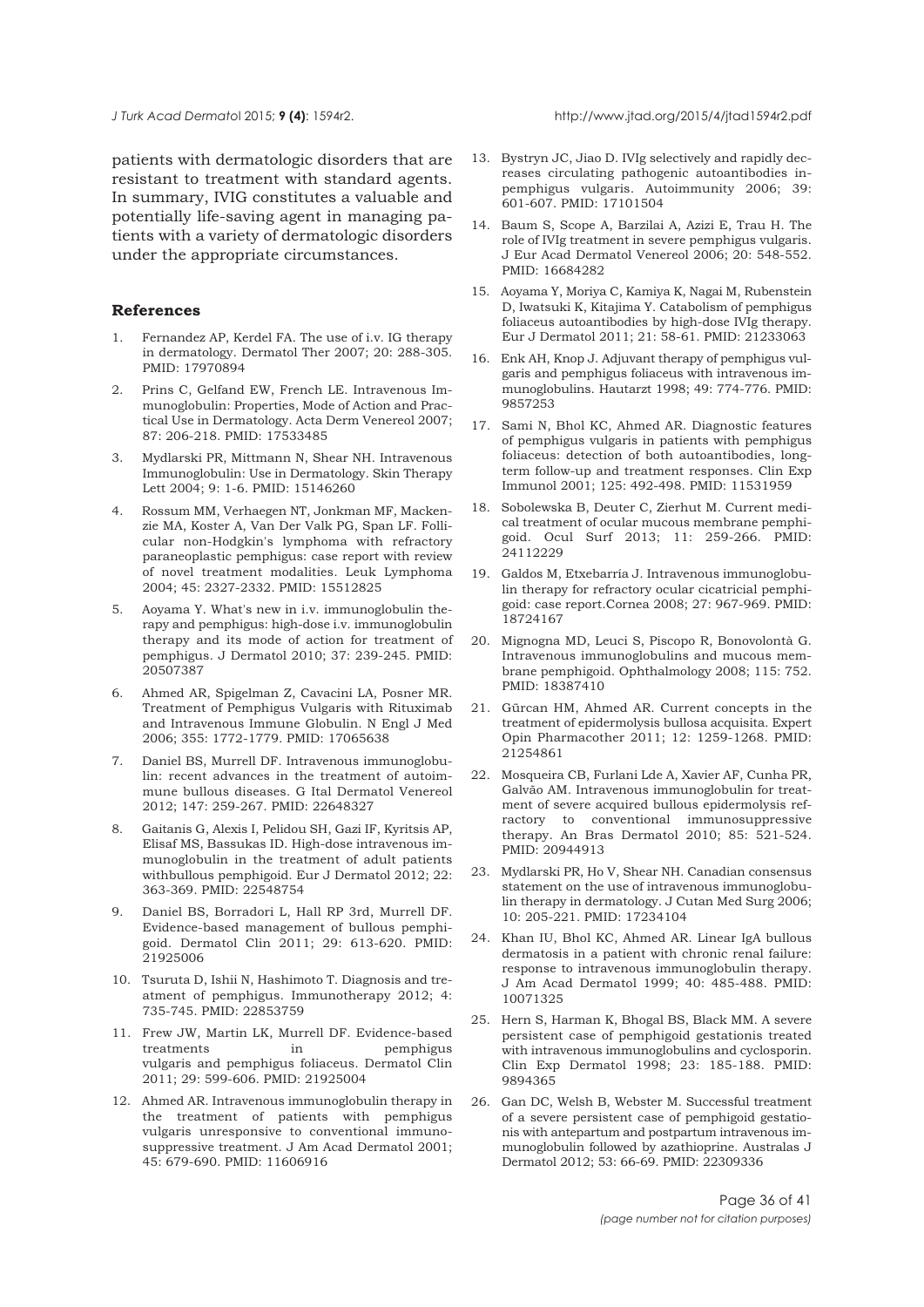patients with dermatologic disorders that are resistant to treatment with standard agents. In summary, IVIG constitutes a valuable and potentially life-saving agent in managing patients with a variety of dermatologic disorders under the appropriate circumstances.

## References

1. Fernandez AP, Kerdel FA. The use of i.v. IG therapy in dermatology. Dermatol Ther 2007; 20: 288-305. PMID: 17970894
2. Prins C, Gelfand EW, French LE. Intravenous Immunoglobulin: Properties, Mode of Action and Practical Use in Dermatology. Acta Derm Venereol 2007; 87: 206-218. PMID: 17533485
3. Mydlarski PR, Mittmann N, Shear NH. Intravenous Immunoglobulin: Use in Dermatology. Skin Therapy Lett 2004; 9: 1-6. PMID: 15146260
4. Rossum MM, Verhaegen NT, Jonkman MF, Mackenzie MA, Koster A, Van Der Valk PG, Span LF. Follicular non-Hodgkin's lymphoma with refractory paraneoplastic pemphigus: case report with review of novel treatment modalities. Leuk Lymphoma 2004; 45: 2327-2332. PMID: 15512825
5. Aoyama Y. What's new in i.v. immunoglobulin therapy and pemphigus: high-dose i.v. immunoglobulin therapy and its mode of action for treatment of pemphigus. J Dermatol 2010; 37: 239-245. PMID: 20507387
6. Ahmed AR, Spigelman Z, Cavacini LA, Posner MR. Treatment of Pemphigus Vulgaris with Rituximab and Intravenous Immune Globulin. N Engl J Med 2006; 355: 1772-1779. PMID: 17065638
7. Daniel BS, Murrell DF. Intravenous immunoglobulin: recent advances in the treatment of autoimmune bullous diseases. G Ital Dermatol Venereol 2012; 147: 259-267. PMID: 22648327
8. Gaitanis G, Alexis I, Pelidou SH, Gazi IF, Kyritsis AP, Elisaf MS, Bassukas ID. High-dose intravenous immunoglobulin in the treatment of adult patients withbullous pemphigoid. Eur J Dermatol 2012; 22: 363-369. PMID: 22548754
9. Daniel BS, Borradori L, Hall RP 3rd, Murrell DF. Evidence-based management of bullous pemphigoid. Dermatol Clin 2011; 29: 613-620. PMID: 21925006
10. Tsuruta D, Ishii N, Hashimoto T. Diagnosis and treatment of pemphigus. Immunotherapy 2012; 4: 735-745. PMID: 22853759
11. Frew JW, Martin LK, Murrell DF. Evidence-based treatments in pemphigus vulgaris and pemphigus foliaceus. Dermatol Clin 2011; 29: 599-606. PMID: 21925004
12. Ahmed AR. Intravenous immunoglobulin therapy in the treatment of patients with pemphigus vulgaris unresponsive to conventional immunosuppressive treatment. J Am Acad Dermatol 2001; 45: 679-690. PMID: 11606916
13. Bystryn JC, Jiao D. IVIg selectively and rapidly decreases circulating pathogenic autoantibodies inpemphigus vulgaris. Autoimmunity 2006; 39: 601-607. PMID: 17101504
14. Baum S, Scope A, Barzilai A, Azizi E, Trau H. The role of IVIg treatment in severe pemphigus vulgaris. J Eur Acad Dermatol Venereol 2006; 20: 548-552. PMID: 16684282
15. Aoyama Y, Moriya C, Kamiya K, Nagai M, Rubenstein D, Iwatsuki K, Kitajima Y. Catabolism of pemphigus foliaceus autoantibodies by high-dose IVIg therapy. Eur J Dermatol 2011; 21: 58-61. PMID: 21233063
16. Enk AH, Knop J. Adjuvant therapy of pemphigus vulgaris and pemphigus foliaceus with intravenous immunoglobulins. Hautarzt 1998; 49: 774-776. PMID: 9857253
17. Sami N, Bhol KC, Ahmed AR. Diagnostic features of pemphigus vulgaris in patients with pemphigus foliaceus: detection of both autoantibodies, long-term follow-up and treatment responses. Clin Exp Immunol 2001; 125: 492-498. PMID: 11531959
18. Sobolewska B, Deuter C, Zierhut M. Current medical treatment of ocular mucous membrane pemphigoid. Ocul Surf 2013; 11: 259-266. PMID: 24112229
19. Galdos M, Etxebarría J. Intravenous immunoglobulin therapy for refractory ocular cicatricial pemphigoid: case report.Cornea 2008; 27: 967-969. PMID: 18724167
20. Mignogna MD, Leuci S, Piscopo R, Bonovolontà G. Intravenous immunoglobulins and mucous membrane pemphigoid. Ophthalmology 2008; 115: 752. PMID: 18387410
21. Gürcan HM, Ahmed AR. Current concepts in the treatment of epidermolysis bullosa acquisita. Expert Opin Pharmacother 2011; 12: 1259-1268. PMID: 21254861
22. Mosqueira CB, Furlani Lde A, Xavier AF, Cunha PR, Galvão AM. Intravenous immunoglobulin for treatment of severe acquired bullous epidermolysis refractory to conventional immunosuppressive therapy. An Bras Dermatol 2010; 85: 521-524. PMID: 20944913
23. Mydlarski PR, Ho V, Shear NH. Canadian consensus statement on the use of intravenous immunoglobulin therapy in dermatology. J Cutan Med Surg 2006; 10: 205-221. PMID: 17234104
24. Khan IU, Bhol KC, Ahmed AR. Linear IgA bullous dermatosis in a patient with chronic renal failure: response to intravenous immunoglobulin therapy. J Am Acad Dermatol 1999; 40: 485-488. PMID: 10071325
25. Hern S, Harman K, Bhogal BS, Black MM. A severe persistent case of pemphigoid gestationis treated with intravenous immunoglobulins and cyclosporin. Clin Exp Dermatol 1998; 23: 185-188. PMID: 9894365
26. Gan DC, Welsh B, Webster M. Successful treatment of a severe persistent case of pemphigoid gestationis with antepartum and postpartum intravenous immunoglobulin followed by azathioprine. Australas J Dermatol 2012; 53: 66-69. PMID: 22309336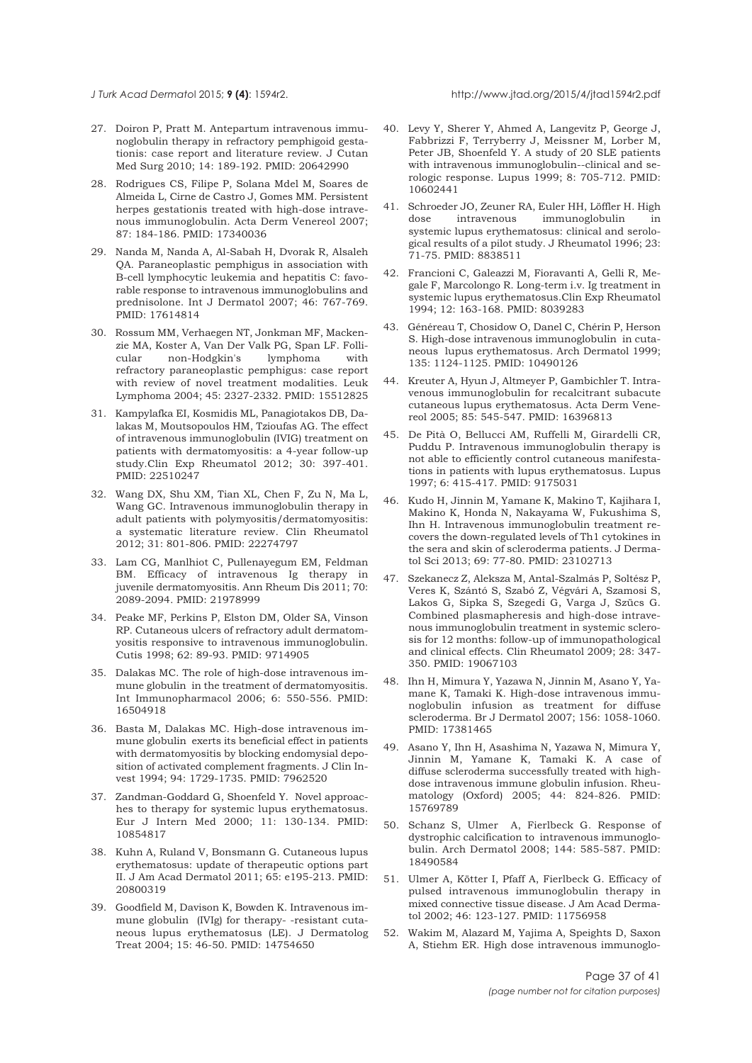27. Doiron P, Pratt M. Antepartum intravenous immunoglobulin therapy in refractory pemphigoid gestationis: case report and literature review. J Cutan Med Surg 2010; 14: 189-192. PMID: 20642990

28. Rodrigues CS, Filipe P, Solana Mdel M, Soares de Almeida L, Cirne de Castro J, Gomes MM. Persistent herpes gestationis treated with high-dose intravenous immunoglobulin. Acta Derm Venereol 2007; 87: 184-186. PMID: 17340036

29. Nanda M, Nanda A, Al-Sabah H, Dvorak R, Alsaleh QA. Paraneoplastic pemphigus in association with B-cell lymphocytic leukemia and hepatitis C: favorable response to intravenous immunoglobulins and prednisolone. Int J Dermatol 2007; 46: 767-769. PMID: 17614814

30. Rossum MM, Verhaegen NT, Jonkman MF, Mackenzie MA, Koster A, Van Der Valk PG, Span LF. Follicular non-Hodgkin's lymphoma with refractory paraneoplastic pemphigus: case report with review of novel treatment modalities. Leuk Lymphoma 2004; 45: 2327-2332. PMID: 15512825

31. Kampylafka EI, Kosmidis ML, Panagiotakos DB, Dalakas M, Moutsopoulos HM, Tzioufas AG. The effect of intravenous immunoglobulin (IVIG) treatment on patients with dermatomyositis: a 4-year follow-up study.Clin Exp Rheumatol 2012; 30: 397-401. PMID: 22510247

32. Wang DX, Shu XM, Tian XL, Chen F, Zu N, Ma L, Wang GC. Intravenous immunoglobulin therapy in adult patients with polymyositis/dermatomyositis: a systematic literature review. Clin Rheumatol 2012; 31: 801-806. PMID: 22274797

33. Lam CG, Manlhiot C, Pullenayegum EM, Feldman BM. Efficacy of intravenous Ig therapy in juvenile dermatomyositis. Ann Rheum Dis 2011; 70: 2089-2094. PMID: 21978999

34. Peake MF, Perkins P, Elston DM, Older SA, Vinson RP. Cutaneous ulcers of refractory adult dermatomyositis responsive to intravenous immunoglobulin. Cutis 1998; 62: 89-93. PMID: 9714905

35. Dalakas MC. The role of high-dose intravenous immune globulin in the treatment of dermatomyositis. Int Immunopharmacol 2006; 6: 550-556. PMID: 16504918

36. Basta M, Dalakas MC. High-dose intravenous immune globulin exerts its beneficial effect in patients with dermatomyositis by blocking endomysial deposition of activated complement fragments. J Clin Invest 1994; 94: 1729-1735. PMID: 7962520

37. Zandman-Goddard G, Shoenfeld Y. Novel approaches to therapy for systemic lupus erythematosus. Eur J Intern Med 2000; 11: 130-134. PMID: 10854817

38. Kuhn A, Ruland V, Bonsmann G. Cutaneous lupus erythematosus: update of therapeutic options part II. J Am Acad Dermatol 2011; 65: e195-213. PMID: 20800319

39. Goodfield M, Davison K, Bowden K. Intravenous immune globulin (IVIg) for therapy- -resistant cutaneous lupus erythematosus (LE). J Dermatolog Treat 2004; 15: 46-50. PMID: 14754650

40. Levy Y, Sherer Y, Ahmed A, Langevitz P, George J, Fabbrizzi F, Terryberry J, Meissner M, Lorber M, Peter JB, Shoenfeld Y. A study of 20 SLE patients with intravenous immunoglobulin--clinical and serologic response. Lupus 1999; 8: 705-712. PMID: 10602441

41. Schroeder JO, Zeuner RA, Euler HH, Löffler H. High dose intravenous immunoglobulin in systemic lupus erythematosus: clinical and serological results of a pilot study. J Rheumatol 1996; 23: 71-75. PMID: 8838511

42. Francioni C, Galeazzi M, Fioravanti A, Gelli R, Megale F, Marcolongo R. Long-term i.v. Ig treatment in systemic lupus erythematosus.Clin Exp Rheumatol 1994; 12: 163-168. PMID: 8039283

43. Généreau T, Chosidow O, Danel C, Chérin P, Herson S. High-dose intravenous immunoglobulin in cutaneous lupus erythematosus. Arch Dermatol 1999; 135: 1124-1125. PMID: 10490126

44. Kreuter A, Hyun J, Altmeyer P, Gambichler T. Intravenous immunoglobulin for recalcitrant subacute cutaneous lupus erythematosus. Acta Derm Venereol 2005; 85: 545-547. PMID: 16396813

45. De Pità O, Bellucci AM, Ruffelli M, Girardelli CR, Puddu P. Intravenous immunoglobulin therapy is not able to efficiently control cutaneous manifestations in patients with lupus erythematosus. Lupus 1997; 6: 415-417. PMID: 9175031

46. Kudo H, Jinnin M, Yamane K, Makino T, Kajihara I, Makino K, Honda N, Nakayama W, Fukushima S, Ihn H. Intravenous immunoglobulin treatment recovers the down-regulated levels of Th1 cytokines in the sera and skin of scleroderma patients. J Dermatol Sci 2013; 69: 77-80. PMID: 23102713

47. Szekanecz Z, Aleksza M, Antal-Szalmás P, Soltész P, Veres K, Szántó S, Szabó Z, Végvári A, Szamosi S, Lakos G, Sipka S, Szegedi G, Varga J, Szücs G. Combined plasmapheresis and high-dose intravenous immunoglobulin treatment in systemic sclerosis for 12 months: follow-up of immunopathological and clinical effects. Clin Rheumatol 2009; 28: 347-350. PMID: 19067103

48. Ihn H, Mimura Y, Yazawa N, Jinnin M, Asano Y, Yamane K, Tamaki K. High-dose intravenous immunoglobulin infusion as treatment for diffuse scleroderma. Br J Dermatol 2007; 156: 1058-1060. PMID: 17381465

49. Asano Y, Ihn H, Asashima N, Yazawa N, Mimura Y, Jinnin M, Yamane K, Tamaki K. A case of diffuse scleroderma successfully treated with high-dose intravenous immune globulin infusion. Rheumatology (Oxford) 2005; 44: 824-826. PMID: 15769789

50. Schanz S, Ulmer A, Fierlbeck G. Response of dystrophic calcification to intravenous immunoglobulin. Arch Dermatol 2008; 144: 585-587. PMID: 18490584

51. Ulmer A, Kötter I, Pfaff A, Fierlbeck G. Efficacy of pulsed intravenous immunoglobulin therapy in mixed connective tissue disease. J Am Acad Dermatol 2002; 46: 123-127. PMID: 11756958

52. Wakim M, Alazard M, Yajima A, Speights D, Saxon A, Stiehm ER. High dose intravenous immunoglo-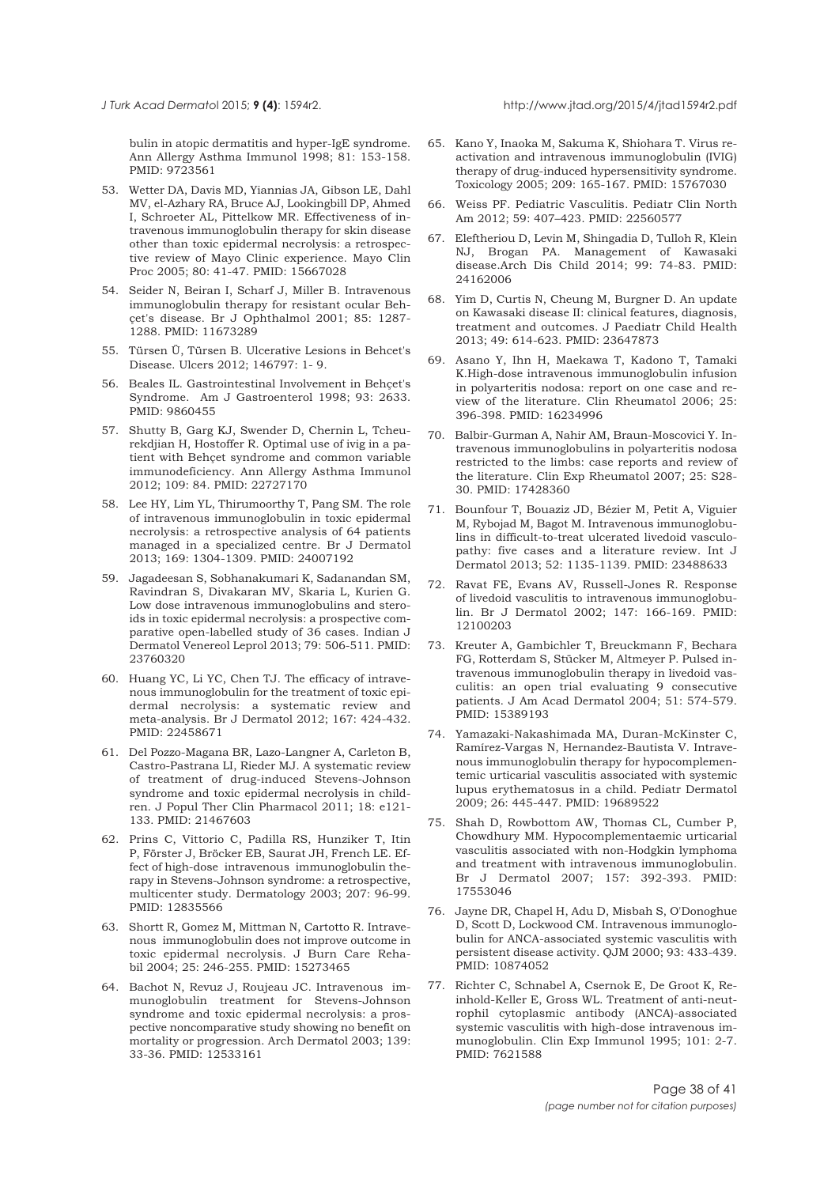bulin in atopic dermatitis and hyper-IgE syndrome. Ann Allergy Asthma Immunol 1998; 81: 153-158. PMID: 9723561

53. Wetter DA, Davis MD, Yiannias JA, Gibson LE, Dahl MV, el-Azhary RA, Bruce AJ, Lookingbill DP, Ahmed I, Schroeter AL, Pittelkow MR. Effectiveness of intravenous immunoglobulin therapy for skin disease other than toxic epidermal necrolysis: a retrospective review of Mayo Clinic experience. Mayo Clin Proc 2005; 80: 41-47. PMID: 15667028

54. Seider N, Beiran I, Scharf J, Miller B. Intravenous immunoglobulin therapy for resistant ocular Behçet's disease. Br J Ophthalmol 2001; 85: 1287-1288. PMID: 11673289

55. Türsen Ü, Türsen B. Ulcerative Lesions in Behcet's Disease. Ulcers 2012; 146797: 1- 9.

56. Beales IL. Gastrointestinal Involvement in Behçet's Syndrome. Am J Gastroenterol 1998; 93: 2633. PMID: 9860455

57. Shutty B, Garg KJ, Swender D, Chernin L, Tcheurekdjian H, Hostoffer R. Optimal use of ivig in a patient with Behçet syndrome and common variable immunodeficiency. Ann Allergy Asthma Immunol 2012; 109: 84. PMID: 22727170

58. Lee HY, Lim YL, Thirumoorthy T, Pang SM. The role of intravenous immunoglobulin in toxic epidermal necrolysis: a retrospective analysis of 64 patients managed in a specialized centre. Br J Dermatol 2013; 169: 1304-1309. PMID: 24007192

59. Jagadeesan S, Sobhanakumari K, Sadanandan SM, Ravindran S, Divakaran MV, Skaria L, Kurien G. Low dose intravenous immunoglobulins and steroids in toxic epidermal necrolysis: a prospective comparative open-labelled study of 36 cases. Indian J Dermatol Venereol Leprol 2013; 79: 506-511. PMID: 23760320

60. Huang YC, Li YC, Chen TJ. The efficacy of intravenous immunoglobulin for the treatment of toxic epidermal necrolysis: a systematic review and meta-analysis. Br J Dermatol 2012; 167: 424-432. PMID: 22458671

61. Del Pozzo-Magana BR, Lazo-Langner A, Carleton B, Castro-Pastrana LI, Rieder MJ. A systematic review of treatment of drug-induced Stevens-Johnson syndrome and toxic epidermal necrolysis in children. J Popul Ther Clin Pharmacol 2011; 18: e121-133. PMID: 21467603

62. Prins C, Vittorio C, Padilla RS, Hunziker T, Itin P, Förster J, Bröcker EB, Saurat JH, French LE. Effect of high-dose intravenous immunoglobulin therapy in Stevens-Johnson syndrome: a retrospective, multicenter study. Dermatology 2003; 207: 96-99. PMID: 12835566

63. Shortt R, Gomez M, Mittman N, Cartotto R. Intravenous immunoglobulin does not improve outcome in toxic epidermal necrolysis. J Burn Care Rehabil 2004; 25: 246-255. PMID: 15273465

64. Bachot N, Revuz J, Roujeau JC. Intravenous immunoglobulin treatment for Stevens-Johnson syndrome and toxic epidermal necrolysis: a prospective noncomparative study showing no benefit on mortality or progression. Arch Dermatol 2003; 139: 33-36. PMID: 12533161

65. Kano Y, Inaoka M, Sakuma K, Shiohara T. Virus reactivation and intravenous immunoglobulin (IVIG) therapy of drug-induced hypersensitivity syndrome. Toxicology 2005; 209: 165-167. PMID: 15767030

66. Weiss PF. Pediatric Vasculitis. Pediatr Clin North Am 2012; 59: 407–423. PMID: 22560577

67. Eleftheriou D, Levin M, Shingadia D, Tulloh R, Klein NJ, Brogan PA. Management of Kawasaki disease.Arch Dis Child 2014; 99: 74-83. PMID: 24162006

68. Yim D, Curtis N, Cheung M, Burgner D. An update on Kawasaki disease II: clinical features, diagnosis, treatment and outcomes. J Paediatr Child Health 2013; 49: 614-623. PMID: 23647873

69. Asano Y, Ihn H, Maekawa T, Kadono T, Tamaki K.High-dose intravenous immunoglobulin infusion in polyarteritis nodosa: report on one case and review of the literature. Clin Rheumatol 2006; 25: 396-398. PMID: 16234996

70. Balbir-Gurman A, Nahir AM, Braun-Moscovici Y. Intravenous immunoglobulins in polyarteritis nodosa restricted to the limbs: case reports and review of the literature. Clin Exp Rheumatol 2007; 25: S28-30. PMID: 17428360

71. Bounfour T, Bouaziz JD, Bézier M, Petit A, Viguier M, Rybojad M, Bagot M. Intravenous immunoglobulins in difficult-to-treat ulcerated livedoid vasculopathy: five cases and a literature review. Int J Dermatol 2013; 52: 1135-1139. PMID: 23488633

72. Ravat FE, Evans AV, Russell-Jones R. Response of livedoid vasculitis to intravenous immunoglobulin. Br J Dermatol 2002; 147: 166-169. PMID: 12100203

73. Kreuter A, Gambichler T, Breuckmann F, Bechara FG, Rotterdam S, Stücker M, Altmeyer P. Pulsed intravenous immunoglobulin therapy in livedoid vasculitis: an open trial evaluating 9 consecutive patients. J Am Acad Dermatol 2004; 51: 574-579. PMID: 15389193

74. Yamazaki-Nakashimada MA, Duran-McKinster C, Ramírez-Vargas N, Hernandez-Bautista V. Intravenous immunoglobulin therapy for hypocomplementemic urticarial vasculitis associated with systemic lupus erythematosus in a child. Pediatr Dermatol 2009; 26: 445-447. PMID: 19689522

75. Shah D, Rowbottom AW, Thomas CL, Cumber P, Chowdhury MM. Hypocomplementaemic urticarial vasculitis associated with non-Hodgkin lymphoma and treatment with intravenous immunoglobulin. Br J Dermatol 2007; 157: 392-393. PMID: 17553046

76. Jayne DR, Chapel H, Adu D, Misbah S, O'Donoghue D, Scott D, Lockwood CM. Intravenous immunoglobulin for ANCA-associated systemic vasculitis with persistent disease activity. QJM 2000; 93: 433-439. PMID: 10874052

77. Richter C, Schnabel A, Csernok E, De Groot K, Reinhold-Keller E, Gross WL. Treatment of anti-neutrophil cytoplasmic antibody (ANCA)-associated systemic vasculitis with high-dose intravenous immunoglobulin. Clin Exp Immunol 1995; 101: 2-7. PMID: 7621588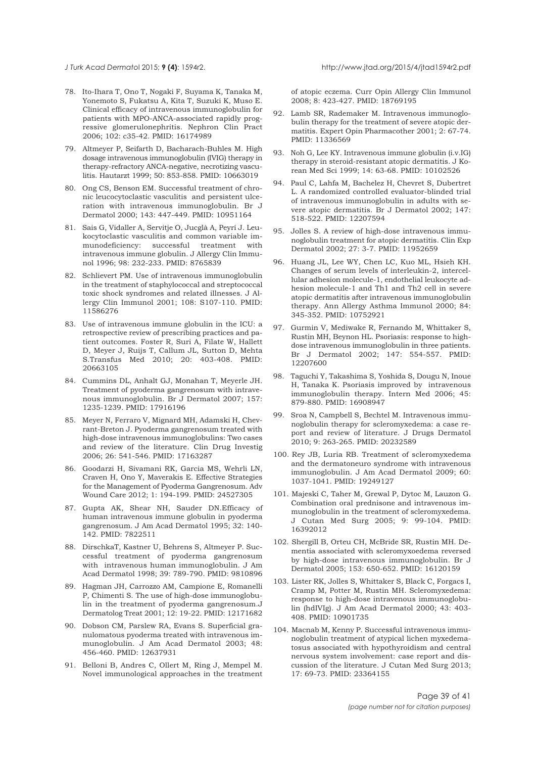78. Ito-Ihara T, Ono T, Nogaki F, Suyama K, Tanaka M, Yonemoto S, Fukatsu A, Kita T, Suzuki K, Muso E. Clinical efficacy of intravenous immunoglobulin for patients with MPO-ANCA-associated rapidly progressive glomerulonephritis. Nephron Clin Pract 2006; 102: c35-42. PMID: 16174989

79. Altmeyer P, Seifarth D, Bacharach-Buhles M. High dosage intravenous immunoglobulin (IVIG) therapy in therapy-refractory ANCA-negative, necrotizing vasculitis. Hautarzt 1999; 50: 853-858. PMID: 10663019

80. Ong CS, Benson EM. Successful treatment of chronic leucocytoclastic vasculitis and persistent ulceration with intravenous immunoglobulin. Br J Dermatol 2000; 143: 447-449. PMID: 10951164

81. Sais G, Vidaller A, Servitje O, Jucglà A, Peyrí J. Leukocytoclastic vasculitis and common variable immunodeficiency: successful treatment with intravenous immune globulin. J Allergy Clin Immunol 1996; 98: 232-233. PMID: 8765839

82. Schlievert PM. Use of intravenous immunoglobulin in the treatment of staphylococcal and streptococcal toxic shock syndromes and related illnesses. J Allergy Clin Immunol 2001; 108: S107-110. PMID: 11586276

83. Use of intravenous immune globulin in the ICU: a retrospective review of prescribing practices and patient outcomes. Foster R, Suri A, Filate W, Hallett D, Meyer J, Ruijs T, Callum JL, Sutton D, Mehta S.Transfus Med 2010; 20: 403-408. PMID: 20663105

84. Cummins DL, Anhalt GJ, Monahan T, Meyerle JH. Treatment of pyoderma gangrenosum with intravenous immunoglobulin. Br J Dermatol 2007; 157: 1235-1239. PMID: 17916196

85. Meyer N, Ferraro V, Mignard MH, Adamski H, Chevrant-Breton J. Pyoderma gangrenosum treated with high-dose intravenous immunoglobulins: Two cases and review of the literature. Clin Drug Investig 2006; 26: 541-546. PMID: 17163287

86. Goodarzi H, Sivamani RK, Garcia MS, Wehrli LN, Craven H, Ono Y, Maverakis E. Effective Strategies for the Management of Pyoderma Gangrenosum. Adv Wound Care 2012; 1: 194-199. PMID: 24527305

87. Gupta AK, Shear NH, Sauder DN.Efficacy of human intravenous immune globulin in pyoderma gangrenosum. J Am Acad Dermatol 1995; 32: 140-142. PMID: 7822511

88. DirschkaT, Kastner U, Behrens S, Altmeyer P. Successful treatment of pyoderma gangrenosum with intravenous human immunoglobulin. J Am Acad Dermatol 1998; 39: 789-790. PMID: 9810896

89. Hagman JH, Carrozzo AM, Campione E, Romanelli P, Chimenti S. The use of high-dose immunoglobulin in the treatment of pyoderma gangrenosum.J Dermatolog Treat 2001; 12: 19-22. PMID: 12171682

90. Dobson CM, Parslew RA, Evans S. Superficial granulomatous pyoderma treated with intravenous immunoglobulin. J Am Acad Dermatol 2003; 48: 456-460. PMID: 12637931

91. Belloni B, Andres C, Ollert M, Ring J, Mempel M. Novel immunological approaches in the treatment of atopic eczema. Curr Opin Allergy Clin Immunol 2008; 8: 423-427. PMID: 18769195

92. Lamb SR, Rademaker M. Intravenous immunoglobulin therapy for the treatment of severe atopic dermatitis. Expert Opin Pharmacother 2001; 2: 67-74. PMID: 11336569

93. Noh G, Lee KY. Intravenous immune globulin (i.v.IG) therapy in steroid-resistant atopic dermatitis. J Korean Med Sci 1999; 14: 63-68. PMID: 10102526

94. Paul C, Lahfa M, Bachelez H, Chevret S, Dubertret L. A randomized controlled evaluator-blinded trial of intravenous immunoglobulin in adults with severe atopic dermatitis. Br J Dermatol 2002; 147: 518-522. PMID: 12207594

95. Jolles S. A review of high-dose intravenous immunoglobulin treatment for atopic dermatitis. Clin Exp Dermatol 2002; 27: 3-7. PMID: 11952659

96. Huang JL, Lee WY, Chen LC, Kuo ML, Hsieh KH. Changes of serum levels of interleukin-2, intercellular adhesion molecule-1, endothelial leukocyte adhesion molecule-1 and Th1 and Th2 cell in severe atopic dermatitis after intravenous immunoglobulin therapy. Ann Allergy Asthma Immunol 2000; 84: 345-352. PMID: 10752921

97. Gurmin V, Mediwake R, Fernando M, Whittaker S, Rustin MH, Beynon HL. Psoriasis: response to high-dose intravenous immunoglobulin in three patients. Br J Dermatol 2002; 147: 554-557. PMID: 12207600

98. Taguchi Y, Takashima S, Yoshida S, Dougu N, Inoue H, Tanaka K. Psoriasis improved by intravenous immunoglobulin therapy. Intern Med 2006; 45: 879-880. PMID: 16908947

99. Sroa N, Campbell S, Bechtel M. Intravenous immunoglobulin therapy for scleromyxedema: a case report and review of literature. J Drugs Dermatol 2010; 9: 263-265. PMID: 20232589

100. Rey JB, Luria RB. Treatment of scleromyxedema and the dermatoneuro syndrome with intravenous immunoglobulin. J Am Acad Dermatol 2009; 60: 1037-1041. PMID: 19249127

101. Majeski C, Taher M, Grewal P, Dytoc M, Lauzon G. Combination oral prednisone and intravenous immunoglobulin in the treatment of scleromyxedema. J Cutan Med Surg 2005; 9: 99-104. PMID: 16392012

102. Shergill B, Orteu CH, McBride SR, Rustin MH. Dementia associated with scleromyxoedema reversed by high-dose intravenous immunoglobulin. Br J Dermatol 2005; 153: 650-652. PMID: 16120159

103. Lister RK, Jolles S, Whittaker S, Black C, Forgacs I, Cramp M, Potter M, Rustin MH. Scleromyxedema: response to high-dose intravenous immunoglobulin (hdIVIg). J Am Acad Dermatol 2000; 43: 403-408. PMID: 10901735

104. Macnab M, Kenny P. Successful intravenous immunoglobulin treatment of atypical lichen myxedematosus associated with hypothyroidism and central nervous system involvement: case report and discussion of the literature. J Cutan Med Surg 2013; 17: 69-73. PMID: 23364155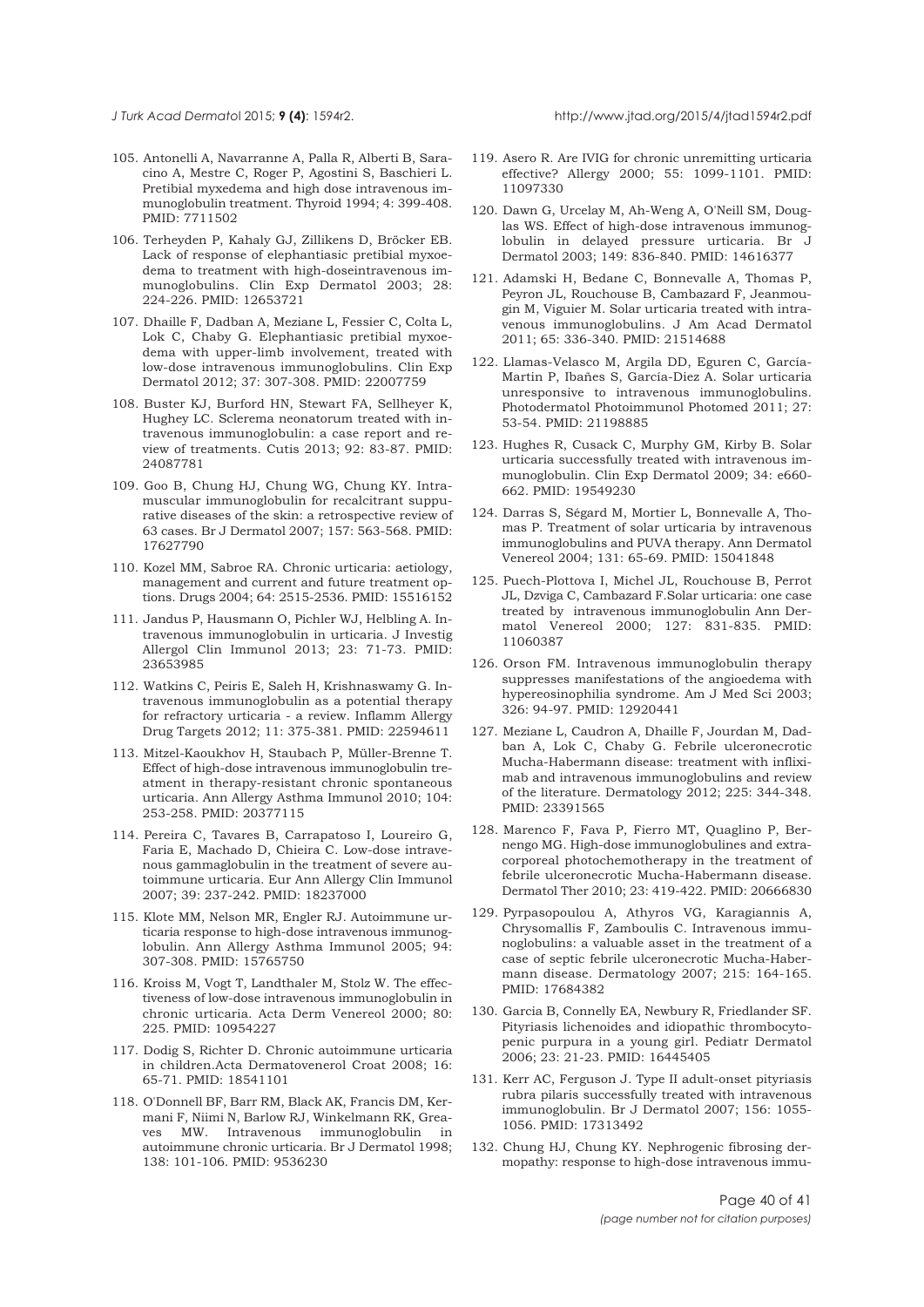105. Antonelli A, Navarranne A, Palla R, Alberti B, Saracino A, Mestre C, Roger P, Agostini S, Baschieri L. Pretibial myxedema and high dose intravenous immunoglobulin treatment. Thyroid 1994; 4: 399-408. PMID: 7711502

106. Terheyden P, Kahaly GJ, Zillikens D, Bröcker EB. Lack of response of elephantiasic pretibial myxoedema to treatment with high-doseintravenous immunoglobulins. Clin Exp Dermatol 2003; 28: 224-226. PMID: 12653721

107. Dhaille F, Dadban A, Meziane L, Fessier C, Colta L, Lok C, Chaby G. Elephantiasic pretibial myxoedema with upper-limb involvement, treated with low-dose intravenous immunoglobulins. Clin Exp Dermatol 2012; 37: 307-308. PMID: 22007759

108. Buster KJ, Burford HN, Stewart FA, Sellheyer K, Hughey LC. Sclerema neonatorum treated with intravenous immunoglobulin: a case report and review of treatments. Cutis 2013; 92: 83-87. PMID: 24087781

109. Goo B, Chung HJ, Chung WG, Chung KY. Intramuscular immunoglobulin for recalcitrant suppurative diseases of the skin: a retrospective review of 63 cases. Br J Dermatol 2007; 157: 563-568. PMID: 17627790

110. Kozel MM, Sabroe RA. Chronic urticaria: aetiology, management and current and future treatment options. Drugs 2004; 64: 2515-2536. PMID: 15516152

111. Jandus P, Hausmann O, Pichler WJ, Helbling A. Intravenous immunoglobulin in urticaria. J Investig Allergol Clin Immunol 2013; 23: 71-73. PMID: 23653985

112. Watkins C, Peiris E, Saleh H, Krishnaswamy G. Intravenous immunoglobulin as a potential therapy for refractory urticaria - a review. Inflamm Allergy Drug Targets 2012; 11: 375-381. PMID: 22594611

113. Mitzel-Kaoukhov H, Staubach P, Müller-Brenne T. Effect of high-dose intravenous immunoglobulin treatment in therapy-resistant chronic spontaneous urticaria. Ann Allergy Asthma Immunol 2010; 104: 253-258. PMID: 20377115

114. Pereira C, Tavares B, Carrapatoso I, Loureiro G, Faria E, Machado D, Chieira C. Low-dose intravenous gammaglobulin in the treatment of severe autoimmune urticaria. Eur Ann Allergy Clin Immunol 2007; 39: 237-242. PMID: 18237000

115. Klote MM, Nelson MR, Engler RJ. Autoimmune urticaria response to high-dose intravenous immunoglobulin. Ann Allergy Asthma Immunol 2005; 94: 307-308. PMID: 15765750

116. Kroiss M, Vogt T, Landthaler M, Stolz W. The effectiveness of low-dose intravenous immunoglobulin in chronic urticaria. Acta Derm Venereol 2000; 80: 225. PMID: 10954227

117. Dodig S, Richter D. Chronic autoimmune urticaria in children.Acta Dermatovenerol Croat 2008; 16: 65-71. PMID: 18541101

118. O'Donnell BF, Barr RM, Black AK, Francis DM, Kermani F, Niimi N, Barlow RJ, Winkelmann RK, Greaves MW. Intravenous immunoglobulin in autoimmune chronic urticaria. Br J Dermatol 1998; 138: 101-106. PMID: 9536230

119. Asero R. Are IVIG for chronic unremitting urticaria effective? Allergy 2000; 55: 1099-1101. PMID: 11097330

120. Dawn G, Urcelay M, Ah-Weng A, O'Neill SM, Douglas WS. Effect of high-dose intravenous immunoglobulin in delayed pressure urticaria. Br J Dermatol 2003; 149: 836-840. PMID: 14616377

121. Adamski H, Bedane C, Bonnevalle A, Thomas P, Peyron JL, Rouchouse B, Cambazard F, Jeanmougin M, Viguier M. Solar urticaria treated with intravenous immunoglobulins. J Am Acad Dermatol 2011; 65: 336-340. PMID: 21514688

122. Llamas-Velasco M, Argila DD, Eguren C, García-Martin P, Ibañes S, García-Diez A. Solar urticaria unresponsive to intravenous immunoglobulins. Photodermatol Photoimmunol Photomed 2011; 27: 53-54. PMID: 21198885

123. Hughes R, Cusack C, Murphy GM, Kirby B. Solar urticaria successfully treated with intravenous immunoglobulin. Clin Exp Dermatol 2009; 34: e660-662. PMID: 19549230

124. Darras S, Ségard M, Mortier L, Bonnevalle A, Thomas P. Treatment of solar urticaria by intravenous immunoglobulins and PUVA therapy. Ann Dermatol Venereol 2004; 131: 65-69. PMID: 15041848

125. Puech-Plottova I, Michel JL, Rouchouse B, Perrot JL, Dzviga C, Cambazard F.Solar urticaria: one case treated by intravenous immunoglobulin Ann Dermatol Venereol 2000; 127: 831-835. PMID: 11060387

126. Orson FM. Intravenous immunoglobulin therapy suppresses manifestations of the angioedema with hypereosinophilia syndrome. Am J Med Sci 2003; 326: 94-97. PMID: 12920441

127. Meziane L, Caudron A, Dhaille F, Jourdan M, Dadban A, Lok C, Chaby G. Febrile ulceronecrotic Mucha-Habermann disease: treatment with infliximab and intravenous immunoglobulins and review of the literature. Dermatology 2012; 225: 344-348. PMID: 23391565

128. Marenco F, Fava P, Fierro MT, Quaglino P, Bernengo MG. High-dose immunoglobulines and extracorporeal photochemotherapy in the treatment of febrile ulceronecrotic Mucha-Habermann disease. Dermatol Ther 2010; 23: 419-422. PMID: 20666830

129. Pyrpasopoulou A, Athyros VG, Karagiannis A, Chrysomallis F, Zamboulis C. Intravenous immunoglobulins: a valuable asset in the treatment of a case of septic febrile ulceronecrotic Mucha-Habermann disease. Dermatology 2007; 215: 164-165. PMID: 17684382

130. Garcia B, Connelly EA, Newbury R, Friedlander SF. Pityriasis lichenoides and idiopathic thrombocytopenic purpura in a young girl. Pediatr Dermatol 2006; 23: 21-23. PMID: 16445405

131. Kerr AC, Ferguson J. Type II adult-onset pityriasis rubra pilaris successfully treated with intravenous immunoglobulin. Br J Dermatol 2007; 156: 1055-1056. PMID: 17313492

132. Chung HJ, Chung KY. Nephrogenic fibrosing dermopathy: response to high-dose intravenous immu-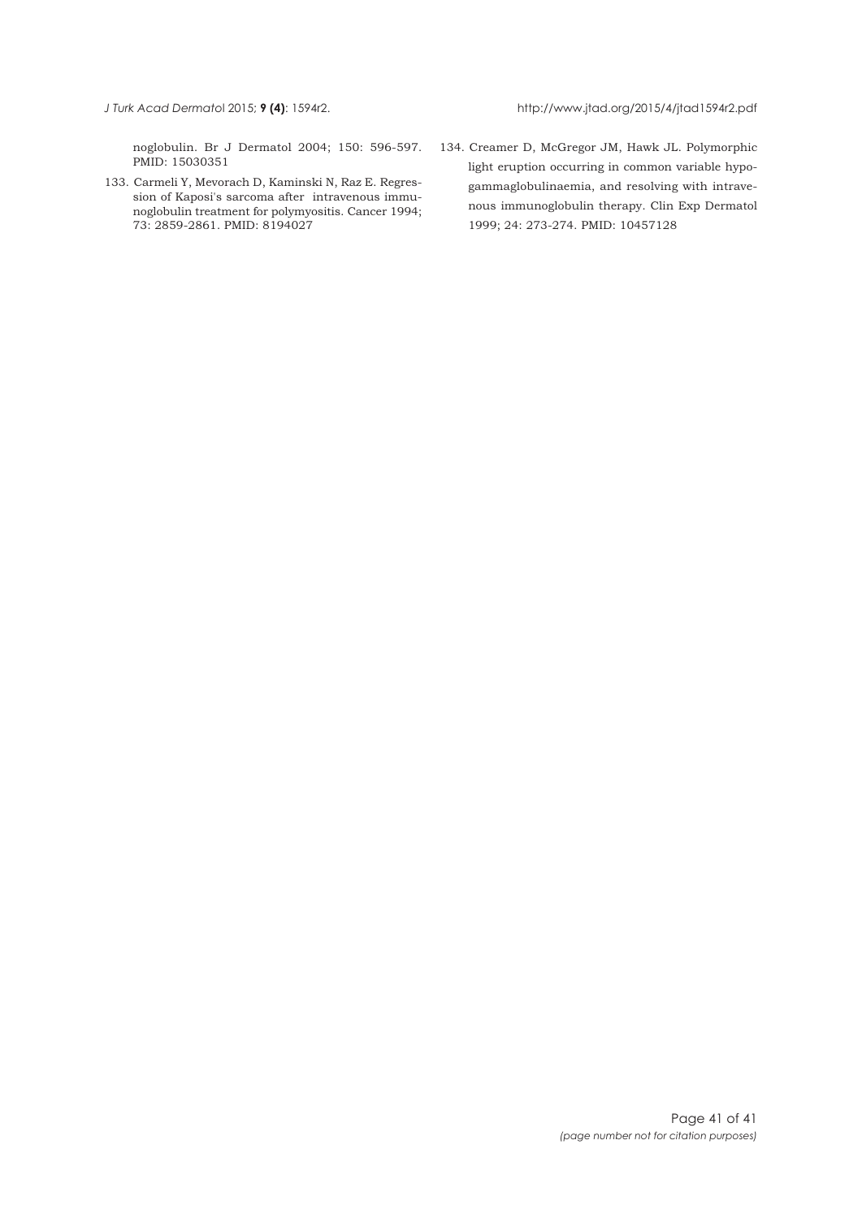noglobulin. Br J Dermatol 2004; 150: 596-597. PMID: 15030351

133. Carmeli Y, Mevorach D, Kaminski N, Raz E. Regression of Kaposi's sarcoma after intravenous immunoglobulin treatment for polymyositis. Cancer 1994; 73: 2859-2861. PMID: 8194027

134. Creamer D, McGregor JM, Hawk JL. Polymorphic light eruption occurring in common variable hypogammaglobulinaemia, and resolving with intravenous immunoglobulin therapy. Clin Exp Dermatol 1999; 24: 273-274. PMID: 10457128